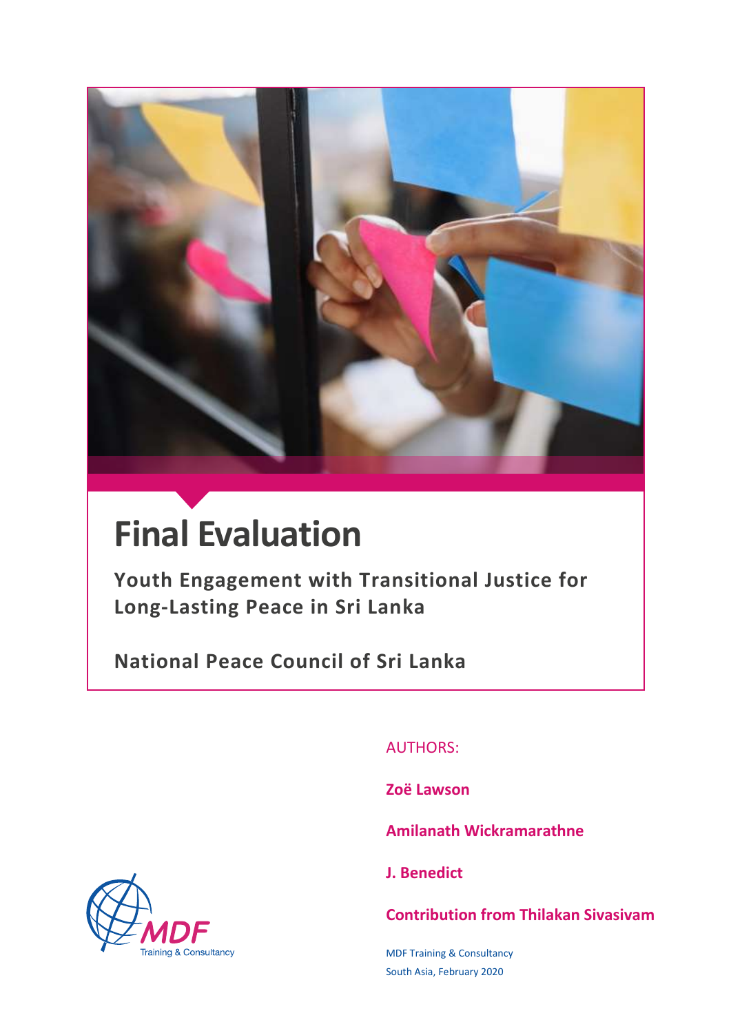# Final Evaluation

**Youth Engagement with Transitional Justice for Long-Lasting Peace in Sri Lanka**

**National Peace Council of Sri Lanka**

AUTHORS:

**Zoë Lawson**

**Amilanath Wickramarathne**

**J. Benedict**

**Contribution from Thilakan Sivasivam**

MDF Training & Consultancy
South Asia, February 2020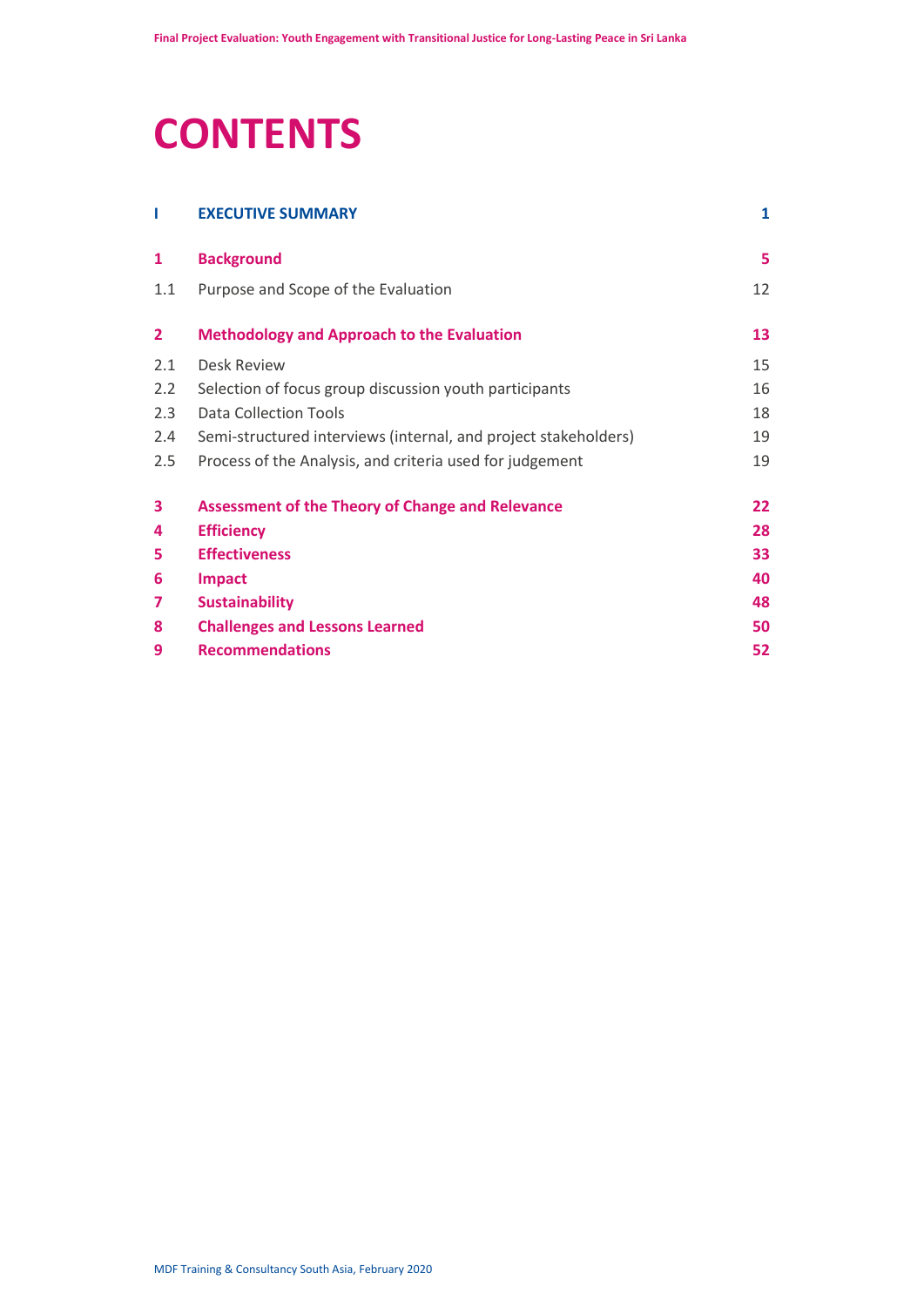# CONTENTS

| | | |
|---|---|---|
| **I** | **EXECUTIVE SUMMARY** | **1** |
| **1** | **Background** | **5** |
| 1.1 | Purpose and Scope of the Evaluation | 12 |
| **2** | **Methodology and Approach to the Evaluation** | **13** |
| 2.1 | Desk Review | 15 |
| 2.2 | Selection of focus group discussion youth participants | 16 |
| 2.3 | Data Collection Tools | 18 |
| 2.4 | Semi-structured interviews (internal, and project stakeholders) | 19 |
| 2.5 | Process of the Analysis, and criteria used for judgement | 19 |
| **3** | **Assessment of the Theory of Change and Relevance** | **22** |
| **4** | **Efficiency** | **28** |
| **5** | **Effectiveness** | **33** |
| **6** | **Impact** | **40** |
| **7** | **Sustainability** | **48** |
| **8** | **Challenges and Lessons Learned** | **50** |
| **9** | **Recommendations** | **52** |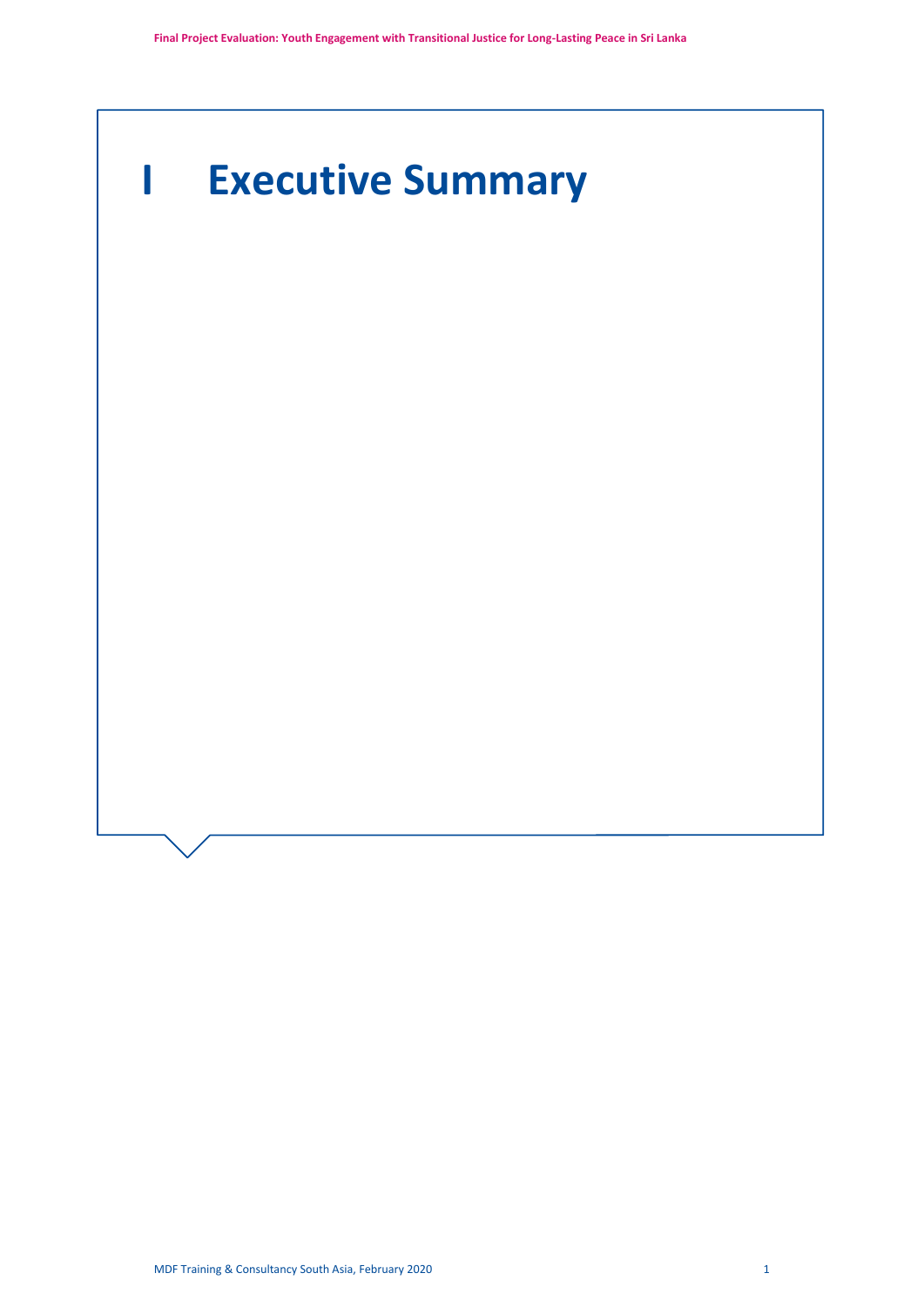# I Executive Summary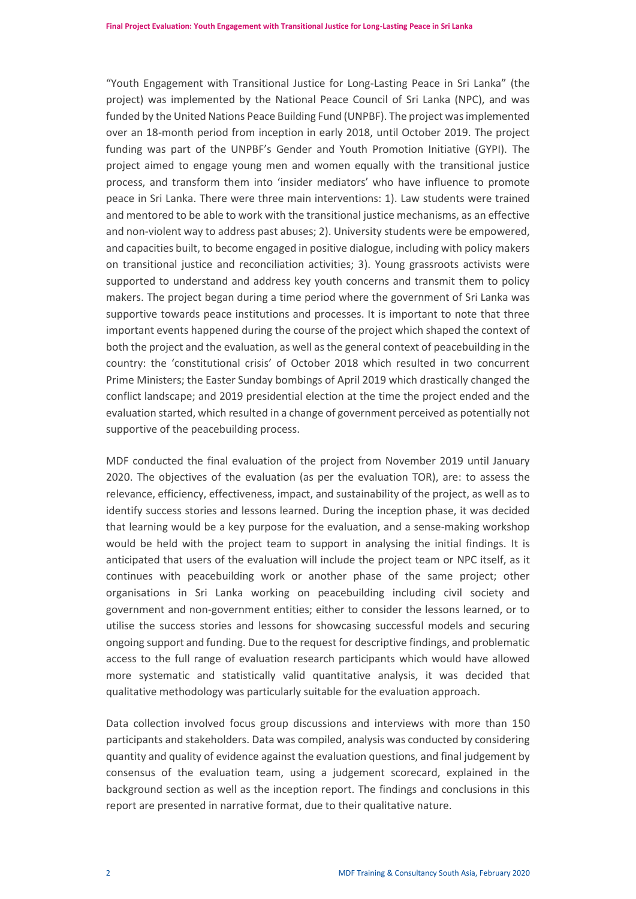"Youth Engagement with Transitional Justice for Long-Lasting Peace in Sri Lanka" (the project) was implemented by the National Peace Council of Sri Lanka (NPC), and was funded by the United Nations Peace Building Fund (UNPBF). The project was implemented over an 18-month period from inception in early 2018, until October 2019. The project funding was part of the UNPBF's Gender and Youth Promotion Initiative (GYPI). The project aimed to engage young men and women equally with the transitional justice process, and transform them into 'insider mediators' who have influence to promote peace in Sri Lanka. There were three main interventions: 1). Law students were trained and mentored to be able to work with the transitional justice mechanisms, as an effective and non-violent way to address past abuses; 2). University students were be empowered, and capacities built, to become engaged in positive dialogue, including with policy makers on transitional justice and reconciliation activities; 3). Young grassroots activists were supported to understand and address key youth concerns and transmit them to policy makers. The project began during a time period where the government of Sri Lanka was supportive towards peace institutions and processes. It is important to note that three important events happened during the course of the project which shaped the context of both the project and the evaluation, as well as the general context of peacebuilding in the country: the 'constitutional crisis' of October 2018 which resulted in two concurrent Prime Ministers; the Easter Sunday bombings of April 2019 which drastically changed the conflict landscape; and 2019 presidential election at the time the project ended and the evaluation started, which resulted in a change of government perceived as potentially not supportive of the peacebuilding process.

MDF conducted the final evaluation of the project from November 2019 until January 2020. The objectives of the evaluation (as per the evaluation TOR), are: to assess the relevance, efficiency, effectiveness, impact, and sustainability of the project, as well as to identify success stories and lessons learned. During the inception phase, it was decided that learning would be a key purpose for the evaluation, and a sense-making workshop would be held with the project team to support in analysing the initial findings. It is anticipated that users of the evaluation will include the project team or NPC itself, as it continues with peacebuilding work or another phase of the same project; other organisations in Sri Lanka working on peacebuilding including civil society and government and non-government entities; either to consider the lessons learned, or to utilise the success stories and lessons for showcasing successful models and securing ongoing support and funding. Due to the request for descriptive findings, and problematic access to the full range of evaluation research participants which would have allowed more systematic and statistically valid quantitative analysis, it was decided that qualitative methodology was particularly suitable for the evaluation approach.

Data collection involved focus group discussions and interviews with more than 150 participants and stakeholders. Data was compiled, analysis was conducted by considering quantity and quality of evidence against the evaluation questions, and final judgement by consensus of the evaluation team, using a judgement scorecard, explained in the background section as well as the inception report. The findings and conclusions in this report are presented in narrative format, due to their qualitative nature.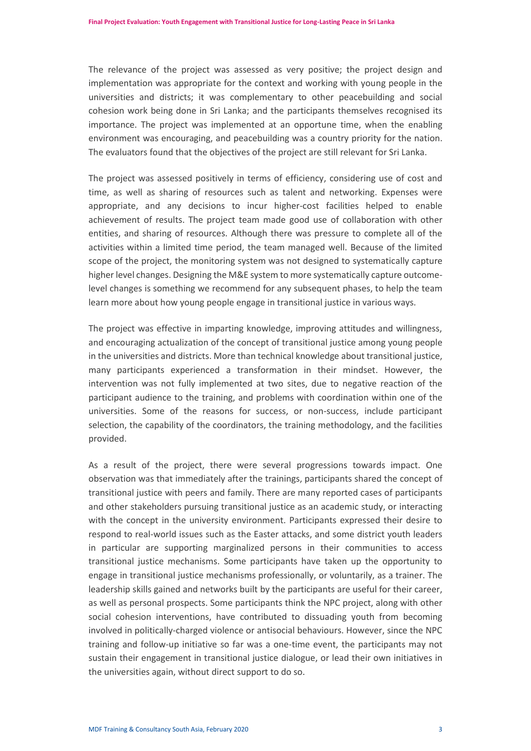The relevance of the project was assessed as very positive; the project design and implementation was appropriate for the context and working with young people in the universities and districts; it was complementary to other peacebuilding and social cohesion work being done in Sri Lanka; and the participants themselves recognised its importance. The project was implemented at an opportune time, when the enabling environment was encouraging, and peacebuilding was a country priority for the nation. The evaluators found that the objectives of the project are still relevant for Sri Lanka.

The project was assessed positively in terms of efficiency, considering use of cost and time, as well as sharing of resources such as talent and networking. Expenses were appropriate, and any decisions to incur higher-cost facilities helped to enable achievement of results. The project team made good use of collaboration with other entities, and sharing of resources. Although there was pressure to complete all of the activities within a limited time period, the team managed well. Because of the limited scope of the project, the monitoring system was not designed to systematically capture higher level changes. Designing the M&E system to more systematically capture outcome-level changes is something we recommend for any subsequent phases, to help the team learn more about how young people engage in transitional justice in various ways.

The project was effective in imparting knowledge, improving attitudes and willingness, and encouraging actualization of the concept of transitional justice among young people in the universities and districts. More than technical knowledge about transitional justice, many participants experienced a transformation in their mindset. However, the intervention was not fully implemented at two sites, due to negative reaction of the participant audience to the training, and problems with coordination within one of the universities. Some of the reasons for success, or non-success, include participant selection, the capability of the coordinators, the training methodology, and the facilities provided.

As a result of the project, there were several progressions towards impact. One observation was that immediately after the trainings, participants shared the concept of transitional justice with peers and family. There are many reported cases of participants and other stakeholders pursuing transitional justice as an academic study, or interacting with the concept in the university environment. Participants expressed their desire to respond to real-world issues such as the Easter attacks, and some district youth leaders in particular are supporting marginalized persons in their communities to access transitional justice mechanisms. Some participants have taken up the opportunity to engage in transitional justice mechanisms professionally, or voluntarily, as a trainer. The leadership skills gained and networks built by the participants are useful for their career, as well as personal prospects. Some participants think the NPC project, along with other social cohesion interventions, have contributed to dissuading youth from becoming involved in politically-charged violence or antisocial behaviours. However, since the NPC training and follow-up initiative so far was a one-time event, the participants may not sustain their engagement in transitional justice dialogue, or lead their own initiatives in the universities again, without direct support to do so.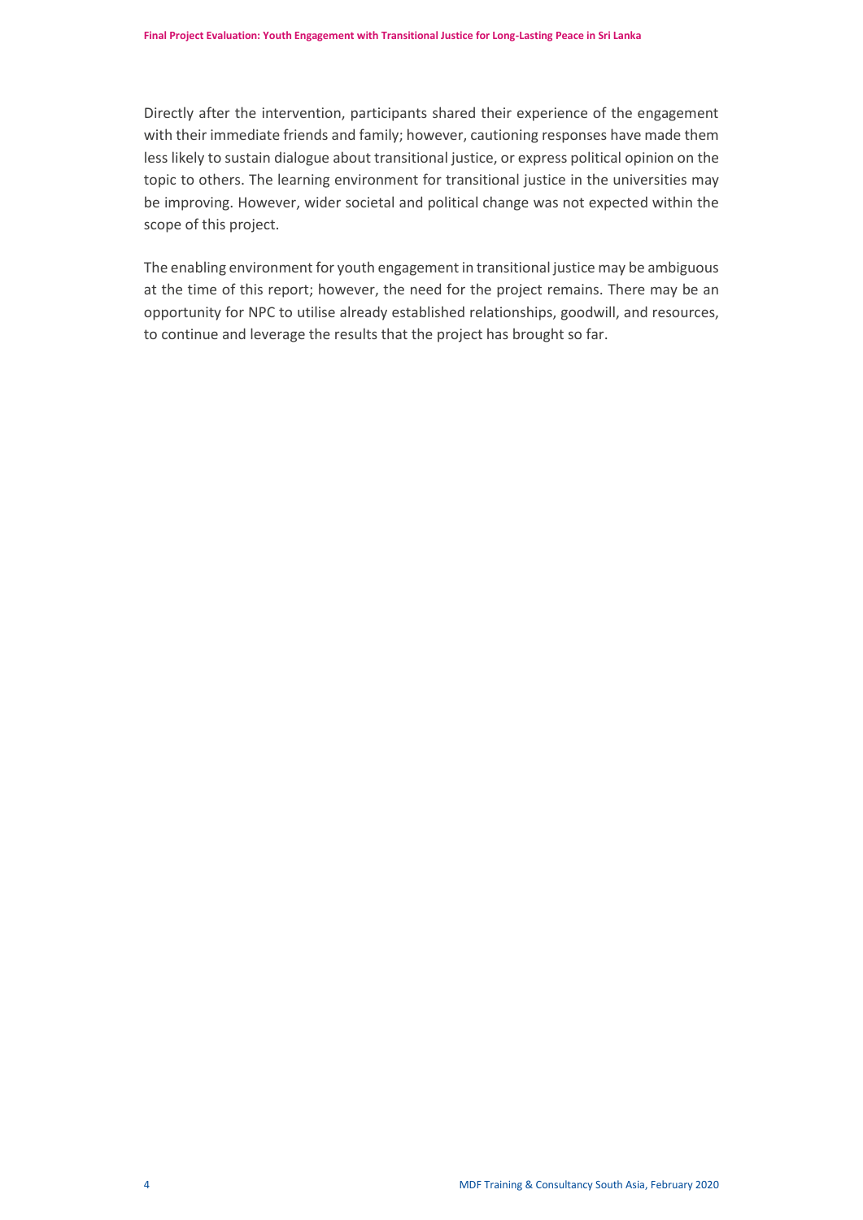Directly after the intervention, participants shared their experience of the engagement with their immediate friends and family; however, cautioning responses have made them less likely to sustain dialogue about transitional justice, or express political opinion on the topic to others. The learning environment for transitional justice in the universities may be improving. However, wider societal and political change was not expected within the scope of this project.

The enabling environment for youth engagement in transitional justice may be ambiguous at the time of this report; however, the need for the project remains. There may be an opportunity for NPC to utilise already established relationships, goodwill, and resources, to continue and leverage the results that the project has brought so far.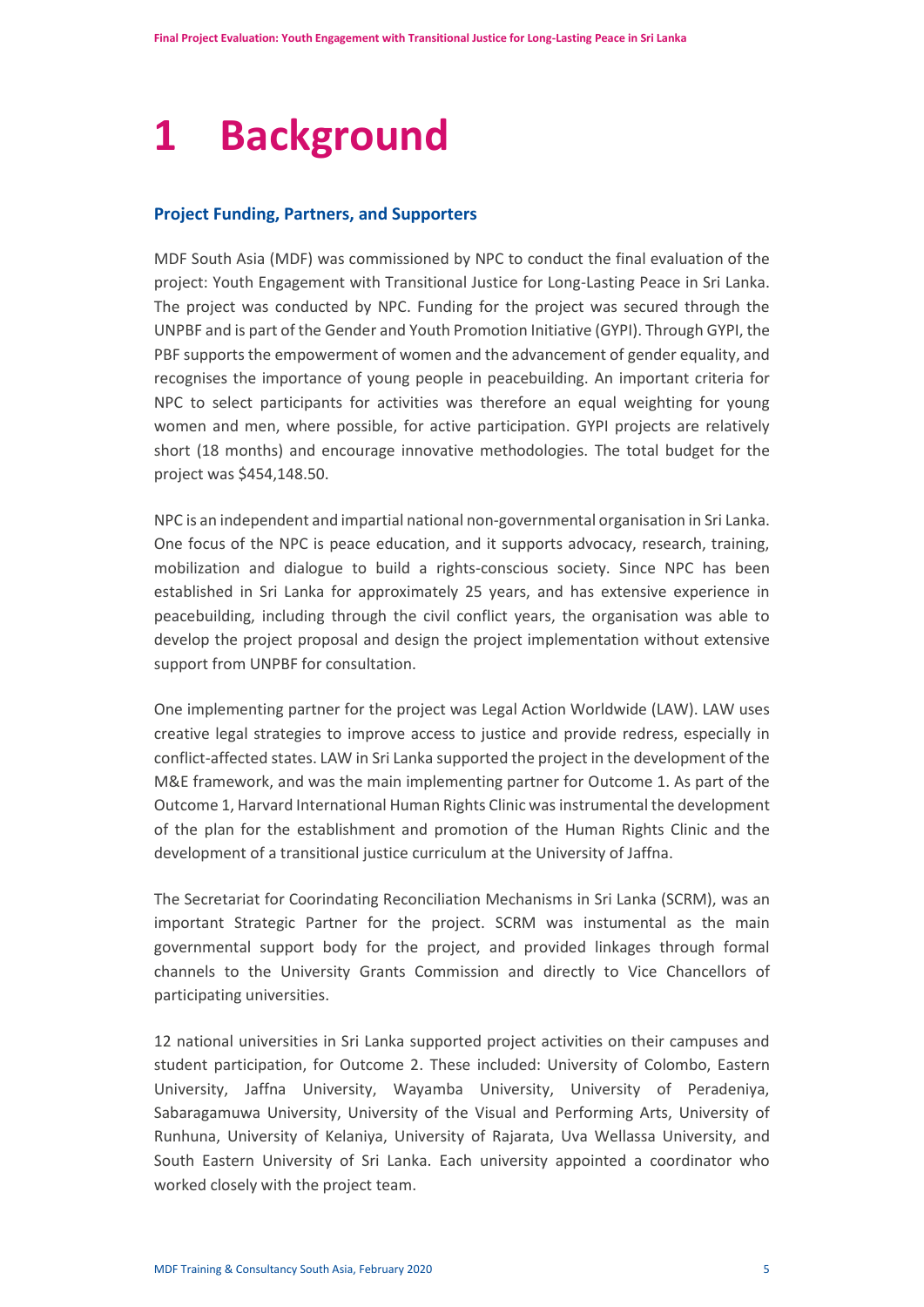# 1 Background

### Project Funding, Partners, and Supporters

MDF South Asia (MDF) was commissioned by NPC to conduct the final evaluation of the project: Youth Engagement with Transitional Justice for Long-Lasting Peace in Sri Lanka. The project was conducted by NPC. Funding for the project was secured through the UNPBF and is part of the Gender and Youth Promotion Initiative (GYPI). Through GYPI, the PBF supports the empowerment of women and the advancement of gender equality, and recognises the importance of young people in peacebuilding. An important criteria for NPC to select participants for activities was therefore an equal weighting for young women and men, where possible, for active participation. GYPI projects are relatively short (18 months) and encourage innovative methodologies. The total budget for the project was $454,148.50.

NPC is an independent and impartial national non-governmental organisation in Sri Lanka. One focus of the NPC is peace education, and it supports advocacy, research, training, mobilization and dialogue to build a rights-conscious society. Since NPC has been established in Sri Lanka for approximately 25 years, and has extensive experience in peacebuilding, including through the civil conflict years, the organisation was able to develop the project proposal and design the project implementation without extensive support from UNPBF for consultation.

One implementing partner for the project was Legal Action Worldwide (LAW). LAW uses creative legal strategies to improve access to justice and provide redress, especially in conflict-affected states. LAW in Sri Lanka supported the project in the development of the M&E framework, and was the main implementing partner for Outcome 1. As part of the Outcome 1, Harvard International Human Rights Clinic was instrumental the development of the plan for the establishment and promotion of the Human Rights Clinic and the development of a transitional justice curriculum at the University of Jaffna.

The Secretariat for Coorindating Reconciliation Mechanisms in Sri Lanka (SCRM), was an important Strategic Partner for the project. SCRM was instumental as the main governmental support body for the project, and provided linkages through formal channels to the University Grants Commission and directly to Vice Chancellors of participating universities.

12 national universities in Sri Lanka supported project activities on their campuses and student participation, for Outcome 2. These included: University of Colombo, Eastern University, Jaffna University, Wayamba University, University of Peradeniya, Sabaragamuwa University, University of the Visual and Performing Arts, University of Runhuna, University of Kelaniya, University of Rajarata, Uva Wellassa University, and South Eastern University of Sri Lanka. Each university appointed a coordinator who worked closely with the project team.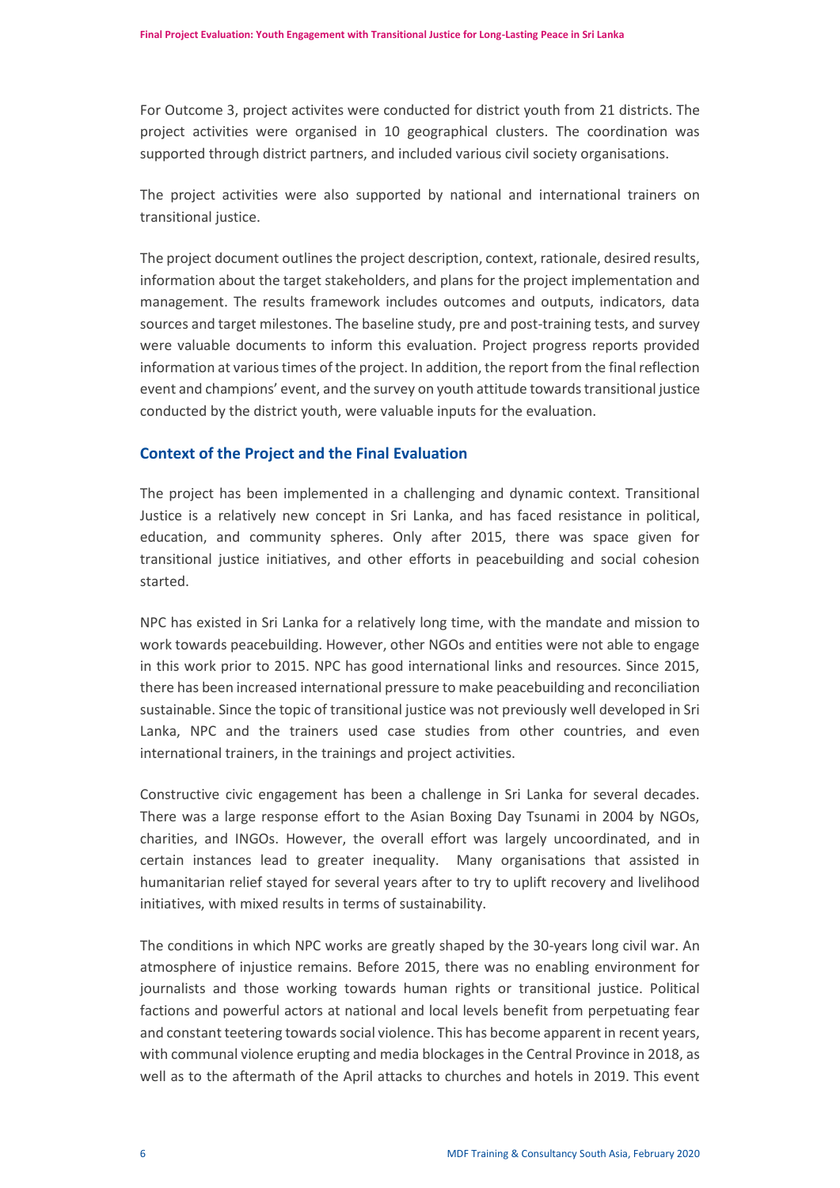For Outcome 3, project activites were conducted for district youth from 21 districts. The project activities were organised in 10 geographical clusters. The coordination was supported through district partners, and included various civil society organisations.

The project activities were also supported by national and international trainers on transitional justice.

The project document outlines the project description, context, rationale, desired results, information about the target stakeholders, and plans for the project implementation and management. The results framework includes outcomes and outputs, indicators, data sources and target milestones. The baseline study, pre and post-training tests, and survey were valuable documents to inform this evaluation. Project progress reports provided information at various times of the project. In addition, the report from the final reflection event and champions' event, and the survey on youth attitude towards transitional justice conducted by the district youth, were valuable inputs for the evaluation.

## Context of the Project and the Final Evaluation

The project has been implemented in a challenging and dynamic context. Transitional Justice is a relatively new concept in Sri Lanka, and has faced resistance in political, education, and community spheres. Only after 2015, there was space given for transitional justice initiatives, and other efforts in peacebuilding and social cohesion started.

NPC has existed in Sri Lanka for a relatively long time, with the mandate and mission to work towards peacebuilding. However, other NGOs and entities were not able to engage in this work prior to 2015. NPC has good international links and resources. Since 2015, there has been increased international pressure to make peacebuilding and reconciliation sustainable. Since the topic of transitional justice was not previously well developed in Sri Lanka, NPC and the trainers used case studies from other countries, and even international trainers, in the trainings and project activities.

Constructive civic engagement has been a challenge in Sri Lanka for several decades. There was a large response effort to the Asian Boxing Day Tsunami in 2004 by NGOs, charities, and INGOs. However, the overall effort was largely uncoordinated, and in certain instances lead to greater inequality. Many organisations that assisted in humanitarian relief stayed for several years after to try to uplift recovery and livelihood initiatives, with mixed results in terms of sustainability.

The conditions in which NPC works are greatly shaped by the 30-years long civil war. An atmosphere of injustice remains. Before 2015, there was no enabling environment for journalists and those working towards human rights or transitional justice. Political factions and powerful actors at national and local levels benefit from perpetuating fear and constant teetering towards social violence. This has become apparent in recent years, with communal violence erupting and media blockages in the Central Province in 2018, as well as to the aftermath of the April attacks to churches and hotels in 2019. This event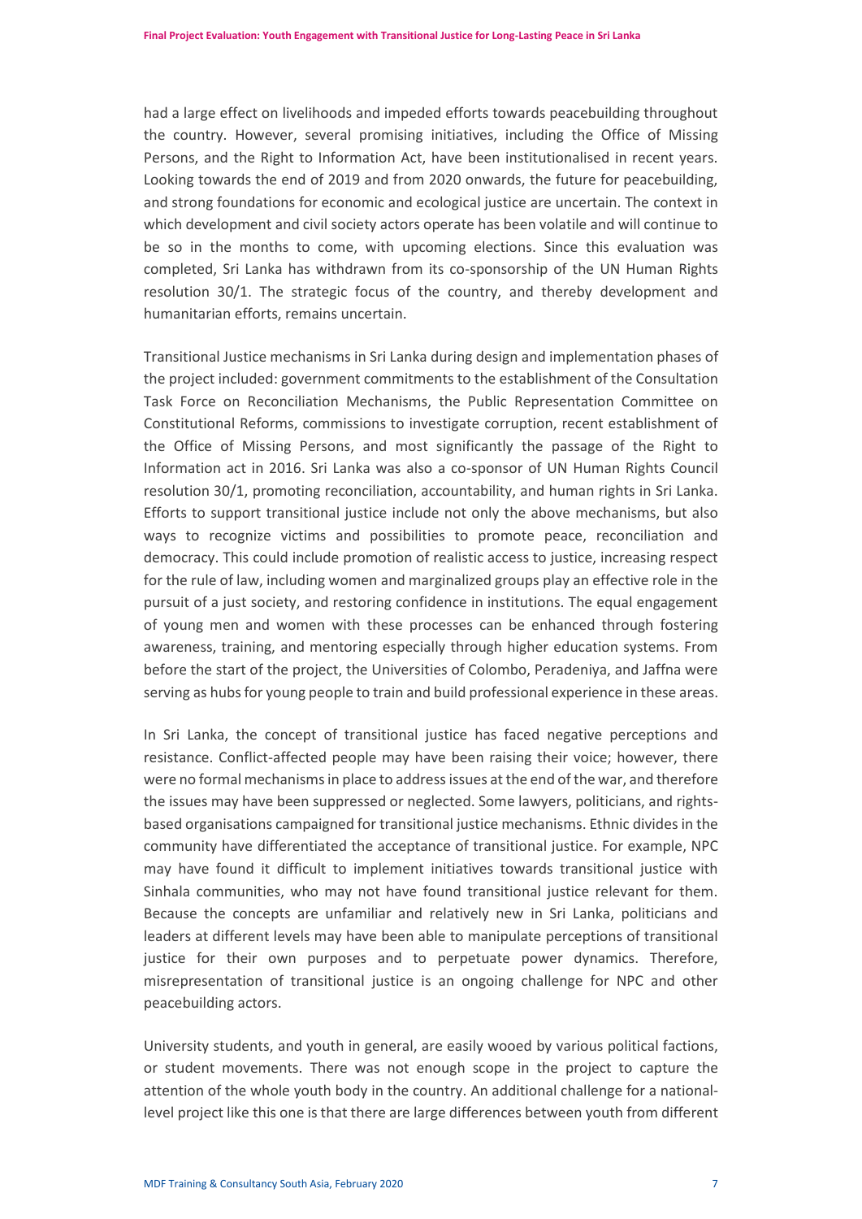had a large effect on livelihoods and impeded efforts towards peacebuilding throughout the country. However, several promising initiatives, including the Office of Missing Persons, and the Right to Information Act, have been institutionalised in recent years. Looking towards the end of 2019 and from 2020 onwards, the future for peacebuilding, and strong foundations for economic and ecological justice are uncertain. The context in which development and civil society actors operate has been volatile and will continue to be so in the months to come, with upcoming elections. Since this evaluation was completed, Sri Lanka has withdrawn from its co-sponsorship of the UN Human Rights resolution 30/1. The strategic focus of the country, and thereby development and humanitarian efforts, remains uncertain.

Transitional Justice mechanisms in Sri Lanka during design and implementation phases of the project included: government commitments to the establishment of the Consultation Task Force on Reconciliation Mechanisms, the Public Representation Committee on Constitutional Reforms, commissions to investigate corruption, recent establishment of the Office of Missing Persons, and most significantly the passage of the Right to Information act in 2016. Sri Lanka was also a co-sponsor of UN Human Rights Council resolution 30/1, promoting reconciliation, accountability, and human rights in Sri Lanka. Efforts to support transitional justice include not only the above mechanisms, but also ways to recognize victims and possibilities to promote peace, reconciliation and democracy. This could include promotion of realistic access to justice, increasing respect for the rule of law, including women and marginalized groups play an effective role in the pursuit of a just society, and restoring confidence in institutions. The equal engagement of young men and women with these processes can be enhanced through fostering awareness, training, and mentoring especially through higher education systems. From before the start of the project, the Universities of Colombo, Peradeniya, and Jaffna were serving as hubs for young people to train and build professional experience in these areas.

In Sri Lanka, the concept of transitional justice has faced negative perceptions and resistance. Conflict-affected people may have been raising their voice; however, there were no formal mechanisms in place to address issues at the end of the war, and therefore the issues may have been suppressed or neglected. Some lawyers, politicians, and rights-based organisations campaigned for transitional justice mechanisms. Ethnic divides in the community have differentiated the acceptance of transitional justice. For example, NPC may have found it difficult to implement initiatives towards transitional justice with Sinhala communities, who may not have found transitional justice relevant for them. Because the concepts are unfamiliar and relatively new in Sri Lanka, politicians and leaders at different levels may have been able to manipulate perceptions of transitional justice for their own purposes and to perpetuate power dynamics. Therefore, misrepresentation of transitional justice is an ongoing challenge for NPC and other peacebuilding actors.

University students, and youth in general, are easily wooed by various political factions, or student movements. There was not enough scope in the project to capture the attention of the whole youth body in the country. An additional challenge for a national-level project like this one is that there are large differences between youth from different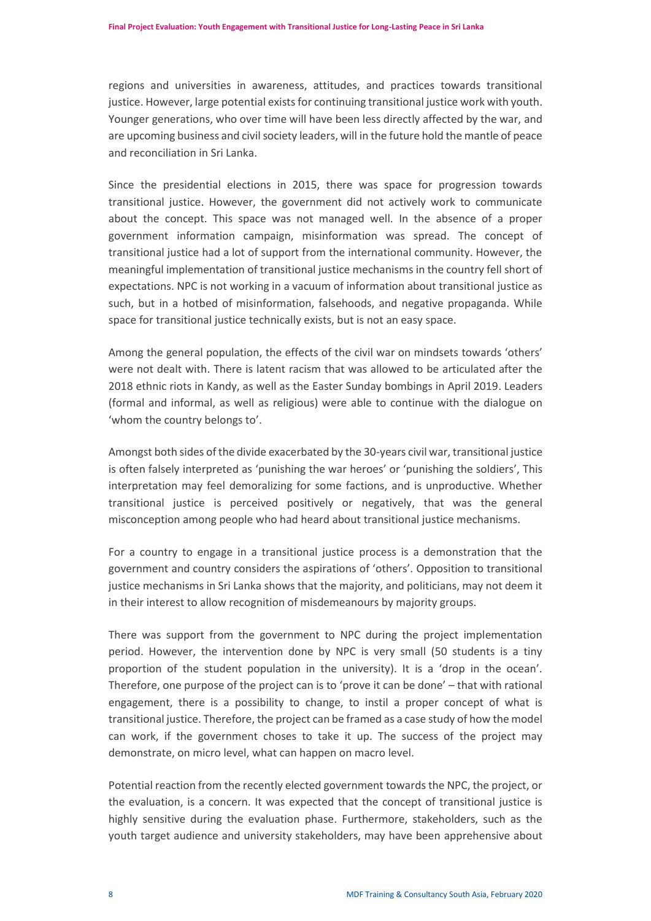regions and universities in awareness, attitudes, and practices towards transitional justice. However, large potential exists for continuing transitional justice work with youth. Younger generations, who over time will have been less directly affected by the war, and are upcoming business and civil society leaders, will in the future hold the mantle of peace and reconciliation in Sri Lanka.

Since the presidential elections in 2015, there was space for progression towards transitional justice. However, the government did not actively work to communicate about the concept. This space was not managed well. In the absence of a proper government information campaign, misinformation was spread. The concept of transitional justice had a lot of support from the international community. However, the meaningful implementation of transitional justice mechanisms in the country fell short of expectations. NPC is not working in a vacuum of information about transitional justice as such, but in a hotbed of misinformation, falsehoods, and negative propaganda. While space for transitional justice technically exists, but is not an easy space.

Among the general population, the effects of the civil war on mindsets towards 'others' were not dealt with. There is latent racism that was allowed to be articulated after the 2018 ethnic riots in Kandy, as well as the Easter Sunday bombings in April 2019. Leaders (formal and informal, as well as religious) were able to continue with the dialogue on 'whom the country belongs to'.

Amongst both sides of the divide exacerbated by the 30-years civil war, transitional justice is often falsely interpreted as 'punishing the war heroes' or 'punishing the soldiers', This interpretation may feel demoralizing for some factions, and is unproductive. Whether transitional justice is perceived positively or negatively, that was the general misconception among people who had heard about transitional justice mechanisms.

For a country to engage in a transitional justice process is a demonstration that the government and country considers the aspirations of 'others'. Opposition to transitional justice mechanisms in Sri Lanka shows that the majority, and politicians, may not deem it in their interest to allow recognition of misdemeanours by majority groups.

There was support from the government to NPC during the project implementation period. However, the intervention done by NPC is very small (50 students is a tiny proportion of the student population in the university). It is a 'drop in the ocean'. Therefore, one purpose of the project can is to 'prove it can be done' – that with rational engagement, there is a possibility to change, to instil a proper concept of what is transitional justice. Therefore, the project can be framed as a case study of how the model can work, if the government choses to take it up. The success of the project may demonstrate, on micro level, what can happen on macro level.

Potential reaction from the recently elected government towards the NPC, the project, or the evaluation, is a concern. It was expected that the concept of transitional justice is highly sensitive during the evaluation phase. Furthermore, stakeholders, such as the youth target audience and university stakeholders, may have been apprehensive about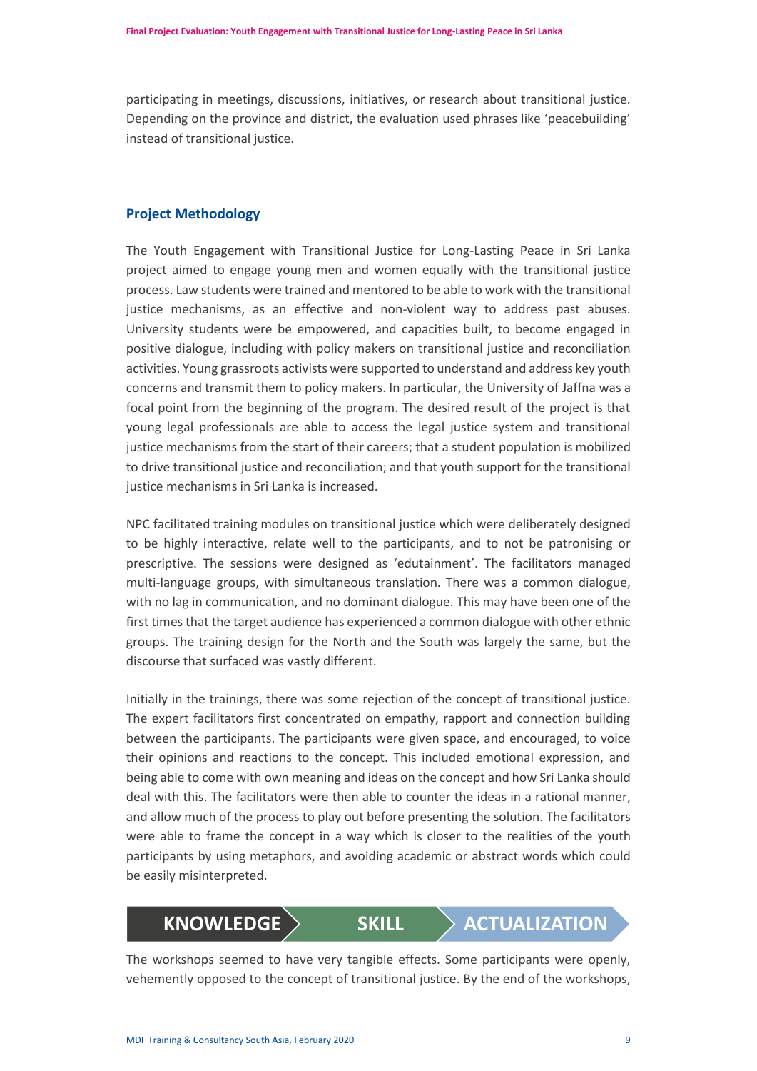participating in meetings, discussions, initiatives, or research about transitional justice. Depending on the province and district, the evaluation used phrases like 'peacebuilding' instead of transitional justice.

## Project Methodology

The Youth Engagement with Transitional Justice for Long-Lasting Peace in Sri Lanka project aimed to engage young men and women equally with the transitional justice process. Law students were trained and mentored to be able to work with the transitional justice mechanisms, as an effective and non-violent way to address past abuses. University students were be empowered, and capacities built, to become engaged in positive dialogue, including with policy makers on transitional justice and reconciliation activities. Young grassroots activists were supported to understand and address key youth concerns and transmit them to policy makers. In particular, the University of Jaffna was a focal point from the beginning of the program. The desired result of the project is that young legal professionals are able to access the legal justice system and transitional justice mechanisms from the start of their careers; that a student population is mobilized to drive transitional justice and reconciliation; and that youth support for the transitional justice mechanisms in Sri Lanka is increased.

NPC facilitated training modules on transitional justice which were deliberately designed to be highly interactive, relate well to the participants, and to not be patronising or prescriptive. The sessions were designed as 'edutainment'. The facilitators managed multi-language groups, with simultaneous translation. There was a common dialogue, with no lag in communication, and no dominant dialogue. This may have been one of the first times that the target audience has experienced a common dialogue with other ethnic groups. The training design for the North and the South was largely the same, but the discourse that surfaced was vastly different.

Initially in the trainings, there was some rejection of the concept of transitional justice. The expert facilitators first concentrated on empathy, rapport and connection building between the participants. The participants were given space, and encouraged, to voice their opinions and reactions to the concept. This included emotional expression, and being able to come with own meaning and ideas on the concept and how Sri Lanka should deal with this. The facilitators were then able to counter the ideas in a rational manner, and allow much of the process to play out before presenting the solution. The facilitators were able to frame the concept in a way which is closer to the realities of the youth participants by using metaphors, and avoiding academic or abstract words which could be easily misinterpreted.

**KNOWLEDGE** → **SKILL** → **ACTUALIZATION**

The workshops seemed to have very tangible effects. Some participants were openly, vehemently opposed to the concept of transitional justice. By the end of the workshops,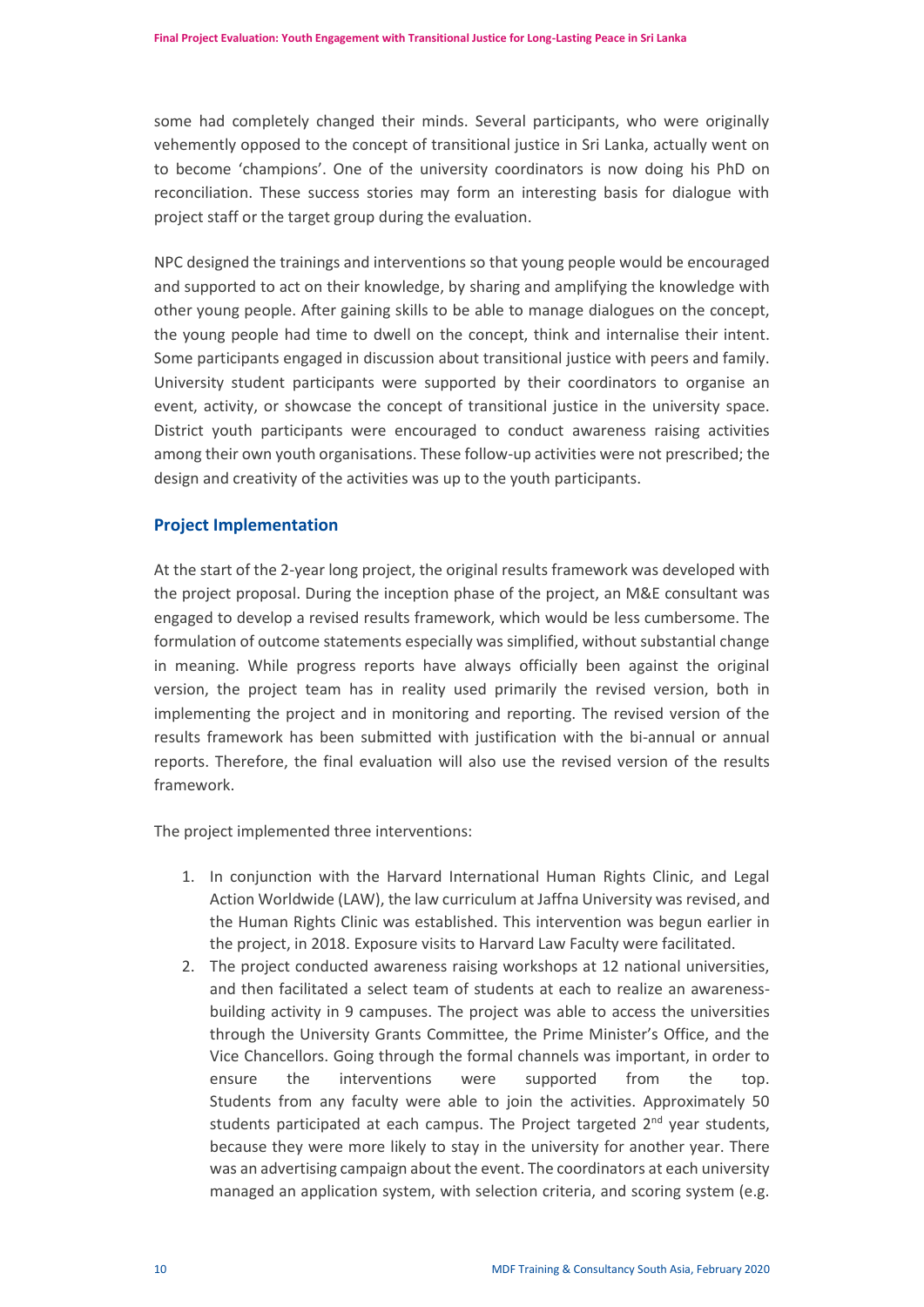some had completely changed their minds. Several participants, who were originally vehemently opposed to the concept of transitional justice in Sri Lanka, actually went on to become 'champions'. One of the university coordinators is now doing his PhD on reconciliation. These success stories may form an interesting basis for dialogue with project staff or the target group during the evaluation.

NPC designed the trainings and interventions so that young people would be encouraged and supported to act on their knowledge, by sharing and amplifying the knowledge with other young people. After gaining skills to be able to manage dialogues on the concept, the young people had time to dwell on the concept, think and internalise their intent. Some participants engaged in discussion about transitional justice with peers and family. University student participants were supported by their coordinators to organise an event, activity, or showcase the concept of transitional justice in the university space. District youth participants were encouraged to conduct awareness raising activities among their own youth organisations. These follow-up activities were not prescribed; the design and creativity of the activities was up to the youth participants.

### Project Implementation

At the start of the 2-year long project, the original results framework was developed with the project proposal. During the inception phase of the project, an M&E consultant was engaged to develop a revised results framework, which would be less cumbersome. The formulation of outcome statements especially was simplified, without substantial change in meaning. While progress reports have always officially been against the original version, the project team has in reality used primarily the revised version, both in implementing the project and in monitoring and reporting. The revised version of the results framework has been submitted with justification with the bi-annual or annual reports. Therefore, the final evaluation will also use the revised version of the results framework.

The project implemented three interventions:

1. In conjunction with the Harvard International Human Rights Clinic, and Legal Action Worldwide (LAW), the law curriculum at Jaffna University was revised, and the Human Rights Clinic was established. This intervention was begun earlier in the project, in 2018. Exposure visits to Harvard Law Faculty were facilitated.
2. The project conducted awareness raising workshops at 12 national universities, and then facilitated a select team of students at each to realize an awareness-building activity in 9 campuses. The project was able to access the universities through the University Grants Committee, the Prime Minister's Office, and the Vice Chancellors. Going through the formal channels was important, in order to ensure the interventions were supported from the top. Students from any faculty were able to join the activities. Approximately 50 students participated at each campus. The Project targeted 2nd year students, because they were more likely to stay in the university for another year. There was an advertising campaign about the event. The coordinators at each university managed an application system, with selection criteria, and scoring system (e.g.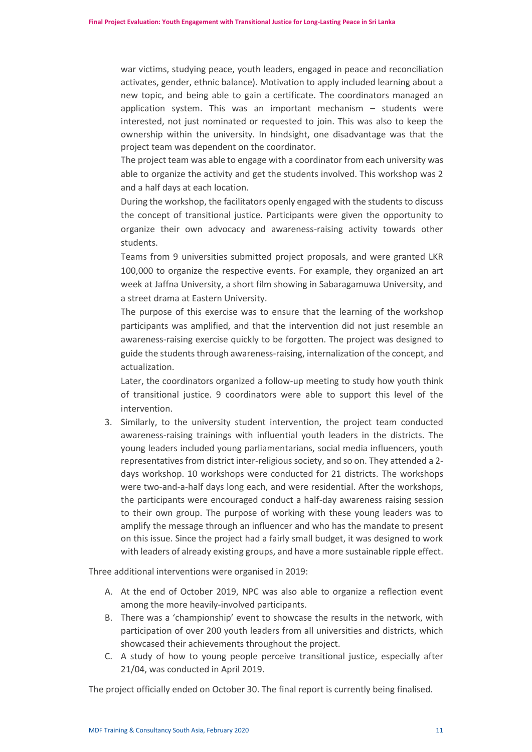war victims, studying peace, youth leaders, engaged in peace and reconciliation activates, gender, ethnic balance). Motivation to apply included learning about a new topic, and being able to gain a certificate. The coordinators managed an application system. This was an important mechanism – students were interested, not just nominated or requested to join. This was also to keep the ownership within the university. In hindsight, one disadvantage was that the project team was dependent on the coordinator.

The project team was able to engage with a coordinator from each university was able to organize the activity and get the students involved. This workshop was 2 and a half days at each location.

During the workshop, the facilitators openly engaged with the students to discuss the concept of transitional justice. Participants were given the opportunity to organize their own advocacy and awareness-raising activity towards other students.

Teams from 9 universities submitted project proposals, and were granted LKR 100,000 to organize the respective events. For example, they organized an art week at Jaffna University, a short film showing in Sabaragamuwa University, and a street drama at Eastern University.

The purpose of this exercise was to ensure that the learning of the workshop participants was amplified, and that the intervention did not just resemble an awareness-raising exercise quickly to be forgotten. The project was designed to guide the students through awareness-raising, internalization of the concept, and actualization.

Later, the coordinators organized a follow-up meeting to study how youth think of transitional justice. 9 coordinators were able to support this level of the intervention.

3. Similarly, to the university student intervention, the project team conducted awareness-raising trainings with influential youth leaders in the districts. The young leaders included young parliamentarians, social media influencers, youth representatives from district inter-religious society, and so on. They attended a 2-days workshop. 10 workshops were conducted for 21 districts. The workshops were two-and-a-half days long each, and were residential. After the workshops, the participants were encouraged conduct a half-day awareness raising session to their own group. The purpose of working with these young leaders was to amplify the message through an influencer and who has the mandate to present on this issue. Since the project had a fairly small budget, it was designed to work with leaders of already existing groups, and have a more sustainable ripple effect.

Three additional interventions were organised in 2019:

A. At the end of October 2019, NPC was also able to organize a reflection event among the more heavily-involved participants.
B. There was a 'championship' event to showcase the results in the network, with participation of over 200 youth leaders from all universities and districts, which showcased their achievements throughout the project.
C. A study of how to young people perceive transitional justice, especially after 21/04, was conducted in April 2019.

The project officially ended on October 30. The final report is currently being finalised.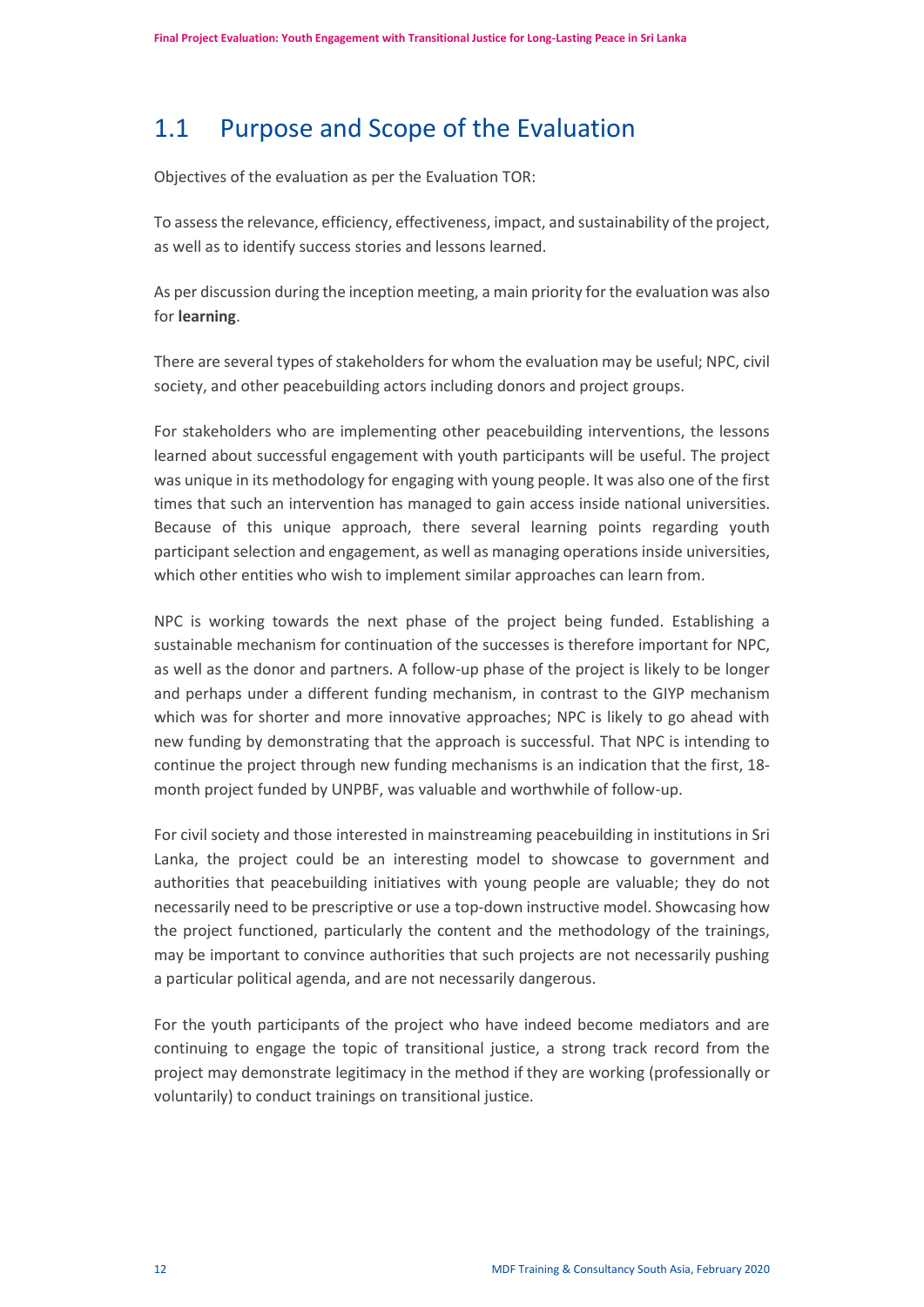## 1.1 Purpose and Scope of the Evaluation

Objectives of the evaluation as per the Evaluation TOR:

To assess the relevance, efficiency, effectiveness, impact, and sustainability of the project, as well as to identify success stories and lessons learned.

As per discussion during the inception meeting, a main priority for the evaluation was also for **learning**.

There are several types of stakeholders for whom the evaluation may be useful; NPC, civil society, and other peacebuilding actors including donors and project groups.

For stakeholders who are implementing other peacebuilding interventions, the lessons learned about successful engagement with youth participants will be useful. The project was unique in its methodology for engaging with young people. It was also one of the first times that such an intervention has managed to gain access inside national universities. Because of this unique approach, there several learning points regarding youth participant selection and engagement, as well as managing operations inside universities, which other entities who wish to implement similar approaches can learn from.

NPC is working towards the next phase of the project being funded. Establishing a sustainable mechanism for continuation of the successes is therefore important for NPC, as well as the donor and partners. A follow-up phase of the project is likely to be longer and perhaps under a different funding mechanism, in contrast to the GIYP mechanism which was for shorter and more innovative approaches; NPC is likely to go ahead with new funding by demonstrating that the approach is successful. That NPC is intending to continue the project through new funding mechanisms is an indication that the first, 18-month project funded by UNPBF, was valuable and worthwhile of follow-up.

For civil society and those interested in mainstreaming peacebuilding in institutions in Sri Lanka, the project could be an interesting model to showcase to government and authorities that peacebuilding initiatives with young people are valuable; they do not necessarily need to be prescriptive or use a top-down instructive model. Showcasing how the project functioned, particularly the content and the methodology of the trainings, may be important to convince authorities that such projects are not necessarily pushing a particular political agenda, and are not necessarily dangerous.

For the youth participants of the project who have indeed become mediators and are continuing to engage the topic of transitional justice, a strong track record from the project may demonstrate legitimacy in the method if they are working (professionally or voluntarily) to conduct trainings on transitional justice.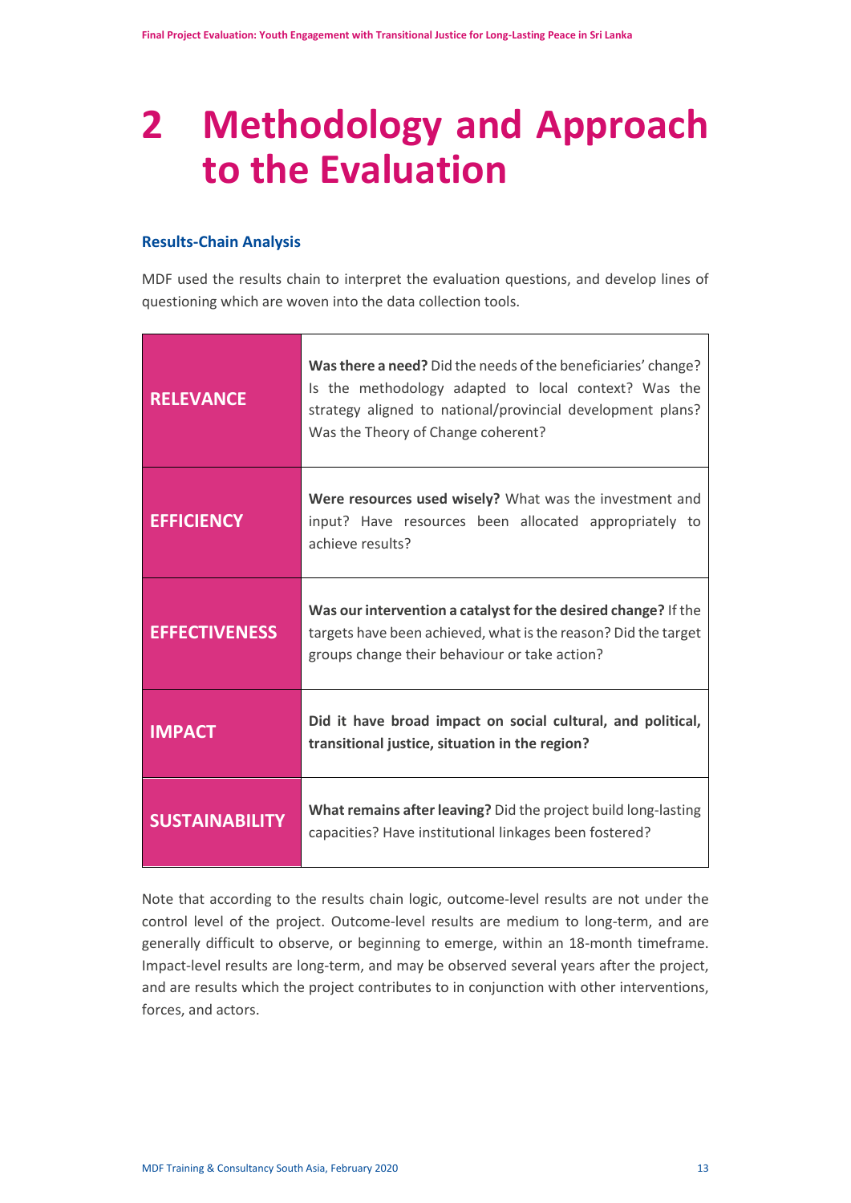# 2 Methodology and Approach to the Evaluation

### Results-Chain Analysis

MDF used the results chain to interpret the evaluation questions, and develop lines of questioning which are woven into the data collection tools.

| | |
|---|---|
| **RELEVANCE** | **Was there a need?** Did the needs of the beneficiaries' change? Is the methodology adapted to local context? Was the strategy aligned to national/provincial development plans? Was the Theory of Change coherent? |
| **EFFICIENCY** | **Were resources used wisely?** What was the investment and input? Have resources been allocated appropriately to achieve results? |
| **EFFECTIVENESS** | **Was our intervention a catalyst for the desired change?** If the targets have been achieved, what is the reason? Did the target groups change their behaviour or take action? |
| **IMPACT** | **Did it have broad impact on social cultural, and political, transitional justice, situation in the region?** |
| **SUSTAINABILITY** | **What remains after leaving?** Did the project build long-lasting capacities? Have institutional linkages been fostered? |

Note that according to the results chain logic, outcome-level results are not under the control level of the project. Outcome-level results are medium to long-term, and are generally difficult to observe, or beginning to emerge, within an 18-month timeframe. Impact-level results are long-term, and may be observed several years after the project, and are results which the project contributes to in conjunction with other interventions, forces, and actors.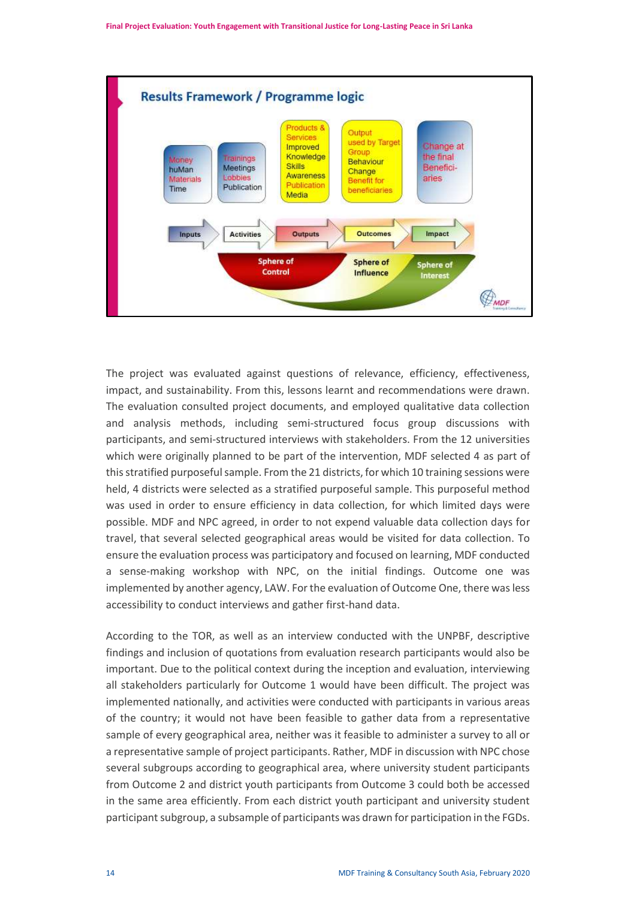**Results Framework / Programme logic**

| Inputs | Activities | Outputs | Outcomes | Impact |
|---|---|---|---|---|
| Money, huMan, Materials, Time | Trainings, Meetings, Lobbies, Publication | Products & Services, Improved Knowledge, Skills, Awareness, Publication, Media | Output used by Target Group, Behaviour Change, Benefit for beneficiaries | Change at the final Benefici-aries |

Sphere of Control | Sphere of Influence | Sphere of Interest

The project was evaluated against questions of relevance, efficiency, effectiveness, impact, and sustainability. From this, lessons learnt and recommendations were drawn. The evaluation consulted project documents, and employed qualitative data collection and analysis methods, including semi-structured focus group discussions with participants, and semi-structured interviews with stakeholders. From the 12 universities which were originally planned to be part of the intervention, MDF selected 4 as part of this stratified purposeful sample. From the 21 districts, for which 10 training sessions were held, 4 districts were selected as a stratified purposeful sample. This purposeful method was used in order to ensure efficiency in data collection, for which limited days were possible. MDF and NPC agreed, in order to not expend valuable data collection days for travel, that several selected geographical areas would be visited for data collection. To ensure the evaluation process was participatory and focused on learning, MDF conducted a sense-making workshop with NPC, on the initial findings. Outcome one was implemented by another agency, LAW. For the evaluation of Outcome One, there was less accessibility to conduct interviews and gather first-hand data.

According to the TOR, as well as an interview conducted with the UNPBF, descriptive findings and inclusion of quotations from evaluation research participants would also be important. Due to the political context during the inception and evaluation, interviewing all stakeholders particularly for Outcome 1 would have been difficult. The project was implemented nationally, and activities were conducted with participants in various areas of the country; it would not have been feasible to gather data from a representative sample of every geographical area, neither was it feasible to administer a survey to all or a representative sample of project participants. Rather, MDF in discussion with NPC chose several subgroups according to geographical area, where university student participants from Outcome 2 and district youth participants from Outcome 3 could both be accessed in the same area efficiently. From each district youth participant and university student participant subgroup, a subsample of participants was drawn for participation in the FGDs.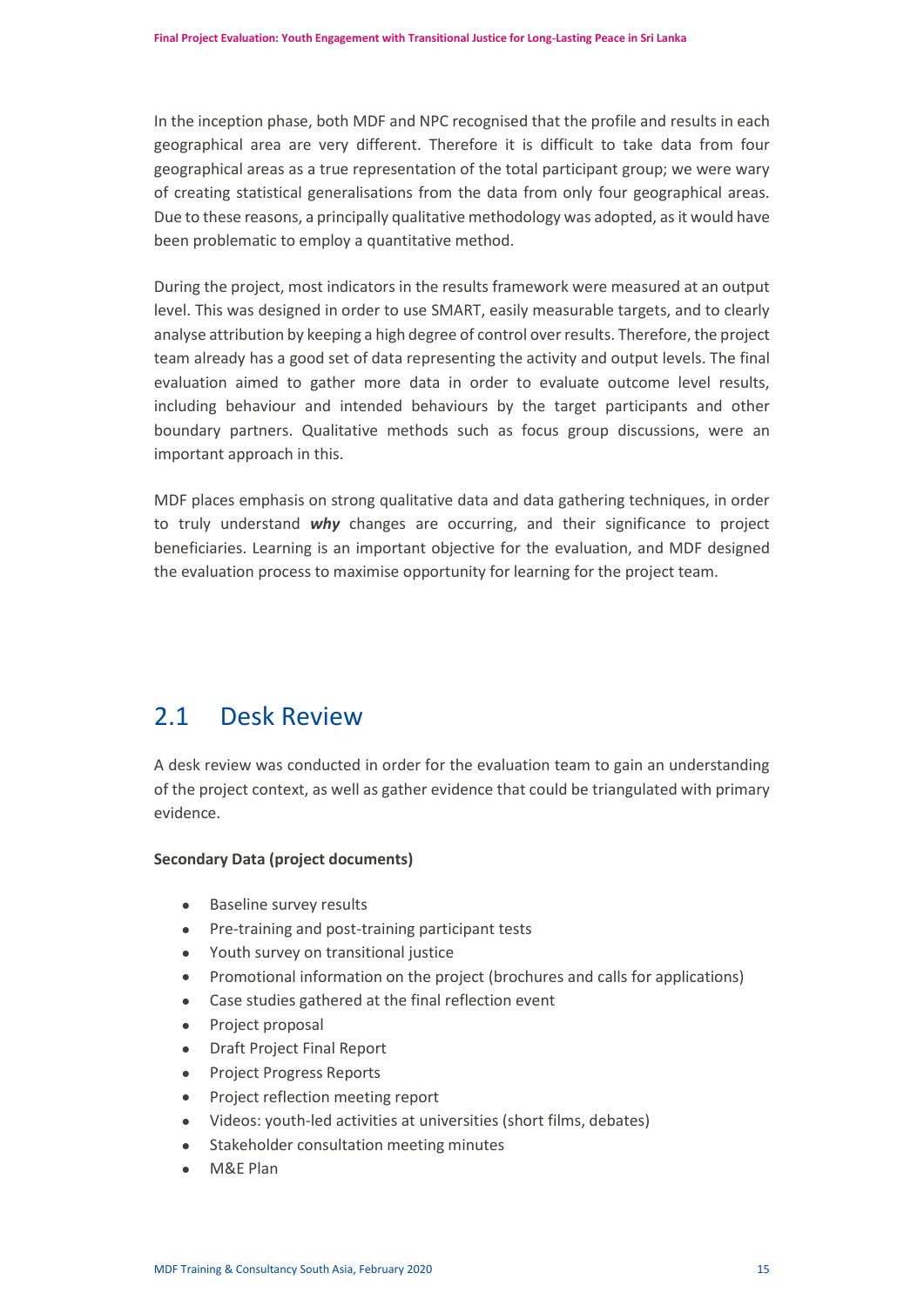In the inception phase, both MDF and NPC recognised that the profile and results in each geographical area are very different. Therefore it is difficult to take data from four geographical areas as a true representation of the total participant group; we were wary of creating statistical generalisations from the data from only four geographical areas. Due to these reasons, a principally qualitative methodology was adopted, as it would have been problematic to employ a quantitative method.

During the project, most indicators in the results framework were measured at an output level. This was designed in order to use SMART, easily measurable targets, and to clearly analyse attribution by keeping a high degree of control over results. Therefore, the project team already has a good set of data representing the activity and output levels. The final evaluation aimed to gather more data in order to evaluate outcome level results, including behaviour and intended behaviours by the target participants and other boundary partners. Qualitative methods such as focus group discussions, were an important approach in this.

MDF places emphasis on strong qualitative data and data gathering techniques, in order to truly understand ***why*** changes are occurring, and their significance to project beneficiaries. Learning is an important objective for the evaluation, and MDF designed the evaluation process to maximise opportunity for learning for the project team.

## 2.1 Desk Review

A desk review was conducted in order for the evaluation team to gain an understanding of the project context, as well as gather evidence that could be triangulated with primary evidence.

**Secondary Data (project documents)**

- Baseline survey results
- Pre-training and post-training participant tests
- Youth survey on transitional justice
- Promotional information on the project (brochures and calls for applications)
- Case studies gathered at the final reflection event
- Project proposal
- Draft Project Final Report
- Project Progress Reports
- Project reflection meeting report
- Videos: youth-led activities at universities (short films, debates)
- Stakeholder consultation meeting minutes
- M&E Plan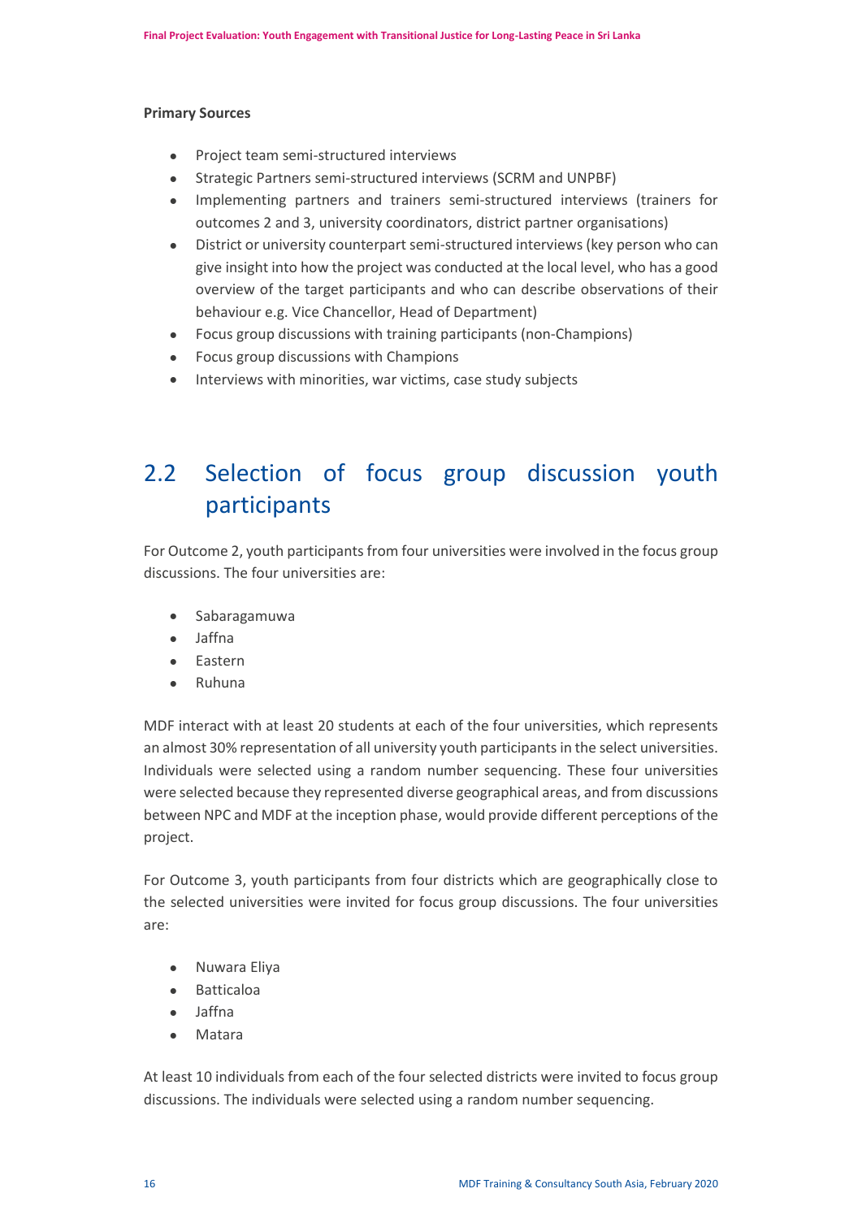**Primary Sources**

- Project team semi-structured interviews
- Strategic Partners semi-structured interviews (SCRM and UNPBF)
- Implementing partners and trainers semi-structured interviews (trainers for outcomes 2 and 3, university coordinators, district partner organisations)
- District or university counterpart semi-structured interviews (key person who can give insight into how the project was conducted at the local level, who has a good overview of the target participants and who can describe observations of their behaviour e.g. Vice Chancellor, Head of Department)
- Focus group discussions with training participants (non-Champions)
- Focus group discussions with Champions
- Interviews with minorities, war victims, case study subjects

## 2.2 Selection of focus group discussion youth participants

For Outcome 2, youth participants from four universities were involved in the focus group discussions. The four universities are:

- Sabaragamuwa
- Jaffna
- Eastern
- Ruhuna

MDF interact with at least 20 students at each of the four universities, which represents an almost 30% representation of all university youth participants in the select universities. Individuals were selected using a random number sequencing. These four universities were selected because they represented diverse geographical areas, and from discussions between NPC and MDF at the inception phase, would provide different perceptions of the project.

For Outcome 3, youth participants from four districts which are geographically close to the selected universities were invited for focus group discussions. The four universities are:

- Nuwara Eliya
- Batticaloa
- Jaffna
- Matara

At least 10 individuals from each of the four selected districts were invited to focus group discussions. The individuals were selected using a random number sequencing.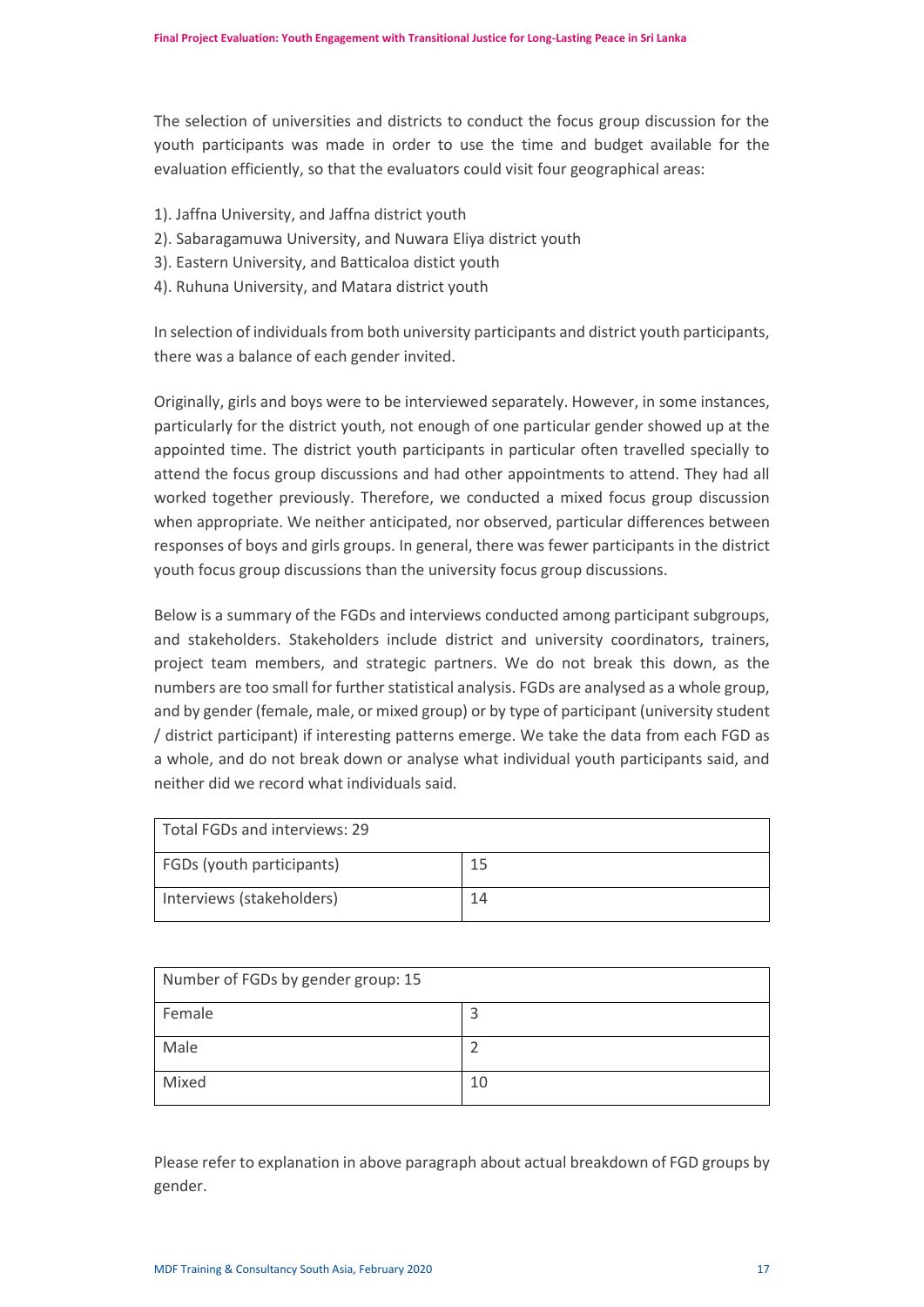The selection of universities and districts to conduct the focus group discussion for the youth participants was made in order to use the time and budget available for the evaluation efficiently, so that the evaluators could visit four geographical areas:

1). Jaffna University, and Jaffna district youth
2). Sabaragamuwa University, and Nuwara Eliya district youth
3). Eastern University, and Batticaloa distict youth
4). Ruhuna University, and Matara district youth

In selection of individuals from both university participants and district youth participants, there was a balance of each gender invited.

Originally, girls and boys were to be interviewed separately. However, in some instances, particularly for the district youth, not enough of one particular gender showed up at the appointed time. The district youth participants in particular often travelled specially to attend the focus group discussions and had other appointments to attend. They had all worked together previously. Therefore, we conducted a mixed focus group discussion when appropriate. We neither anticipated, nor observed, particular differences between responses of boys and girls groups. In general, there was fewer participants in the district youth focus group discussions than the university focus group discussions.

Below is a summary of the FGDs and interviews conducted among participant subgroups, and stakeholders. Stakeholders include district and university coordinators, trainers, project team members, and strategic partners. We do not break this down, as the numbers are too small for further statistical analysis. FGDs are analysed as a whole group, and by gender (female, male, or mixed group) or by type of participant (university student / district participant) if interesting patterns emerge. We take the data from each FGD as a whole, and do not break down or analyse what individual youth participants said, and neither did we record what individuals said.

| Total FGDs and interviews: 29 | |
|---|---|
| FGDs (youth participants) | 15 |
| Interviews (stakeholders) | 14 |

| Number of FGDs by gender group: 15 | |
|---|---|
| Female | 3 |
| Male | 2 |
| Mixed | 10 |

Please refer to explanation in above paragraph about actual breakdown of FGD groups by gender.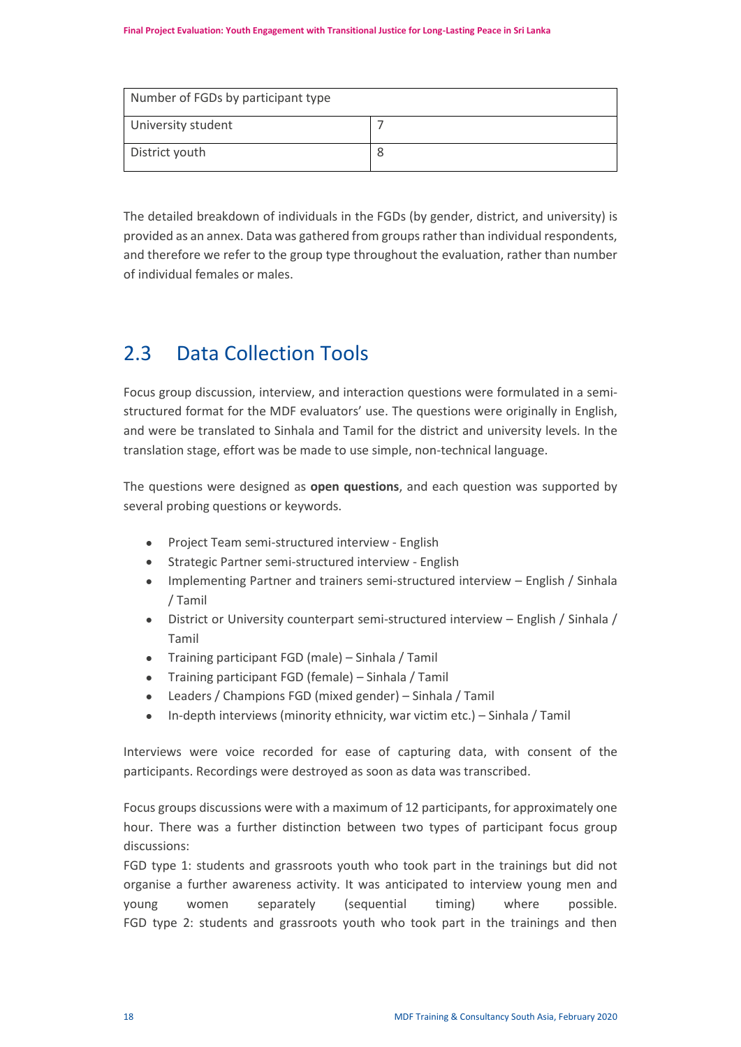| Number of FGDs by participant type | |
|---|---|
| University student | 7 |
| District youth | 8 |

The detailed breakdown of individuals in the FGDs (by gender, district, and university) is provided as an annex. Data was gathered from groups rather than individual respondents, and therefore we refer to the group type throughout the evaluation, rather than number of individual females or males.

## 2.3 Data Collection Tools

Focus group discussion, interview, and interaction questions were formulated in a semi-structured format for the MDF evaluators' use. The questions were originally in English, and were be translated to Sinhala and Tamil for the district and university levels. In the translation stage, effort was be made to use simple, non-technical language.

The questions were designed as **open questions**, and each question was supported by several probing questions or keywords.

- Project Team semi-structured interview - English
- Strategic Partner semi-structured interview - English
- Implementing Partner and trainers semi-structured interview – English / Sinhala / Tamil
- District or University counterpart semi-structured interview – English / Sinhala / Tamil
- Training participant FGD (male) – Sinhala / Tamil
- Training participant FGD (female) – Sinhala / Tamil
- Leaders / Champions FGD (mixed gender) – Sinhala / Tamil
- In-depth interviews (minority ethnicity, war victim etc.) – Sinhala / Tamil

Interviews were voice recorded for ease of capturing data, with consent of the participants. Recordings were destroyed as soon as data was transcribed.

Focus groups discussions were with a maximum of 12 participants, for approximately one hour. There was a further distinction between two types of participant focus group discussions:

FGD type 1: students and grassroots youth who took part in the trainings but did not organise a further awareness activity. It was anticipated to interview young men and young women separately (sequential timing) where possible.

FGD type 2: students and grassroots youth who took part in the trainings and then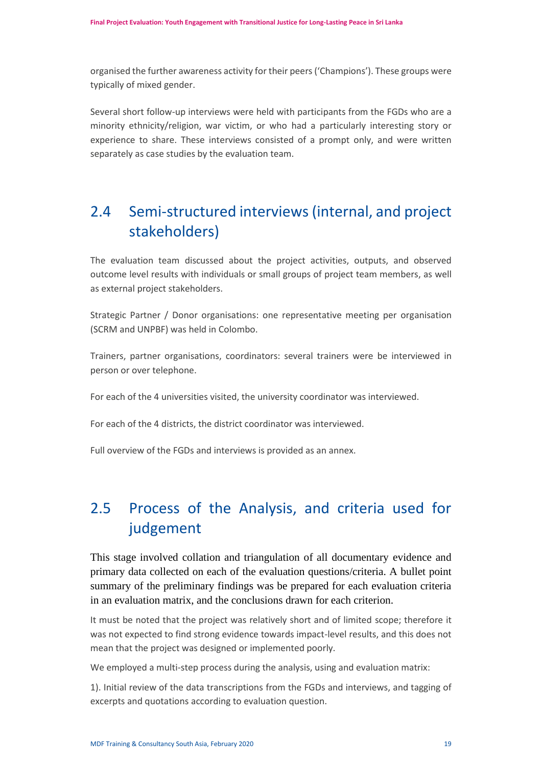organised the further awareness activity for their peers ('Champions'). These groups were typically of mixed gender.

Several short follow-up interviews were held with participants from the FGDs who are a minority ethnicity/religion, war victim, or who had a particularly interesting story or experience to share. These interviews consisted of a prompt only, and were written separately as case studies by the evaluation team.

## 2.4 Semi-structured interviews (internal, and project stakeholders)

The evaluation team discussed about the project activities, outputs, and observed outcome level results with individuals or small groups of project team members, as well as external project stakeholders.

Strategic Partner / Donor organisations: one representative meeting per organisation (SCRM and UNPBF) was held in Colombo.

Trainers, partner organisations, coordinators: several trainers were be interviewed in person or over telephone.

For each of the 4 universities visited, the university coordinator was interviewed.

For each of the 4 districts, the district coordinator was interviewed.

Full overview of the FGDs and interviews is provided as an annex.

## 2.5 Process of the Analysis, and criteria used for judgement

This stage involved collation and triangulation of all documentary evidence and primary data collected on each of the evaluation questions/criteria. A bullet point summary of the preliminary findings was be prepared for each evaluation criteria in an evaluation matrix, and the conclusions drawn for each criterion.

It must be noted that the project was relatively short and of limited scope; therefore it was not expected to find strong evidence towards impact-level results, and this does not mean that the project was designed or implemented poorly.

We employed a multi-step process during the analysis, using and evaluation matrix:

1). Initial review of the data transcriptions from the FGDs and interviews, and tagging of excerpts and quotations according to evaluation question.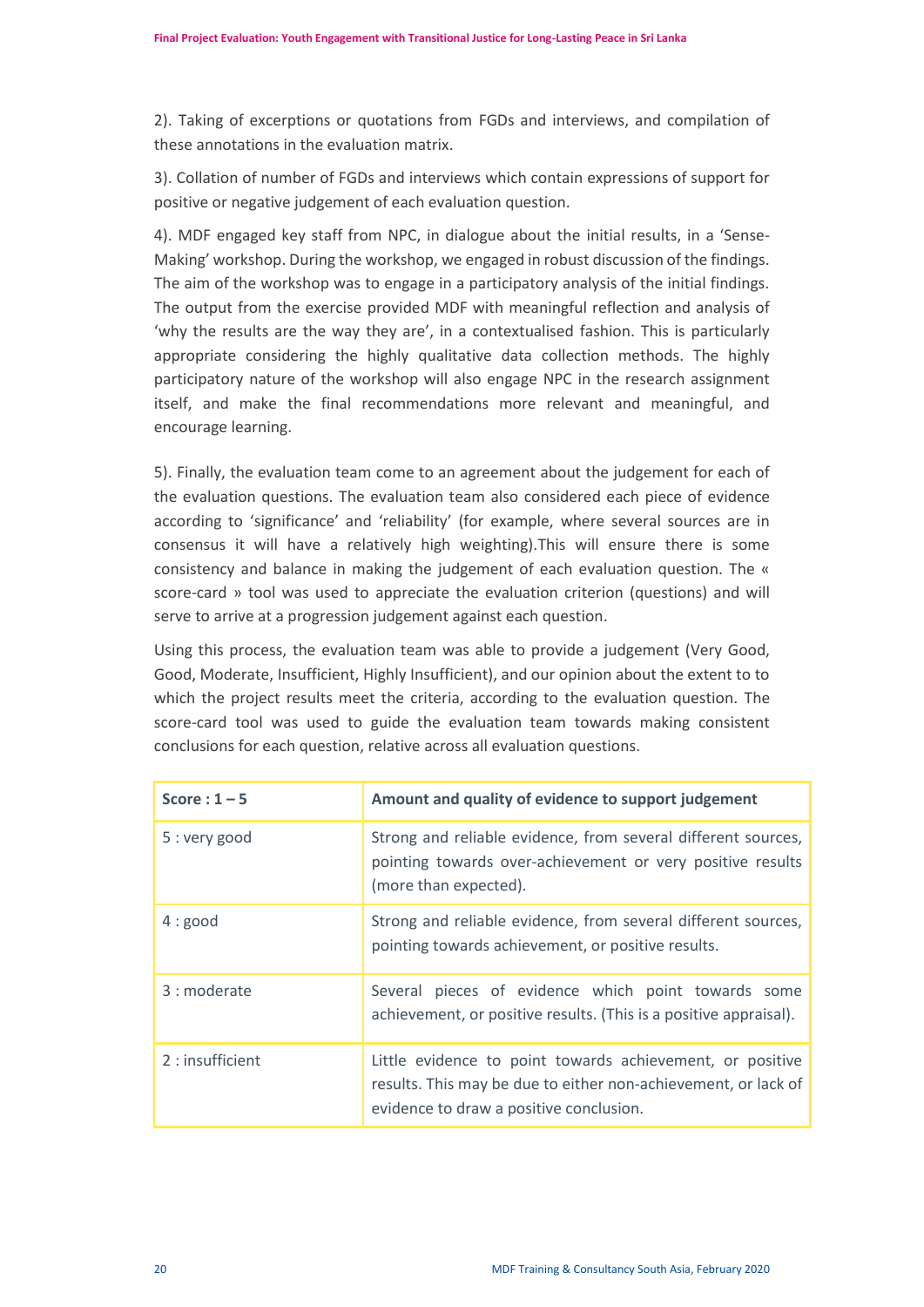2). Taking of excerptions or quotations from FGDs and interviews, and compilation of these annotations in the evaluation matrix.

3). Collation of number of FGDs and interviews which contain expressions of support for positive or negative judgement of each evaluation question.

4). MDF engaged key staff from NPC, in dialogue about the initial results, in a 'Sense-Making' workshop. During the workshop, we engaged in robust discussion of the findings. The aim of the workshop was to engage in a participatory analysis of the initial findings. The output from the exercise provided MDF with meaningful reflection and analysis of 'why the results are the way they are', in a contextualised fashion. This is particularly appropriate considering the highly qualitative data collection methods. The highly participatory nature of the workshop will also engage NPC in the research assignment itself, and make the final recommendations more relevant and meaningful, and encourage learning.

5). Finally, the evaluation team come to an agreement about the judgement for each of the evaluation questions. The evaluation team also considered each piece of evidence according to 'significance' and 'reliability' (for example, where several sources are in consensus it will have a relatively high weighting).This will ensure there is some consistency and balance in making the judgement of each evaluation question. The « score-card » tool was used to appreciate the evaluation criterion (questions) and will serve to arrive at a progression judgement against each question.

Using this process, the evaluation team was able to provide a judgement (Very Good, Good, Moderate, Insufficient, Highly Insufficient), and our opinion about the extent to to which the project results meet the criteria, according to the evaluation question. The score-card tool was used to guide the evaluation team towards making consistent conclusions for each question, relative across all evaluation questions.

| **Score : 1 – 5** | **Amount and quality of evidence to support judgement** |
|---|---|
| 5 : very good | Strong and reliable evidence, from several different sources, pointing towards over-achievement or very positive results (more than expected). |
| 4 : good | Strong and reliable evidence, from several different sources, pointing towards achievement, or positive results. |
| 3 : moderate | Several pieces of evidence which point towards some achievement, or positive results. (This is a positive appraisal). |
| 2 : insufficient | Little evidence to point towards achievement, or positive results. This may be due to either non-achievement, or lack of evidence to draw a positive conclusion. |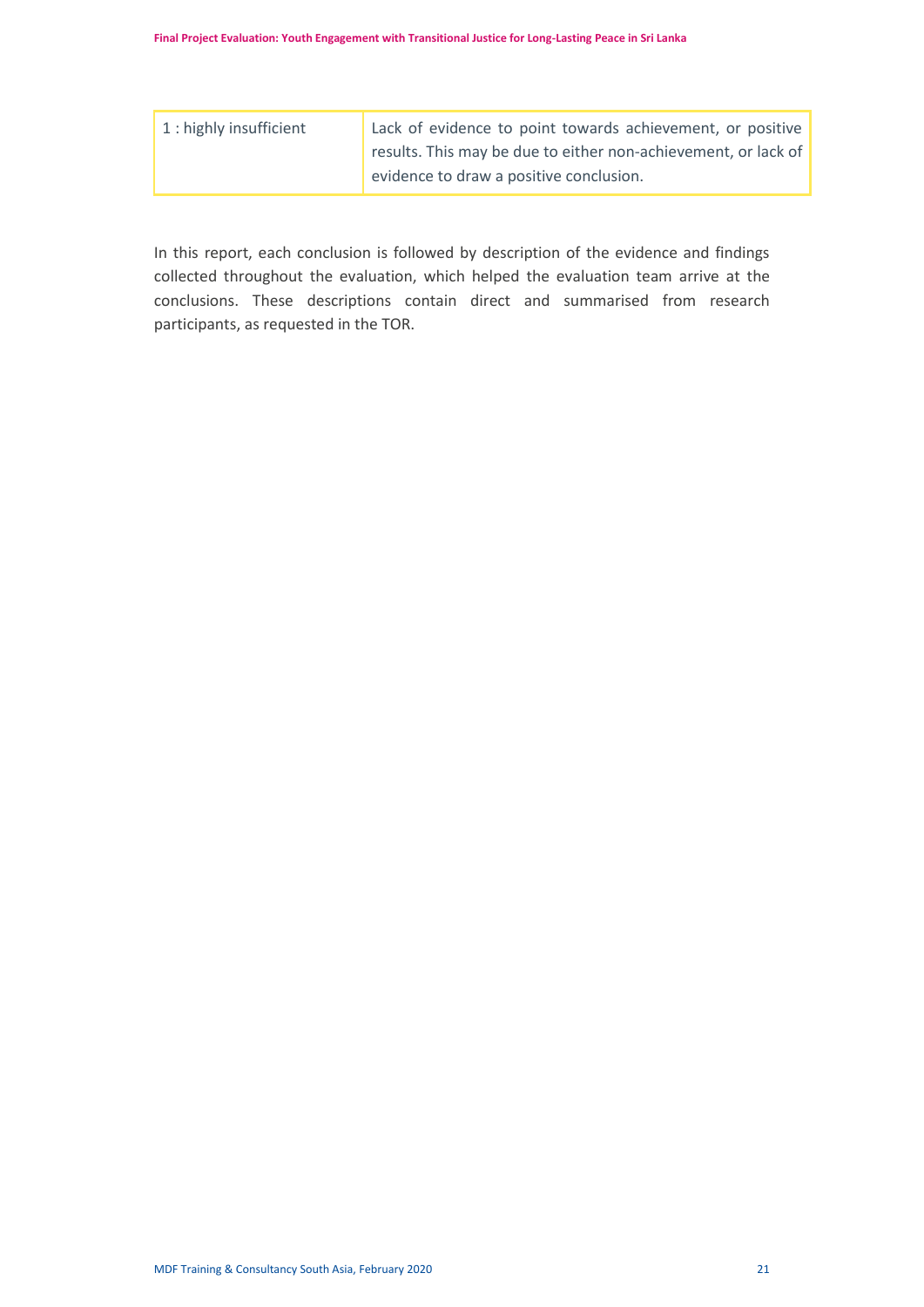| | |
|---|---|
| 1 : highly insufficient | Lack of evidence to point towards achievement, or positive results. This may be due to either non-achievement, or lack of evidence to draw a positive conclusion. |

In this report, each conclusion is followed by description of the evidence and findings collected throughout the evaluation, which helped the evaluation team arrive at the conclusions. These descriptions contain direct and summarised from research participants, as requested in the TOR.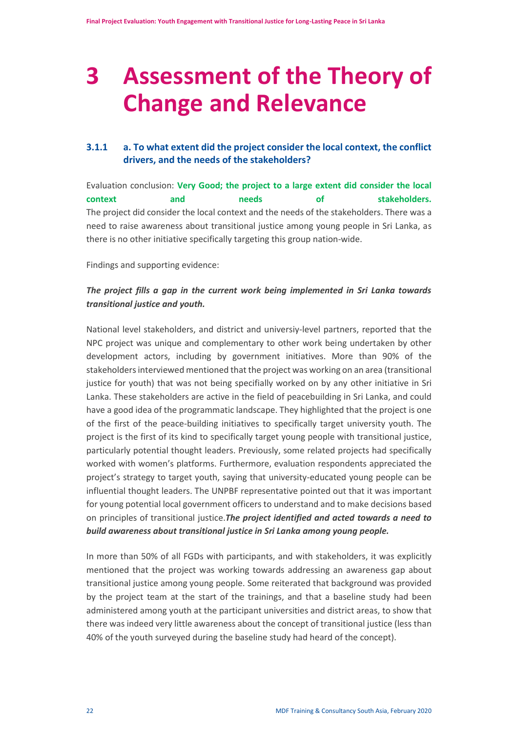# 3 Assessment of the Theory of Change and Relevance

### 3.1.1 a. To what extent did the project consider the local context, the conflict drivers, and the needs of the stakeholders?

Evaluation conclusion: **Very Good; the project to a large extent did consider the local context and needs of stakeholders.**
The project did consider the local context and the needs of the stakeholders. There was a need to raise awareness about transitional justice among young people in Sri Lanka, as there is no other initiative specifically targeting this group nation-wide.

Findings and supporting evidence:

***The project fills a gap in the current work being implemented in Sri Lanka towards transitional justice and youth.***

National level stakeholders, and district and universiy-level partners, reported that the NPC project was unique and complementary to other work being undertaken by other development actors, including by government initiatives. More than 90% of the stakeholders interviewed mentioned that the project was working on an area (transitional justice for youth) that was not being specifially worked on by any other initiative in Sri Lanka. These stakeholders are active in the field of peacebuilding in Sri Lanka, and could have a good idea of the programmatic landscape. They highlighted that the project is one of the first of the peace-building initiatives to specifically target university youth. The project is the first of its kind to specifically target young people with transitional justice, particularly potential thought leaders. Previously, some related projects had specifically worked with women's platforms. Furthermore, evaluation respondents appreciated the project's strategy to target youth, saying that university-educated young people can be influential thought leaders. The UNPBF representative pointed out that it was important for young potential local government officers to understand and to make decisions based on principles of transitional justice.***The project identified and acted towards a need to build awareness about transitional justice in Sri Lanka among young people.***

In more than 50% of all FGDs with participants, and with stakeholders, it was explicitly mentioned that the project was working towards addressing an awareness gap about transitional justice among young people. Some reiterated that background was provided by the project team at the start of the trainings, and that a baseline study had been administered among youth at the participant universities and district areas, to show that there was indeed very little awareness about the concept of transitional justice (less than 40% of the youth surveyed during the baseline study had heard of the concept).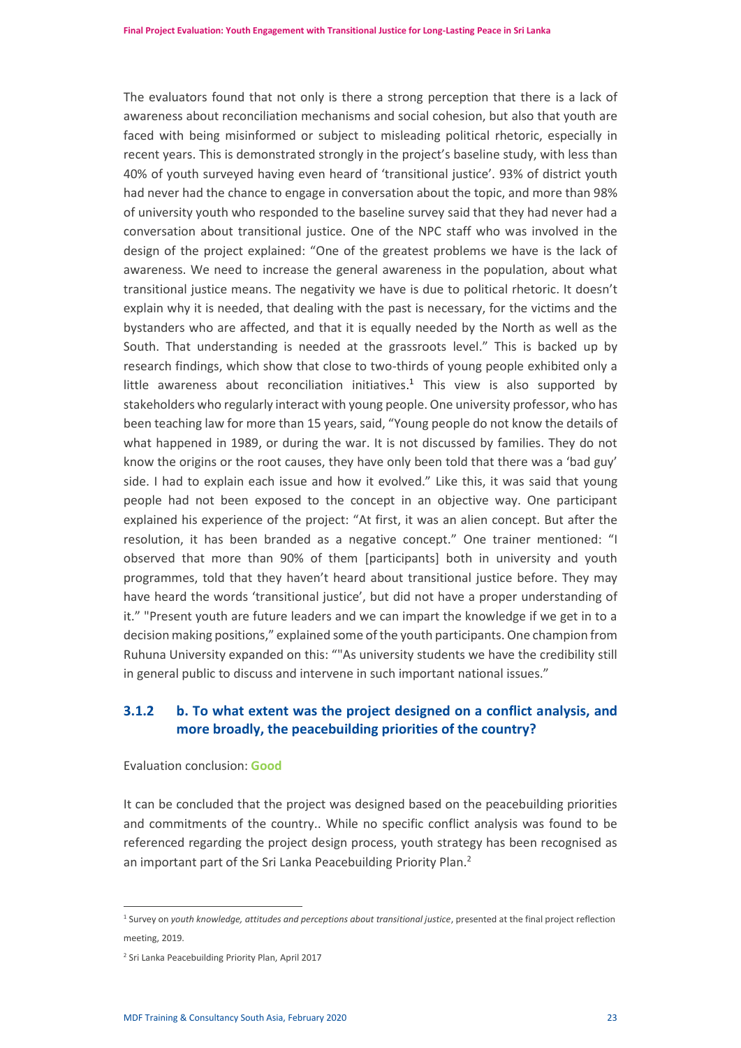The evaluators found that not only is there a strong perception that there is a lack of awareness about reconciliation mechanisms and social cohesion, but also that youth are faced with being misinformed or subject to misleading political rhetoric, especially in recent years. This is demonstrated strongly in the project's baseline study, with less than 40% of youth surveyed having even heard of 'transitional justice'. 93% of district youth had never had the chance to engage in conversation about the topic, and more than 98% of university youth who responded to the baseline survey said that they had never had a conversation about transitional justice. One of the NPC staff who was involved in the design of the project explained: "One of the greatest problems we have is the lack of awareness. We need to increase the general awareness in the population, about what transitional justice means. The negativity we have is due to political rhetoric. It doesn't explain why it is needed, that dealing with the past is necessary, for the victims and the bystanders who are affected, and that it is equally needed by the North as well as the South. That understanding is needed at the grassroots level." This is backed up by research findings, which show that close to two-thirds of young people exhibited only a little awareness about reconciliation initiatives.[1] This view is also supported by stakeholders who regularly interact with young people. One university professor, who has been teaching law for more than 15 years, said, "Young people do not know the details of what happened in 1989, or during the war. It is not discussed by families. They do not know the origins or the root causes, they have only been told that there was a 'bad guy' side. I had to explain each issue and how it evolved." Like this, it was said that young people had not been exposed to the concept in an objective way. One participant explained his experience of the project: "At first, it was an alien concept. But after the resolution, it has been branded as a negative concept." One trainer mentioned: "I observed that more than 90% of them [participants] both in university and youth programmes, told that they haven't heard about transitional justice before. They may have heard the words 'transitional justice', but did not have a proper understanding of it." "Present youth are future leaders and we can impart the knowledge if we get in to a decision making positions," explained some of the youth participants. One champion from Ruhuna University expanded on this: ""As university students we have the credibility still in general public to discuss and intervene in such important national issues."

### 3.1.2 b. To what extent was the project designed on a conflict analysis, and more broadly, the peacebuilding priorities of the country?

Evaluation conclusion: **Good**

It can be concluded that the project was designed based on the peacebuilding priorities and commitments of the country.. While no specific conflict analysis was found to be referenced regarding the project design process, youth strategy has been recognised as an important part of the Sri Lanka Peacebuilding Priority Plan.[2]

---

[1] Survey on *youth knowledge, attitudes and perceptions about transitional justice*, presented at the final project reflection meeting, 2019.

[2] Sri Lanka Peacebuilding Priority Plan, April 2017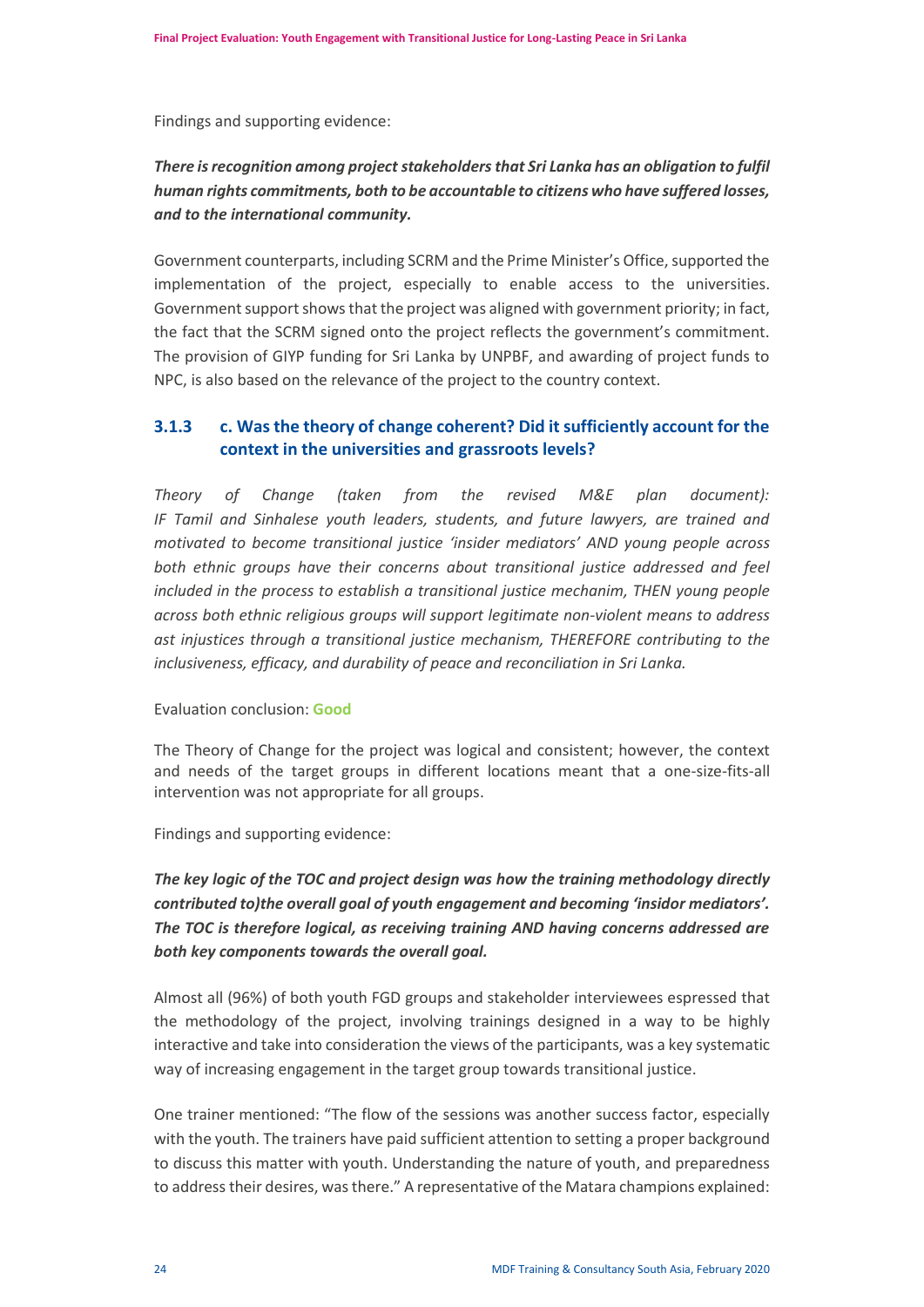Findings and supporting evidence:

***There is recognition among project stakeholders that Sri Lanka has an obligation to fulfil human rights commitments, both to be accountable to citizens who have suffered losses, and to the international community.***

Government counterparts, including SCRM and the Prime Minister's Office, supported the implementation of the project, especially to enable access to the universities. Government support shows that the project was aligned with government priority; in fact, the fact that the SCRM signed onto the project reflects the government's commitment. The provision of GIYP funding for Sri Lanka by UNPBF, and awarding of project funds to NPC, is also based on the relevance of the project to the country context.

### 3.1.3 c. Was the theory of change coherent? Did it sufficiently account for the context in the universities and grassroots levels?

*Theory of Change (taken from the revised M&E plan document): IF Tamil and Sinhalese youth leaders, students, and future lawyers, are trained and motivated to become transitional justice 'insider mediators' AND young people across both ethnic groups have their concerns about transitional justice addressed and feel included in the process to establish a transitional justice mechanim, THEN young people across both ethnic religious groups will support legitimate non-violent means to address ast injustices through a transitional justice mechanism, THEREFORE contributing to the inclusiveness, efficacy, and durability of peace and reconciliation in Sri Lanka.*

Evaluation conclusion: **Good**

The Theory of Change for the project was logical and consistent; however, the context and needs of the target groups in different locations meant that a one-size-fits-all intervention was not appropriate for all groups.

Findings and supporting evidence:

***The key logic of the TOC and project design was how the training methodology directly contributed to)the overall goal of youth engagement and becoming 'insidor mediators'. The TOC is therefore logical, as receiving training AND having concerns addressed are both key components towards the overall goal.***

Almost all (96%) of both youth FGD groups and stakeholder interviewees espressed that the methodology of the project, involving trainings designed in a way to be highly interactive and take into consideration the views of the participants, was a key systematic way of increasing engagement in the target group towards transitional justice.

One trainer mentioned: "The flow of the sessions was another success factor, especially with the youth. The trainers have paid sufficient attention to setting a proper background to discuss this matter with youth. Understanding the nature of youth, and preparedness to address their desires, was there." A representative of the Matara champions explained: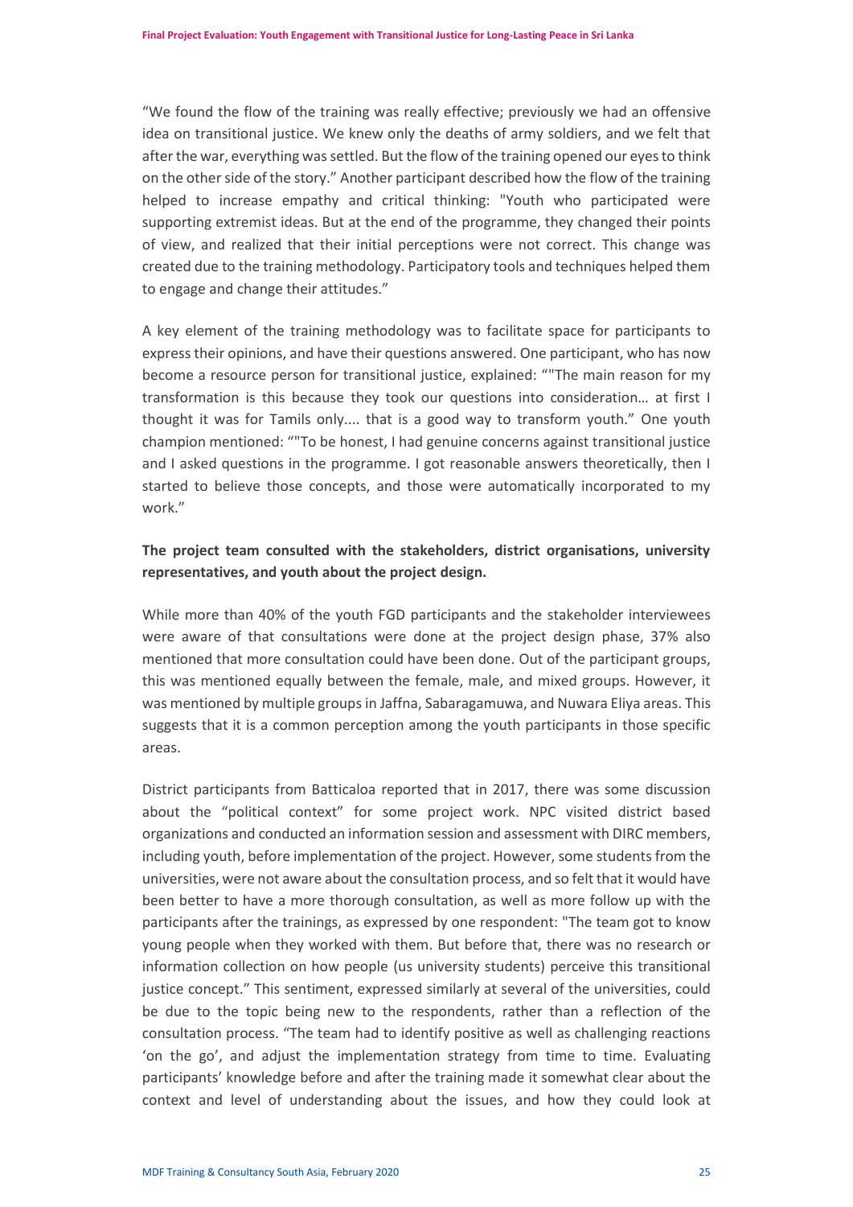"We found the flow of the training was really effective; previously we had an offensive idea on transitional justice. We knew only the deaths of army soldiers, and we felt that after the war, everything was settled. But the flow of the training opened our eyes to think on the other side of the story." Another participant described how the flow of the training helped to increase empathy and critical thinking: "Youth who participated were supporting extremist ideas. But at the end of the programme, they changed their points of view, and realized that their initial perceptions were not correct. This change was created due to the training methodology. Participatory tools and techniques helped them to engage and change their attitudes."

A key element of the training methodology was to facilitate space for participants to express their opinions, and have their questions answered. One participant, who has now become a resource person for transitional justice, explained: ""The main reason for my transformation is this because they took our questions into consideration… at first I thought it was for Tamils only.... that is a good way to transform youth." One youth champion mentioned: ""To be honest, I had genuine concerns against transitional justice and I asked questions in the programme. I got reasonable answers theoretically, then I started to believe those concepts, and those were automatically incorporated to my work."

**The project team consulted with the stakeholders, district organisations, university representatives, and youth about the project design.**

While more than 40% of the youth FGD participants and the stakeholder interviewees were aware of that consultations were done at the project design phase, 37% also mentioned that more consultation could have been done. Out of the participant groups, this was mentioned equally between the female, male, and mixed groups. However, it was mentioned by multiple groups in Jaffna, Sabaragamuwa, and Nuwara Eliya areas. This suggests that it is a common perception among the youth participants in those specific areas.

District participants from Batticaloa reported that in 2017, there was some discussion about the "political context" for some project work. NPC visited district based organizations and conducted an information session and assessment with DIRC members, including youth, before implementation of the project. However, some students from the universities, were not aware about the consultation process, and so felt that it would have been better to have a more thorough consultation, as well as more follow up with the participants after the trainings, as expressed by one respondent: "The team got to know young people when they worked with them. But before that, there was no research or information collection on how people (us university students) perceive this transitional justice concept." This sentiment, expressed similarly at several of the universities, could be due to the topic being new to the respondents, rather than a reflection of the consultation process. "The team had to identify positive as well as challenging reactions 'on the go', and adjust the implementation strategy from time to time. Evaluating participants' knowledge before and after the training made it somewhat clear about the context and level of understanding about the issues, and how they could look at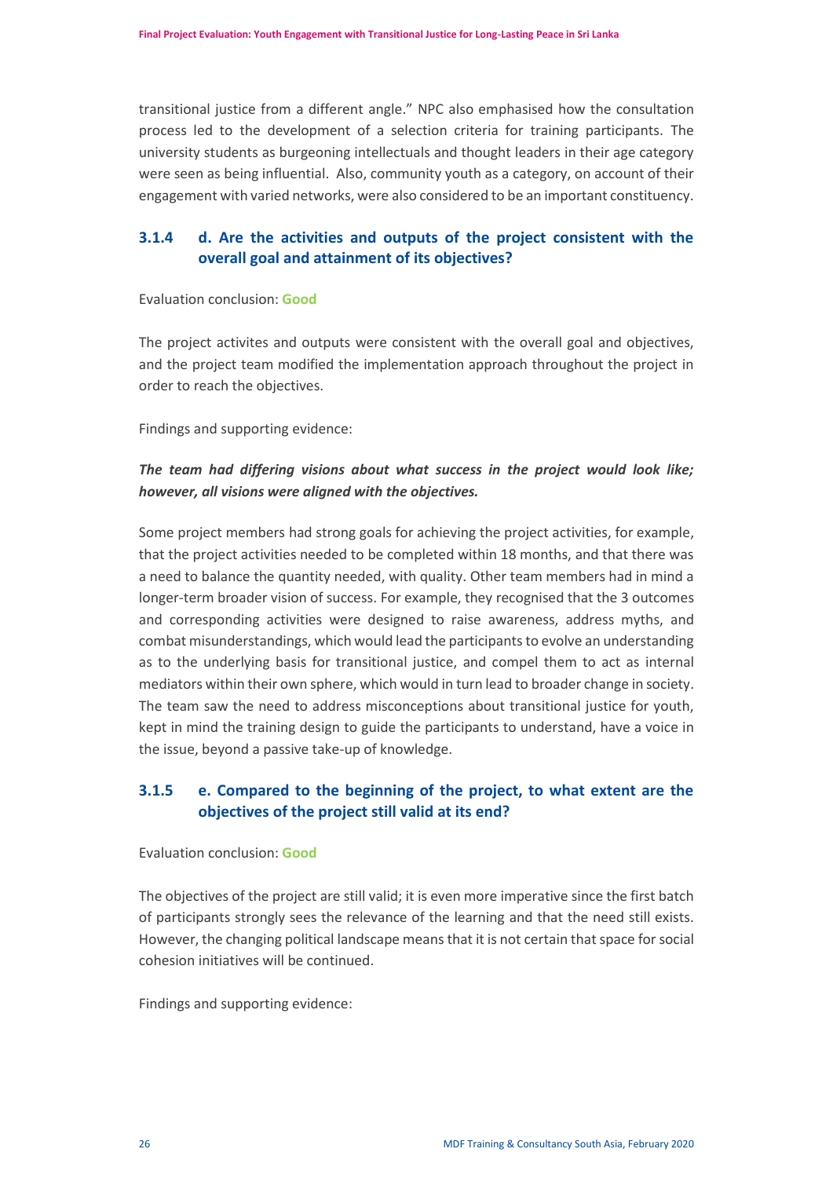transitional justice from a different angle." NPC also emphasised how the consultation process led to the development of a selection criteria for training participants. The university students as burgeoning intellectuals and thought leaders in their age category were seen as being influential. Also, community youth as a category, on account of their engagement with varied networks, were also considered to be an important constituency.

### 3.1.4 d. Are the activities and outputs of the project consistent with the overall goal and attainment of its objectives?

Evaluation conclusion: **Good**

The project activites and outputs were consistent with the overall goal and objectives, and the project team modified the implementation approach throughout the project in order to reach the objectives.

Findings and supporting evidence:

***The team had differing visions about what success in the project would look like; however, all visions were aligned with the objectives.***

Some project members had strong goals for achieving the project activities, for example, that the project activities needed to be completed within 18 months, and that there was a need to balance the quantity needed, with quality. Other team members had in mind a longer-term broader vision of success. For example, they recognised that the 3 outcomes and corresponding activities were designed to raise awareness, address myths, and combat misunderstandings, which would lead the participants to evolve an understanding as to the underlying basis for transitional justice, and compel them to act as internal mediators within their own sphere, which would in turn lead to broader change in society. The team saw the need to address misconceptions about transitional justice for youth, kept in mind the training design to guide the participants to understand, have a voice in the issue, beyond a passive take-up of knowledge.

### 3.1.5 e. Compared to the beginning of the project, to what extent are the objectives of the project still valid at its end?

Evaluation conclusion: **Good**

The objectives of the project are still valid; it is even more imperative since the first batch of participants strongly sees the relevance of the learning and that the need still exists. However, the changing political landscape means that it is not certain that space for social cohesion initiatives will be continued.

Findings and supporting evidence: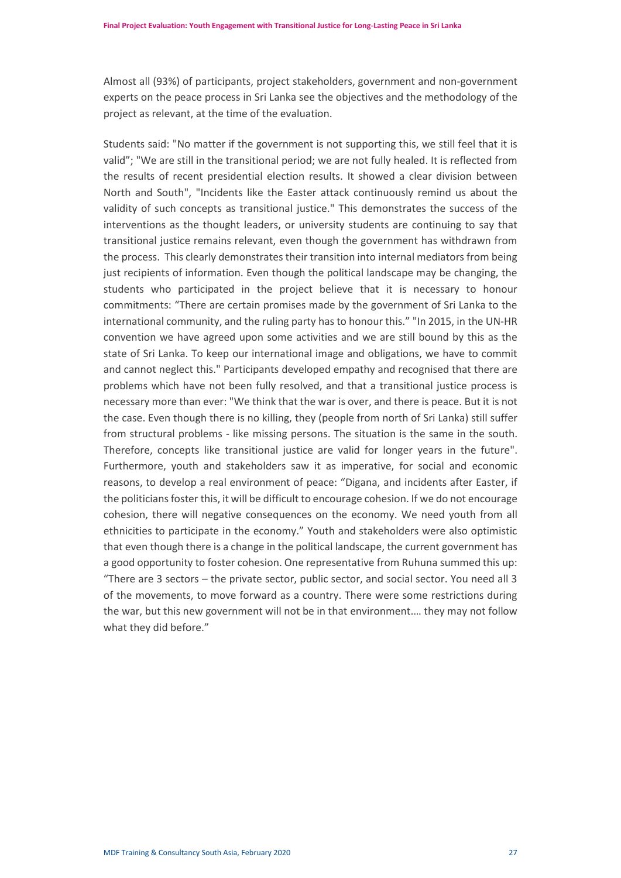Almost all (93%) of participants, project stakeholders, government and non-government experts on the peace process in Sri Lanka see the objectives and the methodology of the project as relevant, at the time of the evaluation.

Students said: "No matter if the government is not supporting this, we still feel that it is valid"; "We are still in the transitional period; we are not fully healed. It is reflected from the results of recent presidential election results. It showed a clear division between North and South", "Incidents like the Easter attack continuously remind us about the validity of such concepts as transitional justice." This demonstrates the success of the interventions as the thought leaders, or university students are continuing to say that transitional justice remains relevant, even though the government has withdrawn from the process. This clearly demonstrates their transition into internal mediators from being just recipients of information. Even though the political landscape may be changing, the students who participated in the project believe that it is necessary to honour commitments: "There are certain promises made by the government of Sri Lanka to the international community, and the ruling party has to honour this." "In 2015, in the UN-HR convention we have agreed upon some activities and we are still bound by this as the state of Sri Lanka. To keep our international image and obligations, we have to commit and cannot neglect this." Participants developed empathy and recognised that there are problems which have not been fully resolved, and that a transitional justice process is necessary more than ever: "We think that the war is over, and there is peace. But it is not the case. Even though there is no killing, they (people from north of Sri Lanka) still suffer from structural problems - like missing persons. The situation is the same in the south. Therefore, concepts like transitional justice are valid for longer years in the future". Furthermore, youth and stakeholders saw it as imperative, for social and economic reasons, to develop a real environment of peace: "Digana, and incidents after Easter, if the politicians foster this, it will be difficult to encourage cohesion. If we do not encourage cohesion, there will negative consequences on the economy. We need youth from all ethnicities to participate in the economy." Youth and stakeholders were also optimistic that even though there is a change in the political landscape, the current government has a good opportunity to foster cohesion. One representative from Ruhuna summed this up: "There are 3 sectors – the private sector, public sector, and social sector. You need all 3 of the movements, to move forward as a country. There were some restrictions during the war, but this new government will not be in that environment…. they may not follow what they did before."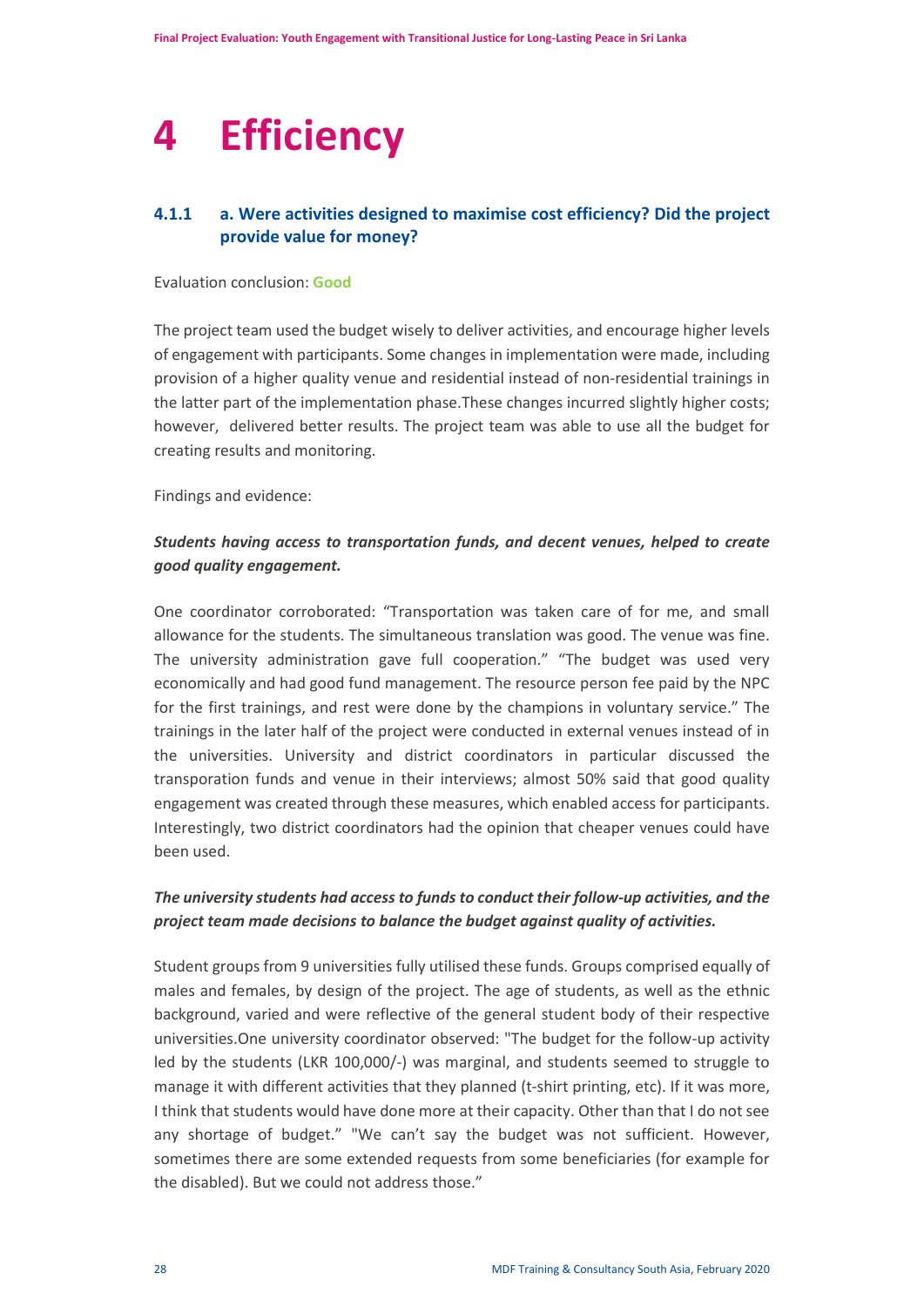# 4 Efficiency

### 4.1.1 a. Were activities designed to maximise cost efficiency? Did the project provide value for money?

Evaluation conclusion: **Good**

The project team used the budget wisely to deliver activities, and encourage higher levels of engagement with participants. Some changes in implementation were made, including provision of a higher quality venue and residential instead of non-residential trainings in the latter part of the implementation phase.These changes incurred slightly higher costs; however, delivered better results. The project team was able to use all the budget for creating results and monitoring.

Findings and evidence:

***Students having access to transportation funds, and decent venues, helped to create good quality engagement.***

One coordinator corroborated: "Transportation was taken care of for me, and small allowance for the students. The simultaneous translation was good. The venue was fine. The university administration gave full cooperation." "The budget was used very economically and had good fund management. The resource person fee paid by the NPC for the first trainings, and rest were done by the champions in voluntary service." The trainings in the later half of the project were conducted in external venues instead of in the universities. University and district coordinators in particular discussed the transporation funds and venue in their interviews; almost 50% said that good quality engagement was created through these measures, which enabled access for participants. Interestingly, two district coordinators had the opinion that cheaper venues could have been used.

***The university students had access to funds to conduct their follow-up activities, and the project team made decisions to balance the budget against quality of activities.***

Student groups from 9 universities fully utilised these funds. Groups comprised equally of males and females, by design of the project. The age of students, as well as the ethnic background, varied and were reflective of the general student body of their respective universities.One university coordinator observed: "The budget for the follow-up activity led by the students (LKR 100,000/-) was marginal, and students seemed to struggle to manage it with different activities that they planned (t-shirt printing, etc). If it was more, I think that students would have done more at their capacity. Other than that I do not see any shortage of budget." "We can't say the budget was not sufficient. However, sometimes there are some extended requests from some beneficiaries (for example for the disabled). But we could not address those."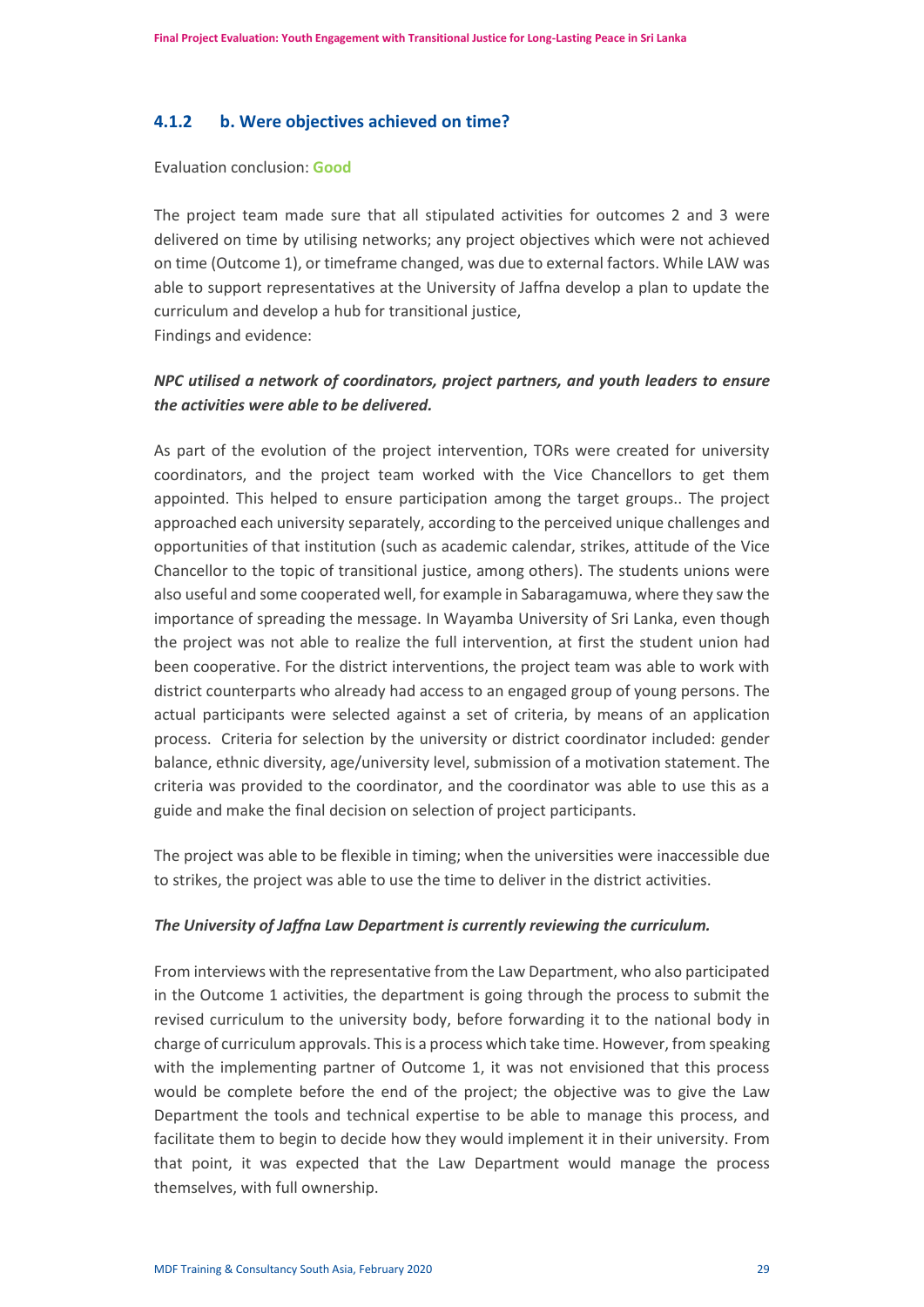### 4.1.2 b. Were objectives achieved on time?

Evaluation conclusion: **Good**

The project team made sure that all stipulated activities for outcomes 2 and 3 were delivered on time by utilising networks; any project objectives which were not achieved on time (Outcome 1), or timeframe changed, was due to external factors. While LAW was able to support representatives at the University of Jaffna develop a plan to update the curriculum and develop a hub for transitional justice,
Findings and evidence:

***NPC utilised a network of coordinators, project partners, and youth leaders to ensure the activities were able to be delivered.***

As part of the evolution of the project intervention, TORs were created for university coordinators, and the project team worked with the Vice Chancellors to get them appointed. This helped to ensure participation among the target groups.. The project approached each university separately, according to the perceived unique challenges and opportunities of that institution (such as academic calendar, strikes, attitude of the Vice Chancellor to the topic of transitional justice, among others). The students unions were also useful and some cooperated well, for example in Sabaragamuwa, where they saw the importance of spreading the message. In Wayamba University of Sri Lanka, even though the project was not able to realize the full intervention, at first the student union had been cooperative. For the district interventions, the project team was able to work with district counterparts who already had access to an engaged group of young persons. The actual participants were selected against a set of criteria, by means of an application process. Criteria for selection by the university or district coordinator included: gender balance, ethnic diversity, age/university level, submission of a motivation statement. The criteria was provided to the coordinator, and the coordinator was able to use this as a guide and make the final decision on selection of project participants.

The project was able to be flexible in timing; when the universities were inaccessible due to strikes, the project was able to use the time to deliver in the district activities.

***The University of Jaffna Law Department is currently reviewing the curriculum.***

From interviews with the representative from the Law Department, who also participated in the Outcome 1 activities, the department is going through the process to submit the revised curriculum to the university body, before forwarding it to the national body in charge of curriculum approvals. This is a process which take time. However, from speaking with the implementing partner of Outcome 1, it was not envisioned that this process would be complete before the end of the project; the objective was to give the Law Department the tools and technical expertise to be able to manage this process, and facilitate them to begin to decide how they would implement it in their university. From that point, it was expected that the Law Department would manage the process themselves, with full ownership.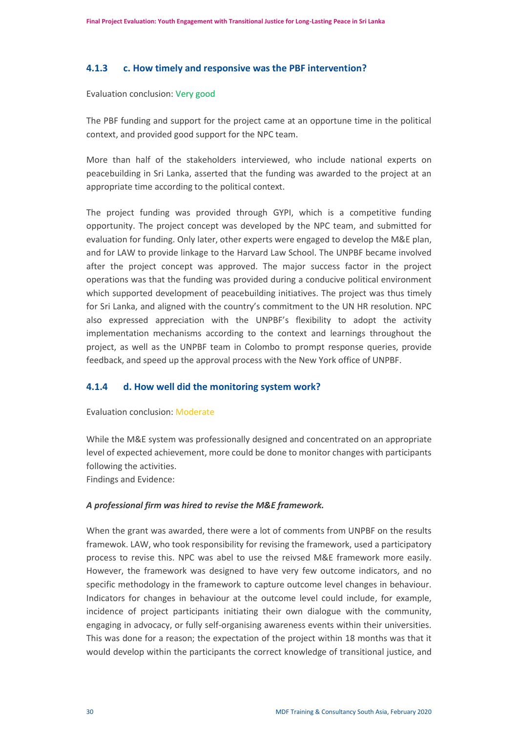### 4.1.3 c. How timely and responsive was the PBF intervention?

Evaluation conclusion: Very good

The PBF funding and support for the project came at an opportune time in the political context, and provided good support for the NPC team.

More than half of the stakeholders interviewed, who include national experts on peacebuilding in Sri Lanka, asserted that the funding was awarded to the project at an appropriate time according to the political context.

The project funding was provided through GYPI, which is a competitive funding opportunity. The project concept was developed by the NPC team, and submitted for evaluation for funding. Only later, other experts were engaged to develop the M&E plan, and for LAW to provide linkage to the Harvard Law School. The UNPBF became involved after the project concept was approved. The major success factor in the project operations was that the funding was provided during a conducive political environment which supported development of peacebuilding initiatives. The project was thus timely for Sri Lanka, and aligned with the country's commitment to the UN HR resolution. NPC also expressed appreciation with the UNPBF's flexibility to adopt the activity implementation mechanisms according to the context and learnings throughout the project, as well as the UNPBF team in Colombo to prompt response queries, provide feedback, and speed up the approval process with the New York office of UNPBF.

### 4.1.4 d. How well did the monitoring system work?

Evaluation conclusion: Moderate

While the M&E system was professionally designed and concentrated on an appropriate level of expected achievement, more could be done to monitor changes with participants following the activities.
Findings and Evidence:

***A professional firm was hired to revise the M&E framework.***

When the grant was awarded, there were a lot of comments from UNPBF on the results framewok. LAW, who took responsibility for revising the framework, used a participatory process to revise this. NPC was abel to use the reivsed M&E framework more easily. However, the framework was designed to have very few outcome indicators, and no specific methodology in the framework to capture outcome level changes in behaviour. Indicators for changes in behaviour at the outcome level could include, for example, incidence of project participants initiating their own dialogue with the community, engaging in advocacy, or fully self-organising awareness events within their universities. This was done for a reason; the expectation of the project within 18 months was that it would develop within the participants the correct knowledge of transitional justice, and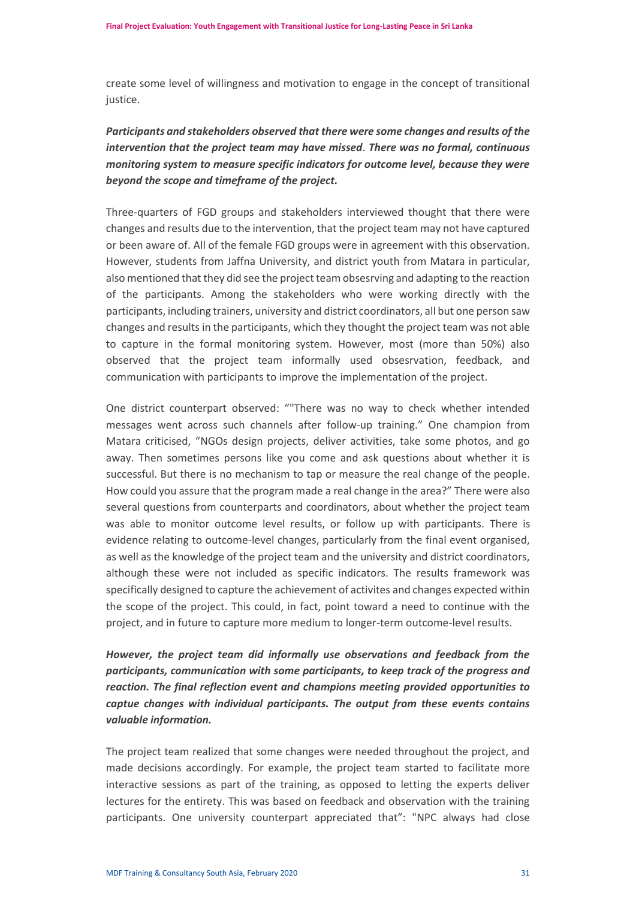create some level of willingness and motivation to engage in the concept of transitional justice.

***Participants and stakeholders observed that there were some changes and results of the intervention that the project team may have missed*. *There was no formal, continuous monitoring system to measure specific indicators for outcome level, because they were beyond the scope and timeframe of the project.***

Three-quarters of FGD groups and stakeholders interviewed thought that there were changes and results due to the intervention, that the project team may not have captured or been aware of. All of the female FGD groups were in agreement with this observation. However, students from Jaffna University, and district youth from Matara in particular, also mentioned that they did see the project team obsesrving and adapting to the reaction of the participants. Among the stakeholders who were working directly with the participants, including trainers, university and district coordinators, all but one person saw changes and results in the participants, which they thought the project team was not able to capture in the formal monitoring system. However, most (more than 50%) also observed that the project team informally used obsesrvation, feedback, and communication with participants to improve the implementation of the project.

One district counterpart observed: “"There was no way to check whether intended messages went across such channels after follow-up training.” One champion from Matara criticised, “NGOs design projects, deliver activities, take some photos, and go away. Then sometimes persons like you come and ask questions about whether it is successful. But there is no mechanism to tap or measure the real change of the people. How could you assure that the program made a real change in the area?” There were also several questions from counterparts and coordinators, about whether the project team was able to monitor outcome level results, or follow up with participants. There is evidence relating to outcome-level changes, particularly from the final event organised, as well as the knowledge of the project team and the university and district coordinators, although these were not included as specific indicators. The results framework was specifically designed to capture the achievement of activites and changes expected within the scope of the project. This could, in fact, point toward a need to continue with the project, and in future to capture more medium to longer-term outcome-level results.

***However, the project team did informally use observations and feedback from the participants, communication with some participants, to keep track of the progress and reaction. The final reflection event and champions meeting provided opportunities to captue changes with individual participants. The output from these events contains valuable information.***

The project team realized that some changes were needed throughout the project, and made decisions accordingly. For example, the project team started to facilitate more interactive sessions as part of the training, as opposed to letting the experts deliver lectures for the entirety. This was based on feedback and observation with the training participants. One university counterpart appreciated that”: "NPC always had close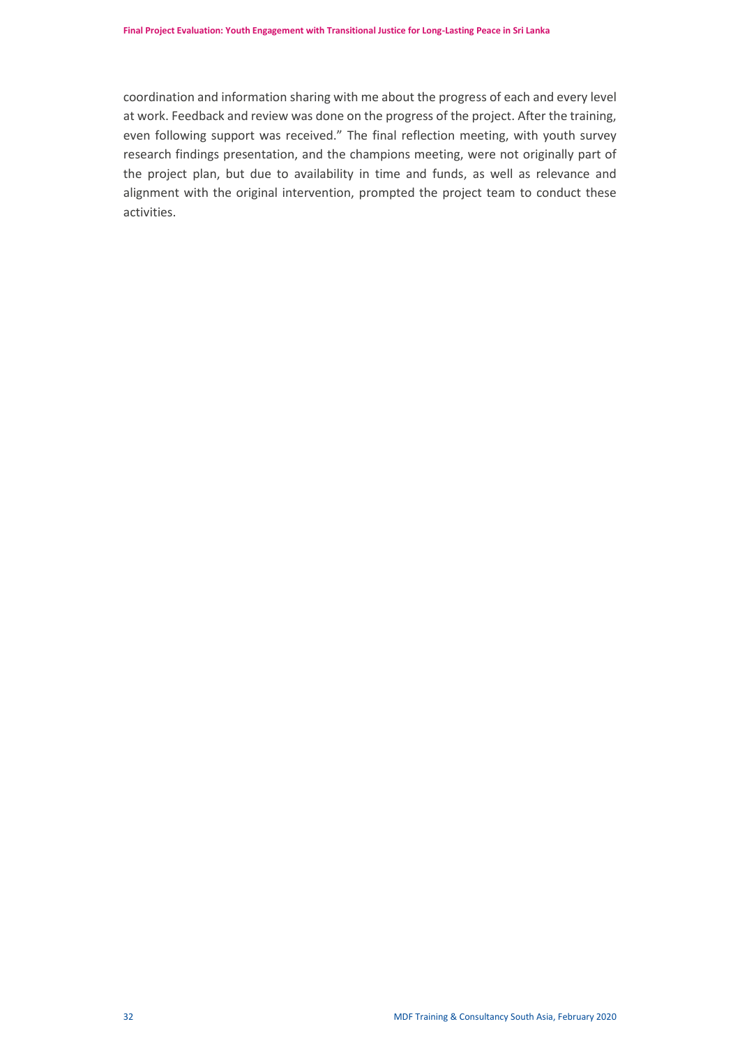coordination and information sharing with me about the progress of each and every level at work. Feedback and review was done on the progress of the project. After the training, even following support was received." The final reflection meeting, with youth survey research findings presentation, and the champions meeting, were not originally part of the project plan, but due to availability in time and funds, as well as relevance and alignment with the original intervention, prompted the project team to conduct these activities.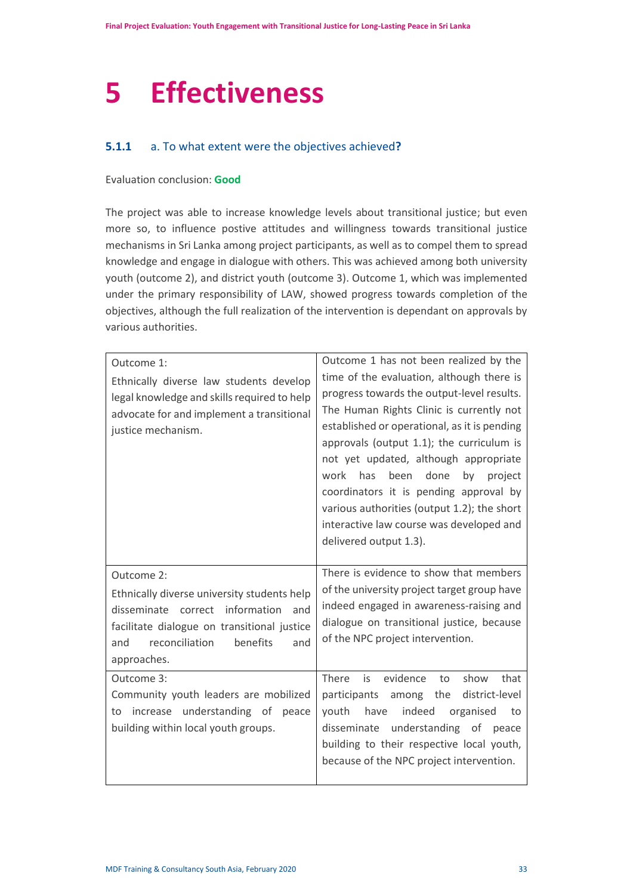# 5 Effectiveness

### 5.1.1 a. To what extent were the objectives achieved?

Evaluation conclusion: **Good**

The project was able to increase knowledge levels about transitional justice; but even more so, to influence postive attitudes and willingness towards transitional justice mechanisms in Sri Lanka among project participants, as well as to compel them to spread knowledge and engage in dialogue with others. This was achieved among both university youth (outcome 2), and district youth (outcome 3). Outcome 1, which was implemented under the primary responsibility of LAW, showed progress towards completion of the objectives, although the full realization of the intervention is dependant on approvals by various authorities.

| Outcome | Assessment |
|---|---|
| Outcome 1:<br>Ethnically diverse law students develop legal knowledge and skills required to help advocate for and implement a transitional justice mechanism. | Outcome 1 has not been realized by the time of the evaluation, although there is progress towards the output-level results. The Human Rights Clinic is currently not established or operational, as it is pending approvals (output 1.1); the curriculum is not yet updated, although appropriate work has been done by project coordinators it is pending approval by various authorities (output 1.2); the short interactive law course was developed and delivered output 1.3). |
| Outcome 2:<br>Ethnically diverse university students help disseminate correct information and facilitate dialogue on transitional justice and reconciliation benefits and approaches. | There is evidence to show that members of the university project target group have indeed engaged in awareness-raising and dialogue on transitional justice, because of the NPC project intervention. |
| Outcome 3:<br>Community youth leaders are mobilized to increase understanding of peace building within local youth groups. | There is evidence to show that participants among the district-level youth have indeed organised to disseminate understanding of peace building to their respective local youth, because of the NPC project intervention. |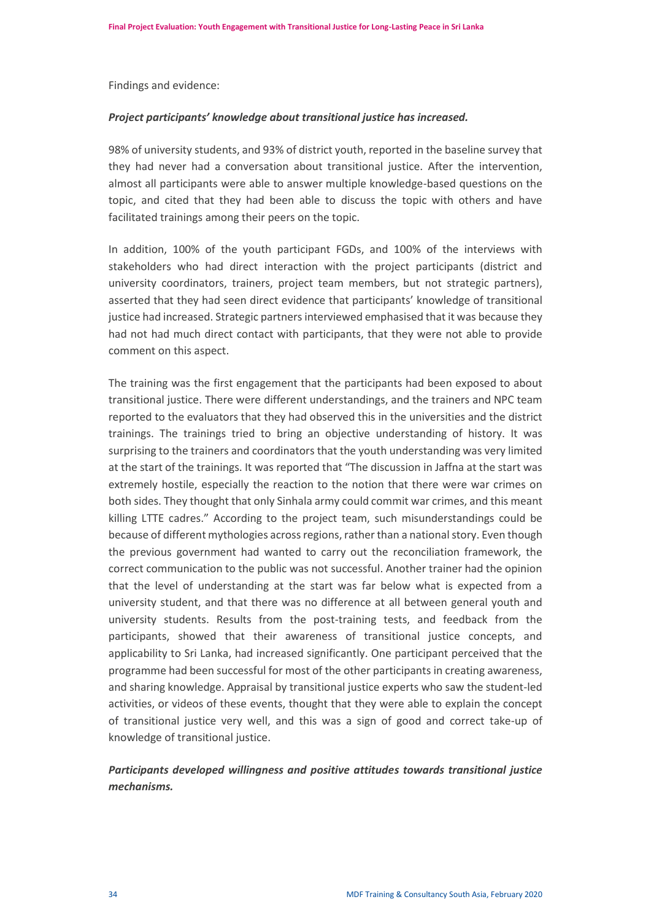Findings and evidence:

***Project participants' knowledge about transitional justice has increased.***

98% of university students, and 93% of district youth, reported in the baseline survey that they had never had a conversation about transitional justice. After the intervention, almost all participants were able to answer multiple knowledge-based questions on the topic, and cited that they had been able to discuss the topic with others and have facilitated trainings among their peers on the topic.

In addition, 100% of the youth participant FGDs, and 100% of the interviews with stakeholders who had direct interaction with the project participants (district and university coordinators, trainers, project team members, but not strategic partners), asserted that they had seen direct evidence that participants' knowledge of transitional justice had increased. Strategic partners interviewed emphasised that it was because they had not had much direct contact with participants, that they were not able to provide comment on this aspect.

The training was the first engagement that the participants had been exposed to about transitional justice. There were different understandings, and the trainers and NPC team reported to the evaluators that they had observed this in the universities and the district trainings. The trainings tried to bring an objective understanding of history. It was surprising to the trainers and coordinators that the youth understanding was very limited at the start of the trainings. It was reported that "The discussion in Jaffna at the start was extremely hostile, especially the reaction to the notion that there were war crimes on both sides. They thought that only Sinhala army could commit war crimes, and this meant killing LTTE cadres." According to the project team, such misunderstandings could be because of different mythologies across regions, rather than a national story. Even though the previous government had wanted to carry out the reconciliation framework, the correct communication to the public was not successful. Another trainer had the opinion that the level of understanding at the start was far below what is expected from a university student, and that there was no difference at all between general youth and university students. Results from the post-training tests, and feedback from the participants, showed that their awareness of transitional justice concepts, and applicability to Sri Lanka, had increased significantly. One participant perceived that the programme had been successful for most of the other participants in creating awareness, and sharing knowledge. Appraisal by transitional justice experts who saw the student-led activities, or videos of these events, thought that they were able to explain the concept of transitional justice very well, and this was a sign of good and correct take-up of knowledge of transitional justice.

***Participants developed willingness and positive attitudes towards transitional justice mechanisms.***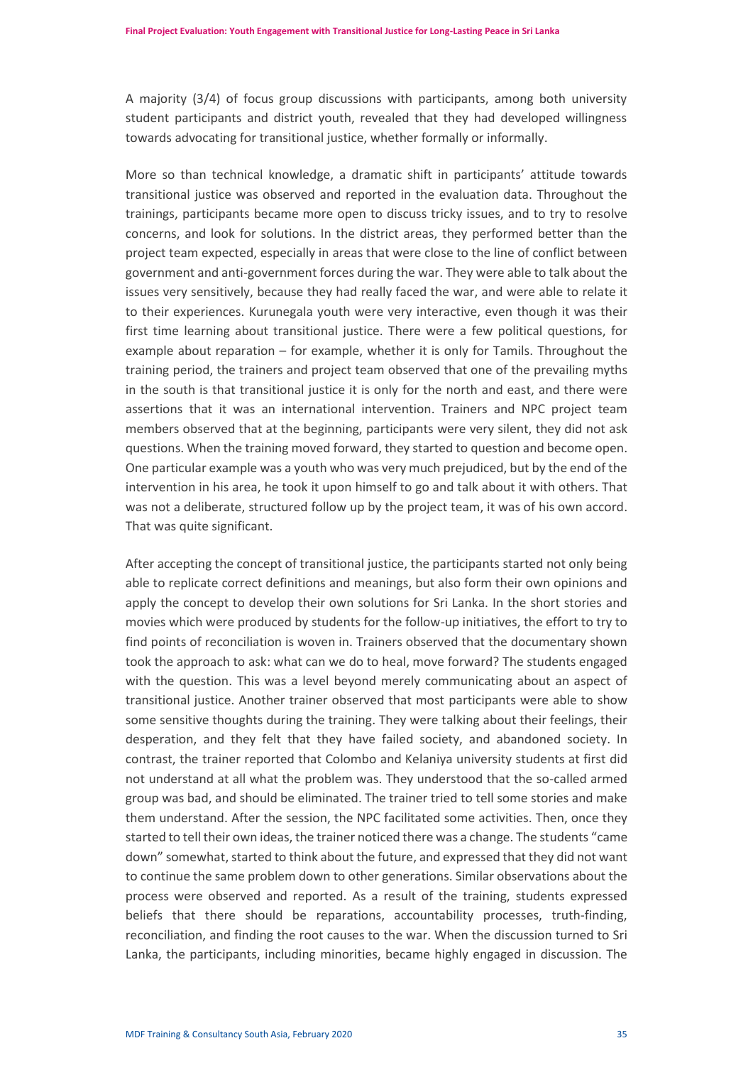A majority (3/4) of focus group discussions with participants, among both university student participants and district youth, revealed that they had developed willingness towards advocating for transitional justice, whether formally or informally.

More so than technical knowledge, a dramatic shift in participants' attitude towards transitional justice was observed and reported in the evaluation data. Throughout the trainings, participants became more open to discuss tricky issues, and to try to resolve concerns, and look for solutions. In the district areas, they performed better than the project team expected, especially in areas that were close to the line of conflict between government and anti-government forces during the war. They were able to talk about the issues very sensitively, because they had really faced the war, and were able to relate it to their experiences. Kurunegala youth were very interactive, even though it was their first time learning about transitional justice. There were a few political questions, for example about reparation – for example, whether it is only for Tamils. Throughout the training period, the trainers and project team observed that one of the prevailing myths in the south is that transitional justice it is only for the north and east, and there were assertions that it was an international intervention. Trainers and NPC project team members observed that at the beginning, participants were very silent, they did not ask questions. When the training moved forward, they started to question and become open. One particular example was a youth who was very much prejudiced, but by the end of the intervention in his area, he took it upon himself to go and talk about it with others. That was not a deliberate, structured follow up by the project team, it was of his own accord. That was quite significant.

After accepting the concept of transitional justice, the participants started not only being able to replicate correct definitions and meanings, but also form their own opinions and apply the concept to develop their own solutions for Sri Lanka. In the short stories and movies which were produced by students for the follow-up initiatives, the effort to try to find points of reconciliation is woven in. Trainers observed that the documentary shown took the approach to ask: what can we do to heal, move forward? The students engaged with the question. This was a level beyond merely communicating about an aspect of transitional justice. Another trainer observed that most participants were able to show some sensitive thoughts during the training. They were talking about their feelings, their desperation, and they felt that they have failed society, and abandoned society. In contrast, the trainer reported that Colombo and Kelaniya university students at first did not understand at all what the problem was. They understood that the so-called armed group was bad, and should be eliminated. The trainer tried to tell some stories and make them understand. After the session, the NPC facilitated some activities. Then, once they started to tell their own ideas, the trainer noticed there was a change. The students "came down" somewhat, started to think about the future, and expressed that they did not want to continue the same problem down to other generations. Similar observations about the process were observed and reported. As a result of the training, students expressed beliefs that there should be reparations, accountability processes, truth-finding, reconciliation, and finding the root causes to the war. When the discussion turned to Sri Lanka, the participants, including minorities, became highly engaged in discussion. The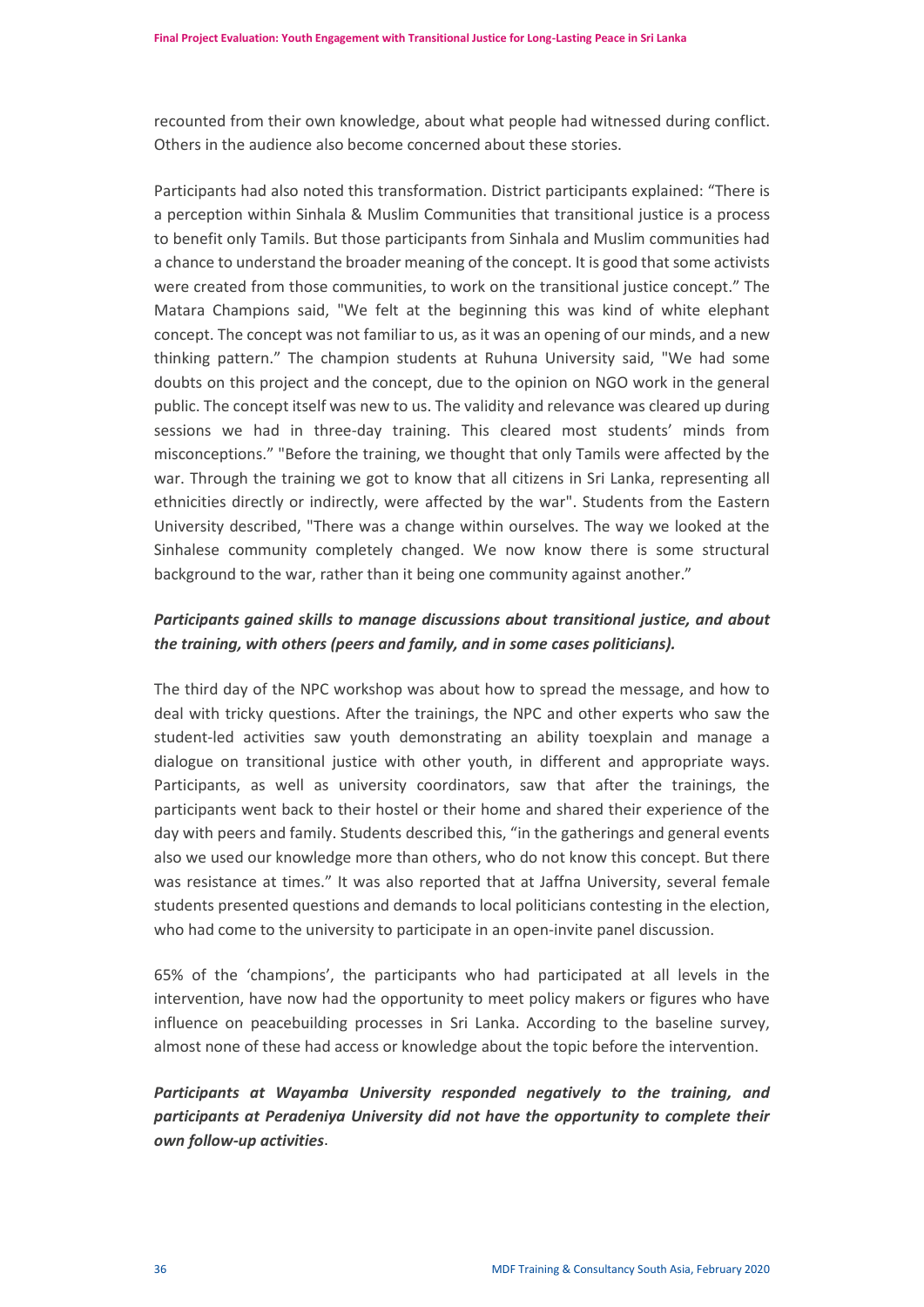recounted from their own knowledge, about what people had witnessed during conflict. Others in the audience also become concerned about these stories.

Participants had also noted this transformation. District participants explained: "There is a perception within Sinhala & Muslim Communities that transitional justice is a process to benefit only Tamils. But those participants from Sinhala and Muslim communities had a chance to understand the broader meaning of the concept. It is good that some activists were created from those communities, to work on the transitional justice concept." The Matara Champions said, "We felt at the beginning this was kind of white elephant concept. The concept was not familiar to us, as it was an opening of our minds, and a new thinking pattern." The champion students at Ruhuna University said, "We had some doubts on this project and the concept, due to the opinion on NGO work in the general public. The concept itself was new to us. The validity and relevance was cleared up during sessions we had in three-day training. This cleared most students' minds from misconceptions." "Before the training, we thought that only Tamils were affected by the war. Through the training we got to know that all citizens in Sri Lanka, representing all ethnicities directly or indirectly, were affected by the war". Students from the Eastern University described, "There was a change within ourselves. The way we looked at the Sinhalese community completely changed. We now know there is some structural background to the war, rather than it being one community against another."

***Participants gained skills to manage discussions about transitional justice, and about the training, with others (peers and family, and in some cases politicians).***

The third day of the NPC workshop was about how to spread the message, and how to deal with tricky questions. After the trainings, the NPC and other experts who saw the student-led activities saw youth demonstrating an ability toexplain and manage a dialogue on transitional justice with other youth, in different and appropriate ways. Participants, as well as university coordinators, saw that after the trainings, the participants went back to their hostel or their home and shared their experience of the day with peers and family. Students described this, "in the gatherings and general events also we used our knowledge more than others, who do not know this concept. But there was resistance at times." It was also reported that at Jaffna University, several female students presented questions and demands to local politicians contesting in the election, who had come to the university to participate in an open-invite panel discussion.

65% of the 'champions', the participants who had participated at all levels in the intervention, have now had the opportunity to meet policy makers or figures who have influence on peacebuilding processes in Sri Lanka. According to the baseline survey, almost none of these had access or knowledge about the topic before the intervention.

***Participants at Wayamba University responded negatively to the training, and participants at Peradeniya University did not have the opportunity to complete their own follow-up activities***.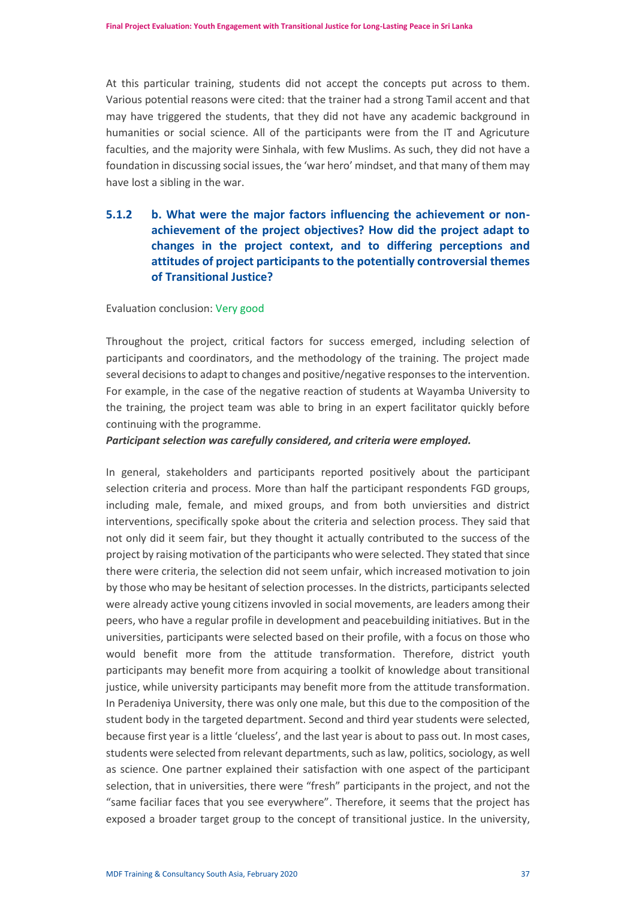At this particular training, students did not accept the concepts put across to them. Various potential reasons were cited: that the trainer had a strong Tamil accent and that may have triggered the students, that they did not have any academic background in humanities or social science. All of the participants were from the IT and Agricuture faculties, and the majority were Sinhala, with few Muslims. As such, they did not have a foundation in discussing social issues, the 'war hero' mindset, and that many of them may have lost a sibling in the war.

### 5.1.2 b. What were the major factors influencing the achievement or non-achievement of the project objectives? How did the project adapt to changes in the project context, and to differing perceptions and attitudes of project participants to the potentially controversial themes of Transitional Justice?

Evaluation conclusion: Very good

Throughout the project, critical factors for success emerged, including selection of participants and coordinators, and the methodology of the training. The project made several decisions to adapt to changes and positive/negative responses to the intervention. For example, in the case of the negative reaction of students at Wayamba University to the training, the project team was able to bring in an expert facilitator quickly before continuing with the programme.

***Participant selection was carefully considered, and criteria were employed.***

In general, stakeholders and participants reported positively about the participant selection criteria and process. More than half the participant respondents FGD groups, including male, female, and mixed groups, and from both unviersities and district interventions, specifically spoke about the criteria and selection process. They said that not only did it seem fair, but they thought it actually contributed to the success of the project by raising motivation of the participants who were selected. They stated that since there were criteria, the selection did not seem unfair, which increased motivation to join by those who may be hesitant of selection processes. In the districts, participants selected were already active young citizens invovled in social movements, are leaders among their peers, who have a regular profile in development and peacebuilding initiatives. But in the universities, participants were selected based on their profile, with a focus on those who would benefit more from the attitude transformation. Therefore, district youth participants may benefit more from acquiring a toolkit of knowledge about transitional justice, while university participants may benefit more from the attitude transformation. In Peradeniya University, there was only one male, but this due to the composition of the student body in the targeted department. Second and third year students were selected, because first year is a little 'clueless', and the last year is about to pass out. In most cases, students were selected from relevant departments, such as law, politics, sociology, as well as science. One partner explained their satisfaction with one aspect of the participant selection, that in universities, there were "fresh" participants in the project, and not the "same faciliar faces that you see everywhere". Therefore, it seems that the project has exposed a broader target group to the concept of transitional justice. In the university,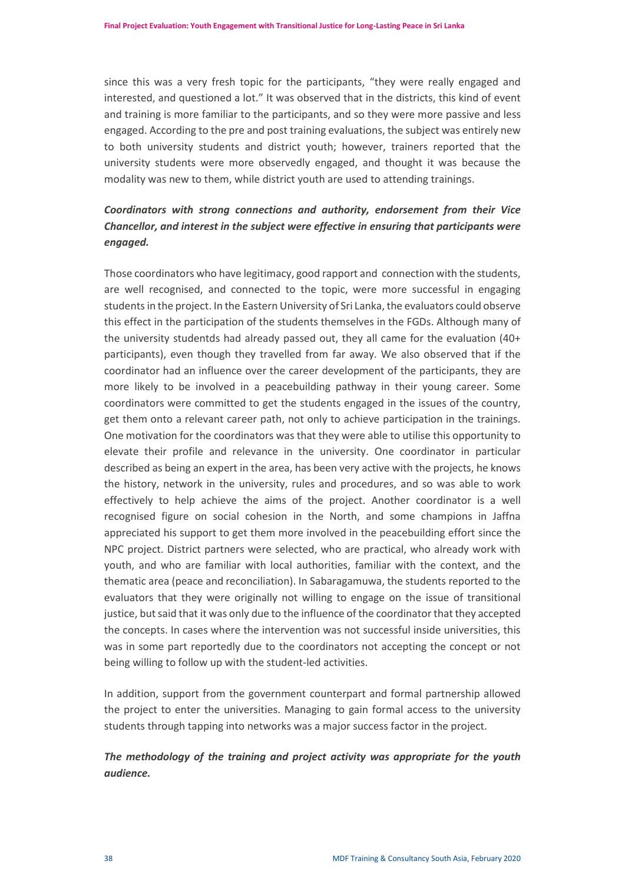since this was a very fresh topic for the participants, "they were really engaged and interested, and questioned a lot." It was observed that in the districts, this kind of event and training is more familiar to the participants, and so they were more passive and less engaged. According to the pre and post training evaluations, the subject was entirely new to both university students and district youth; however, trainers reported that the university students were more observedly engaged, and thought it was because the modality was new to them, while district youth are used to attending trainings.

***Coordinators with strong connections and authority, endorsement from their Vice Chancellor, and interest in the subject were effective in ensuring that participants were engaged.***

Those coordinators who have legitimacy, good rapport and connection with the students, are well recognised, and connected to the topic, were more successful in engaging students in the project. In the Eastern University of Sri Lanka, the evaluators could observe this effect in the participation of the students themselves in the FGDs. Although many of the university studentds had already passed out, they all came for the evaluation (40+ participants), even though they travelled from far away. We also observed that if the coordinator had an influence over the career development of the participants, they are more likely to be involved in a peacebuilding pathway in their young career. Some coordinators were committed to get the students engaged in the issues of the country, get them onto a relevant career path, not only to achieve participation in the trainings. One motivation for the coordinators was that they were able to utilise this opportunity to elevate their profile and relevance in the university. One coordinator in particular described as being an expert in the area, has been very active with the projects, he knows the history, network in the university, rules and procedures, and so was able to work effectively to help achieve the aims of the project. Another coordinator is a well recognised figure on social cohesion in the North, and some champions in Jaffna appreciated his support to get them more involved in the peacebuilding effort since the NPC project. District partners were selected, who are practical, who already work with youth, and who are familiar with local authorities, familiar with the context, and the thematic area (peace and reconciliation). In Sabaragamuwa, the students reported to the evaluators that they were originally not willing to engage on the issue of transitional justice, but said that it was only due to the influence of the coordinator that they accepted the concepts. In cases where the intervention was not successful inside universities, this was in some part reportedly due to the coordinators not accepting the concept or not being willing to follow up with the student-led activities.

In addition, support from the government counterpart and formal partnership allowed the project to enter the universities. Managing to gain formal access to the university students through tapping into networks was a major success factor in the project.

***The methodology of the training and project activity was appropriate for the youth audience.***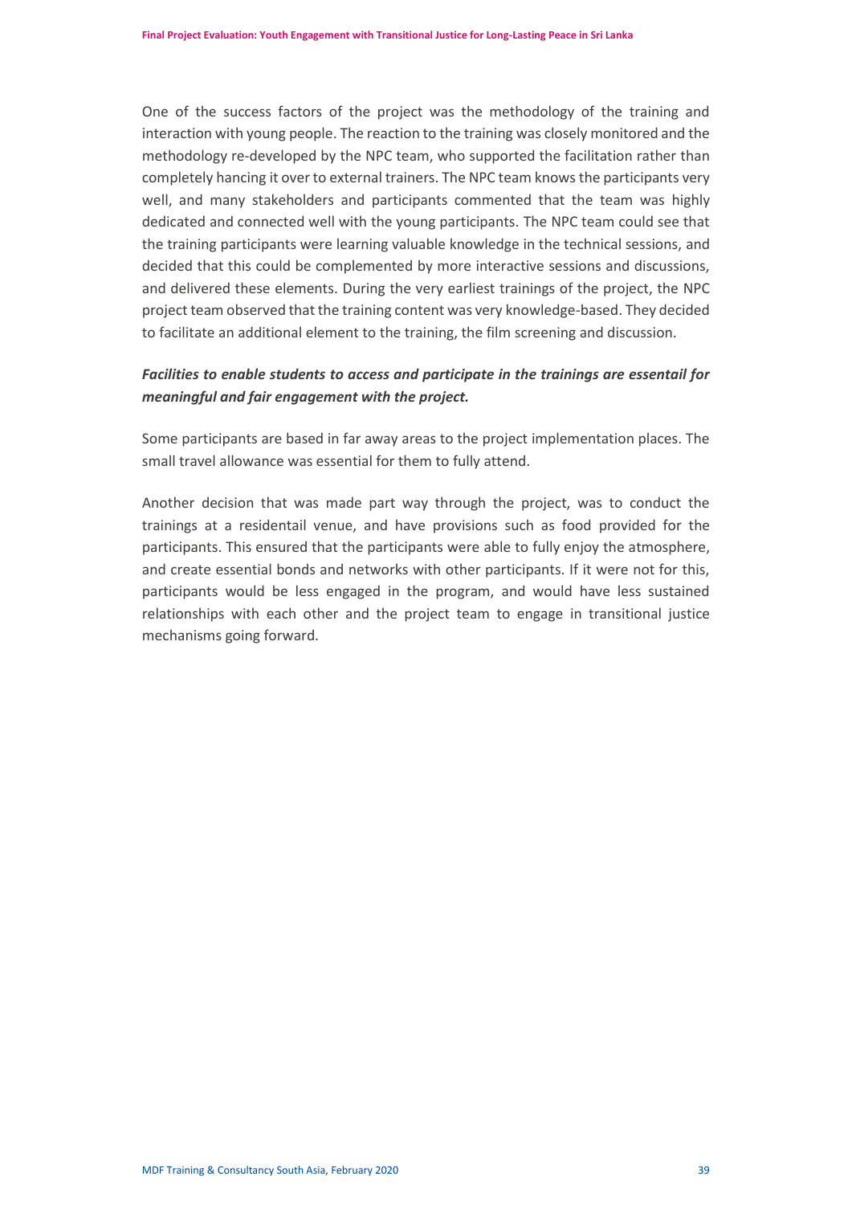One of the success factors of the project was the methodology of the training and interaction with young people. The reaction to the training was closely monitored and the methodology re-developed by the NPC team, who supported the facilitation rather than completely hancing it over to external trainers. The NPC team knows the participants very well, and many stakeholders and participants commented that the team was highly dedicated and connected well with the young participants. The NPC team could see that the training participants were learning valuable knowledge in the technical sessions, and decided that this could be complemented by more interactive sessions and discussions, and delivered these elements. During the very earliest trainings of the project, the NPC project team observed that the training content was very knowledge-based. They decided to facilitate an additional element to the training, the film screening and discussion.

***Facilities to enable students to access and participate in the trainings are essentail for meaningful and fair engagement with the project.***

Some participants are based in far away areas to the project implementation places. The small travel allowance was essential for them to fully attend.

Another decision that was made part way through the project, was to conduct the trainings at a residentail venue, and have provisions such as food provided for the participants. This ensured that the participants were able to fully enjoy the atmosphere, and create essential bonds and networks with other participants. If it were not for this, participants would be less engaged in the program, and would have less sustained relationships with each other and the project team to engage in transitional justice mechanisms going forward.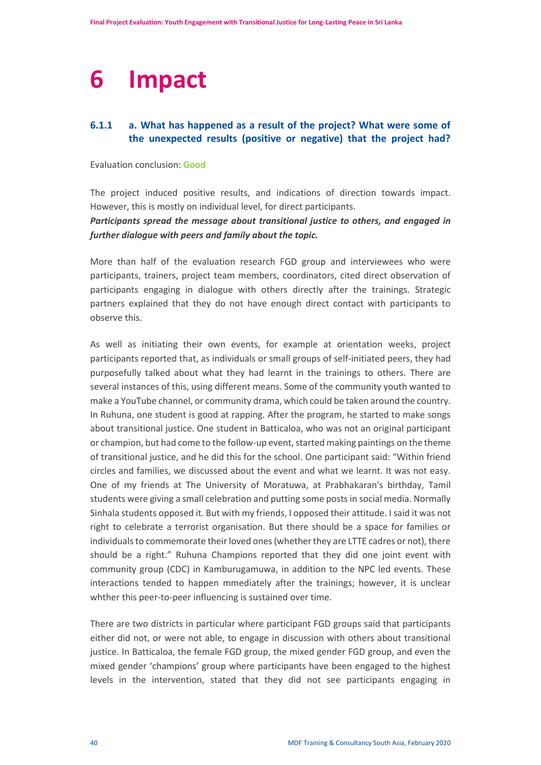# 6 Impact

### 6.1.1 a. What has happened as a result of the project? What were some of the unexpected results (positive or negative) that the project had?

Evaluation conclusion: **Good**

The project induced positive results, and indications of direction towards impact. However, this is mostly on individual level, for direct participants.

***Participants spread the message about transitional justice to others, and engaged in further dialogue with peers and family about the topic.***

More than half of the evaluation research FGD group and interviewees who were participants, trainers, project team members, coordinators, cited direct observation of participants engaging in dialogue with others directly after the trainings. Strategic partners explained that they do not have enough direct contact with participants to observe this.

As well as initiating their own events, for example at orientation weeks, project participants reported that, as individuals or small groups of self-initiated peers, they had purposefully talked about what they had learnt in the trainings to others. There are several instances of this, using different means. Some of the community youth wanted to make a YouTube channel, or community drama, which could be taken around the country. In Ruhuna, one student is good at rapping. After the program, he started to make songs about transitional justice. One student in Batticaloa, who was not an original participant or champion, but had come to the follow-up event, started making paintings on the theme of transitional justice, and he did this for the school. One participant said: "Within friend circles and families, we discussed about the event and what we learnt. It was not easy. One of my friends at The University of Moratuwa, at Prabhakaran's birthday, Tamil students were giving a small celebration and putting some posts in social media. Normally Sinhala students opposed it. But with my friends, I opposed their attitude. I said it was not right to celebrate a terrorist organisation. But there should be a space for families or individuals to commemorate their loved ones (whether they are LTTE cadres or not), there should be a right." Ruhuna Champions reported that they did one joint event with community group (CDC) in Kamburugamuwa, in addition to the NPC led events. These interactions tended to happen mmediately after the trainings; however, it is unclear whther this peer-to-peer influencing is sustained over time.

There are two districts in particular where participant FGD groups said that participants either did not, or were not able, to engage in discussion with others about transitional justice. In Batticaloa, the female FGD group, the mixed gender FGD group, and even the mixed gender 'champions' group where participants have been engaged to the highest levels in the intervention, stated that they did not see participants engaging in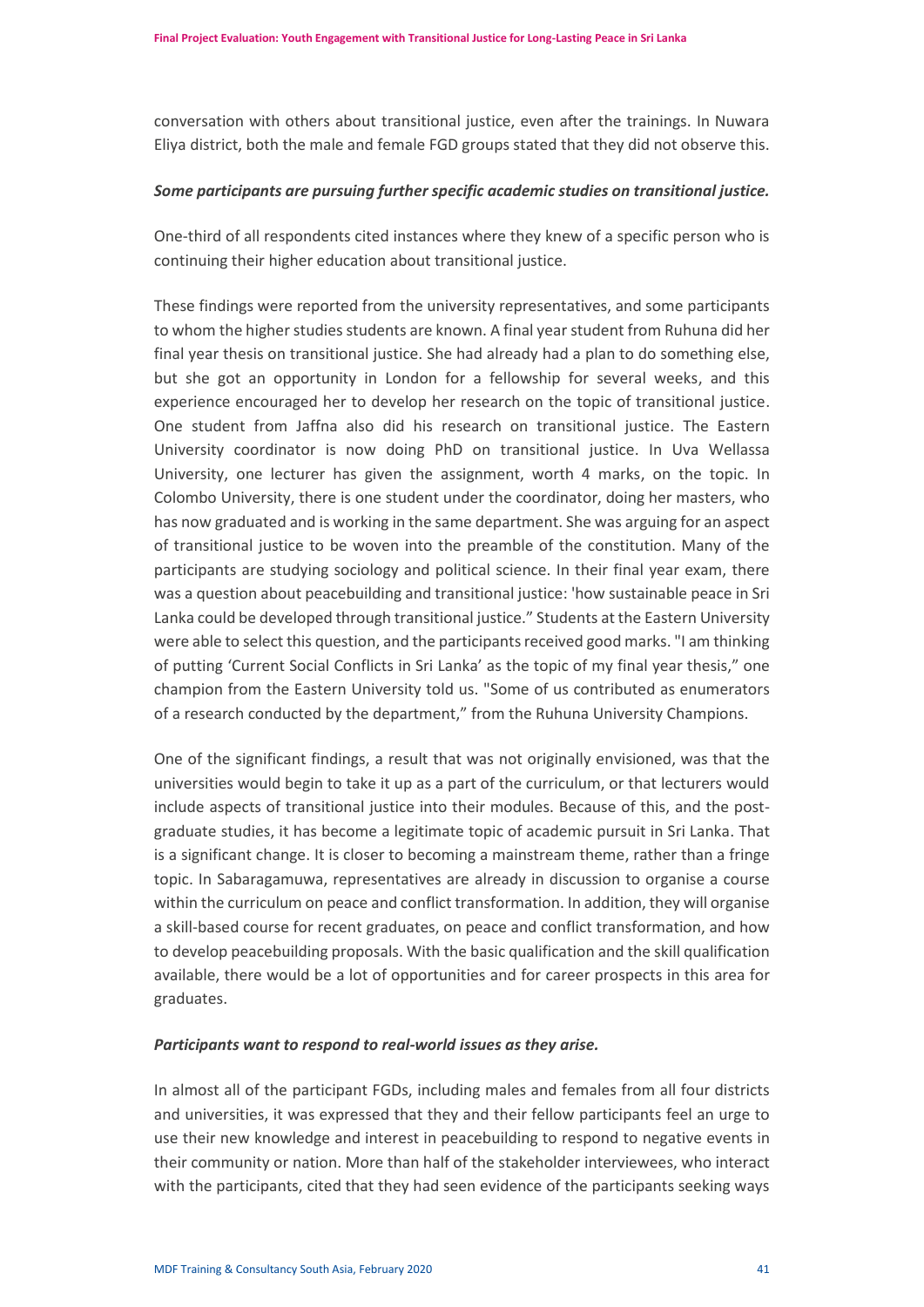conversation with others about transitional justice, even after the trainings. In Nuwara Eliya district, both the male and female FGD groups stated that they did not observe this.

***Some participants are pursuing further specific academic studies on transitional justice.***

One-third of all respondents cited instances where they knew of a specific person who is continuing their higher education about transitional justice.

These findings were reported from the university representatives, and some participants to whom the higher studies students are known. A final year student from Ruhuna did her final year thesis on transitional justice. She had already had a plan to do something else, but she got an opportunity in London for a fellowship for several weeks, and this experience encouraged her to develop her research on the topic of transitional justice. One student from Jaffna also did his research on transitional justice. The Eastern University coordinator is now doing PhD on transitional justice. In Uva Wellassa University, one lecturer has given the assignment, worth 4 marks, on the topic. In Colombo University, there is one student under the coordinator, doing her masters, who has now graduated and is working in the same department. She was arguing for an aspect of transitional justice to be woven into the preamble of the constitution. Many of the participants are studying sociology and political science. In their final year exam, there was a question about peacebuilding and transitional justice: 'how sustainable peace in Sri Lanka could be developed through transitional justice." Students at the Eastern University were able to select this question, and the participants received good marks. "I am thinking of putting 'Current Social Conflicts in Sri Lanka' as the topic of my final year thesis," one champion from the Eastern University told us. "Some of us contributed as enumerators of a research conducted by the department," from the Ruhuna University Champions.

One of the significant findings, a result that was not originally envisioned, was that the universities would begin to take it up as a part of the curriculum, or that lecturers would include aspects of transitional justice into their modules. Because of this, and the post-graduate studies, it has become a legitimate topic of academic pursuit in Sri Lanka. That is a significant change. It is closer to becoming a mainstream theme, rather than a fringe topic. In Sabaragamuwa, representatives are already in discussion to organise a course within the curriculum on peace and conflict transformation. In addition, they will organise a skill-based course for recent graduates, on peace and conflict transformation, and how to develop peacebuilding proposals. With the basic qualification and the skill qualification available, there would be a lot of opportunities and for career prospects in this area for graduates.

***Participants want to respond to real-world issues as they arise.***

In almost all of the participant FGDs, including males and females from all four districts and universities, it was expressed that they and their fellow participants feel an urge to use their new knowledge and interest in peacebuilding to respond to negative events in their community or nation. More than half of the stakeholder interviewees, who interact with the participants, cited that they had seen evidence of the participants seeking ways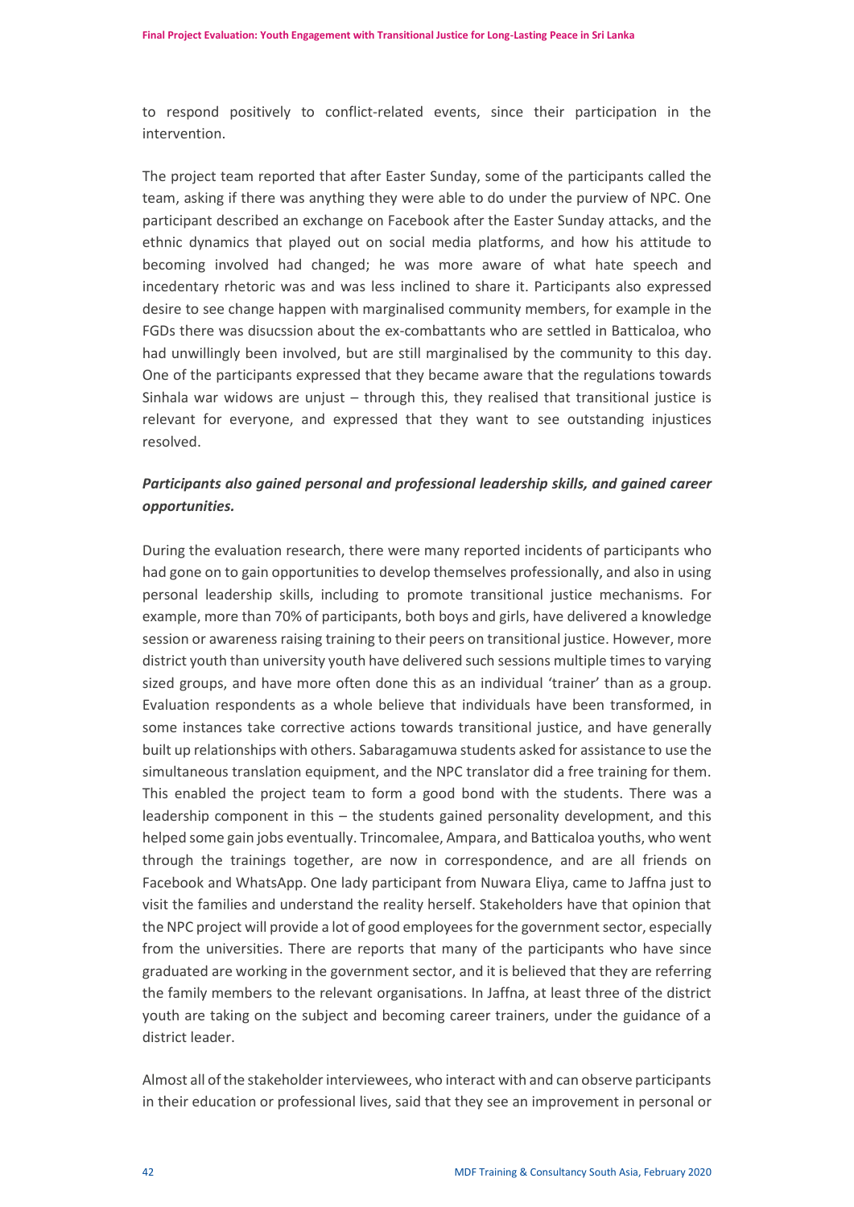to respond positively to conflict-related events, since their participation in the intervention.

The project team reported that after Easter Sunday, some of the participants called the team, asking if there was anything they were able to do under the purview of NPC. One participant described an exchange on Facebook after the Easter Sunday attacks, and the ethnic dynamics that played out on social media platforms, and how his attitude to becoming involved had changed; he was more aware of what hate speech and incedentary rhetoric was and was less inclined to share it. Participants also expressed desire to see change happen with marginalised community members, for example in the FGDs there was disucssion about the ex-combattants who are settled in Batticaloa, who had unwillingly been involved, but are still marginalised by the community to this day. One of the participants expressed that they became aware that the regulations towards Sinhala war widows are unjust – through this, they realised that transitional justice is relevant for everyone, and expressed that they want to see outstanding injustices resolved.

***Participants also gained personal and professional leadership skills, and gained career opportunities.***

During the evaluation research, there were many reported incidents of participants who had gone on to gain opportunities to develop themselves professionally, and also in using personal leadership skills, including to promote transitional justice mechanisms. For example, more than 70% of participants, both boys and girls, have delivered a knowledge session or awareness raising training to their peers on transitional justice. However, more district youth than university youth have delivered such sessions multiple times to varying sized groups, and have more often done this as an individual 'trainer' than as a group. Evaluation respondents as a whole believe that individuals have been transformed, in some instances take corrective actions towards transitional justice, and have generally built up relationships with others. Sabaragamuwa students asked for assistance to use the simultaneous translation equipment, and the NPC translator did a free training for them. This enabled the project team to form a good bond with the students. There was a leadership component in this – the students gained personality development, and this helped some gain jobs eventually. Trincomalee, Ampara, and Batticaloa youths, who went through the trainings together, are now in correspondence, and are all friends on Facebook and WhatsApp. One lady participant from Nuwara Eliya, came to Jaffna just to visit the families and understand the reality herself. Stakeholders have that opinion that the NPC project will provide a lot of good employees for the government sector, especially from the universities. There are reports that many of the participants who have since graduated are working in the government sector, and it is believed that they are referring the family members to the relevant organisations. In Jaffna, at least three of the district youth are taking on the subject and becoming career trainers, under the guidance of a district leader.

Almost all of the stakeholder interviewees, who interact with and can observe participants in their education or professional lives, said that they see an improvement in personal or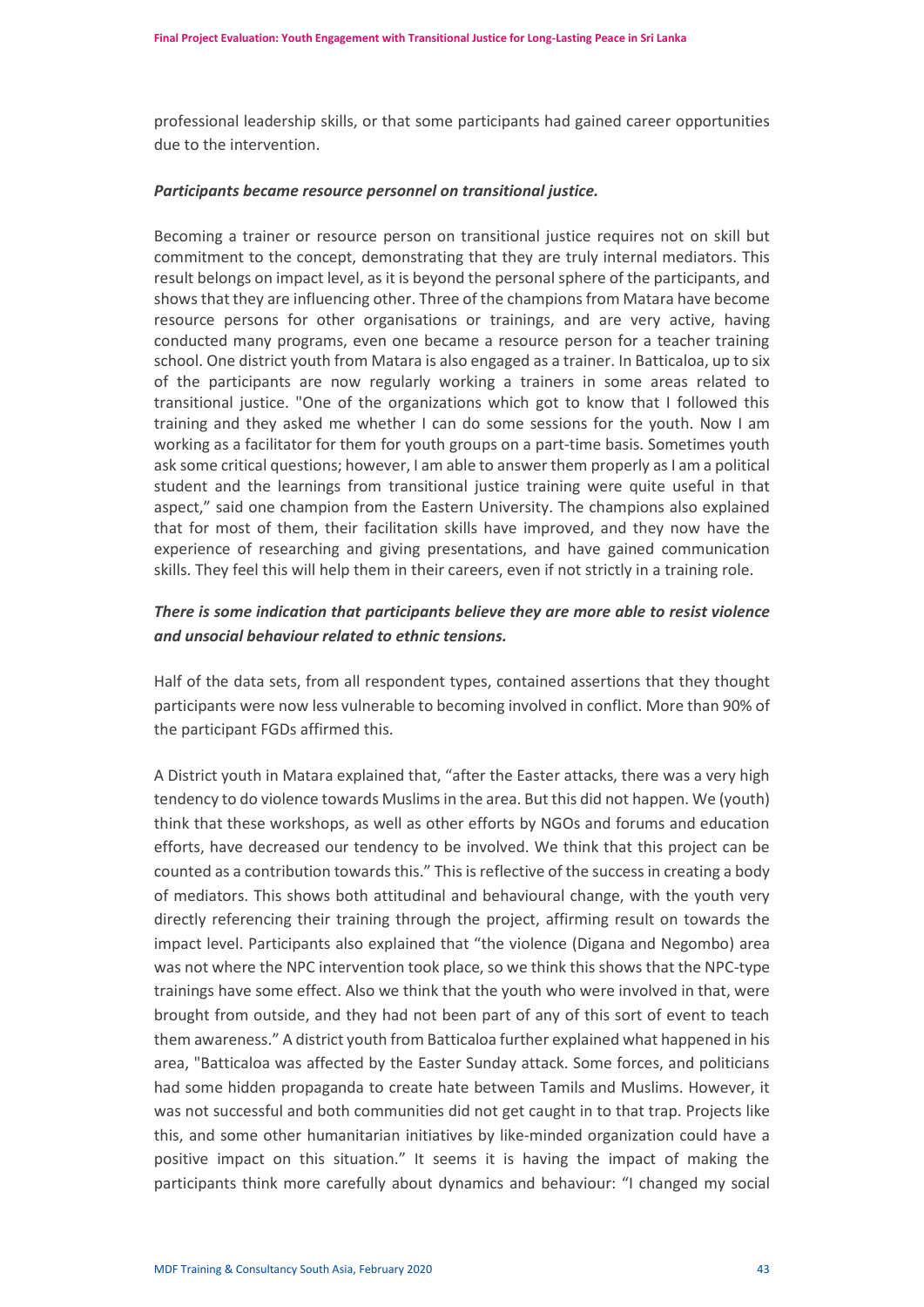professional leadership skills, or that some participants had gained career opportunities due to the intervention.

***Participants became resource personnel on transitional justice.***

Becoming a trainer or resource person on transitional justice requires not on skill but commitment to the concept, demonstrating that they are truly internal mediators. This result belongs on impact level, as it is beyond the personal sphere of the participants, and shows that they are influencing other. Three of the champions from Matara have become resource persons for other organisations or trainings, and are very active, having conducted many programs, even one became a resource person for a teacher training school. One district youth from Matara is also engaged as a trainer. In Batticaloa, up to six of the participants are now regularly working a trainers in some areas related to transitional justice. "One of the organizations which got to know that I followed this training and they asked me whether I can do some sessions for the youth. Now I am working as a facilitator for them for youth groups on a part-time basis. Sometimes youth ask some critical questions; however, I am able to answer them properly as I am a political student and the learnings from transitional justice training were quite useful in that aspect," said one champion from the Eastern University. The champions also explained that for most of them, their facilitation skills have improved, and they now have the experience of researching and giving presentations, and have gained communication skills. They feel this will help them in their careers, even if not strictly in a training role.

***There is some indication that participants believe they are more able to resist violence and unsocial behaviour related to ethnic tensions.***

Half of the data sets, from all respondent types, contained assertions that they thought participants were now less vulnerable to becoming involved in conflict. More than 90% of the participant FGDs affirmed this.

A District youth in Matara explained that, "after the Easter attacks, there was a very high tendency to do violence towards Muslims in the area. But this did not happen. We (youth) think that these workshops, as well as other efforts by NGOs and forums and education efforts, have decreased our tendency to be involved. We think that this project can be counted as a contribution towards this." This is reflective of the success in creating a body of mediators. This shows both attitudinal and behavioural change, with the youth very directly referencing their training through the project, affirming result on towards the impact level. Participants also explained that "the violence (Digana and Negombo) area was not where the NPC intervention took place, so we think this shows that the NPC-type trainings have some effect. Also we think that the youth who were involved in that, were brought from outside, and they had not been part of any of this sort of event to teach them awareness." A district youth from Batticaloa further explained what happened in his area, "Batticaloa was affected by the Easter Sunday attack. Some forces, and politicians had some hidden propaganda to create hate between Tamils and Muslims. However, it was not successful and both communities did not get caught in to that trap. Projects like this, and some other humanitarian initiatives by like-minded organization could have a positive impact on this situation." It seems it is having the impact of making the participants think more carefully about dynamics and behaviour: "I changed my social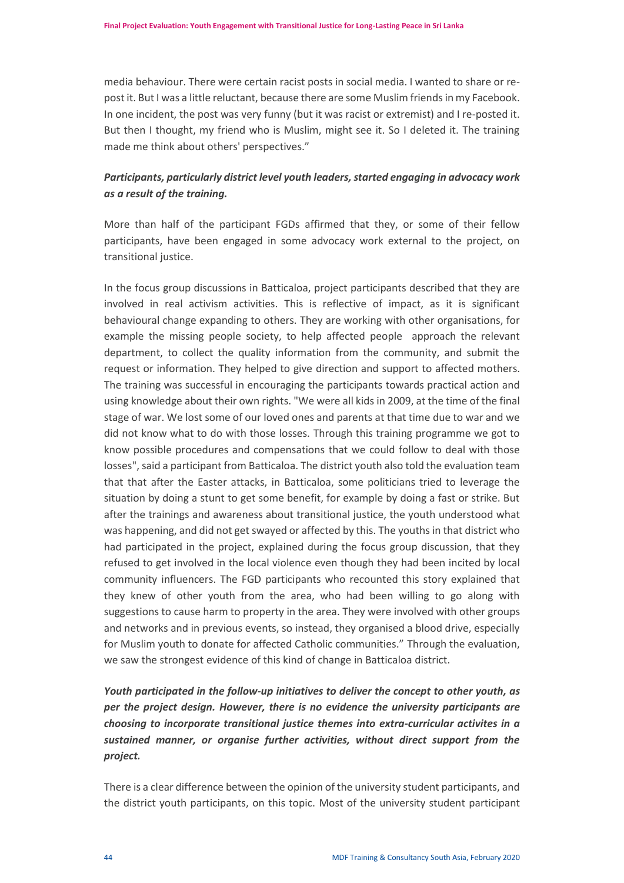media behaviour. There were certain racist posts in social media. I wanted to share or re-post it. But I was a little reluctant, because there are some Muslim friends in my Facebook. In one incident, the post was very funny (but it was racist or extremist) and I re-posted it. But then I thought, my friend who is Muslim, might see it. So I deleted it. The training made me think about others' perspectives."

***Participants, particularly district level youth leaders, started engaging in advocacy work as a result of the training.***

More than half of the participant FGDs affirmed that they, or some of their fellow participants, have been engaged in some advocacy work external to the project, on transitional justice.

In the focus group discussions in Batticaloa, project participants described that they are involved in real activism activities. This is reflective of impact, as it is significant behavioural change expanding to others. They are working with other organisations, for example the missing people society, to help affected people approach the relevant department, to collect the quality information from the community, and submit the request or information. They helped to give direction and support to affected mothers. The training was successful in encouraging the participants towards practical action and using knowledge about their own rights. "We were all kids in 2009, at the time of the final stage of war. We lost some of our loved ones and parents at that time due to war and we did not know what to do with those losses. Through this training programme we got to know possible procedures and compensations that we could follow to deal with those losses", said a participant from Batticaloa. The district youth also told the evaluation team that that after the Easter attacks, in Batticaloa, some politicians tried to leverage the situation by doing a stunt to get some benefit, for example by doing a fast or strike. But after the trainings and awareness about transitional justice, the youth understood what was happening, and did not get swayed or affected by this. The youths in that district who had participated in the project, explained during the focus group discussion, that they refused to get involved in the local violence even though they had been incited by local community influencers. The FGD participants who recounted this story explained that they knew of other youth from the area, who had been willing to go along with suggestions to cause harm to property in the area. They were involved with other groups and networks and in previous events, so instead, they organised a blood drive, especially for Muslim youth to donate for affected Catholic communities." Through the evaluation, we saw the strongest evidence of this kind of change in Batticaloa district.

***Youth participated in the follow-up initiatives to deliver the concept to other youth, as per the project design. However, there is no evidence the university participants are choosing to incorporate transitional justice themes into extra-curricular activites in a sustained manner, or organise further activities, without direct support from the project.***

There is a clear difference between the opinion of the university student participants, and the district youth participants, on this topic. Most of the university student participant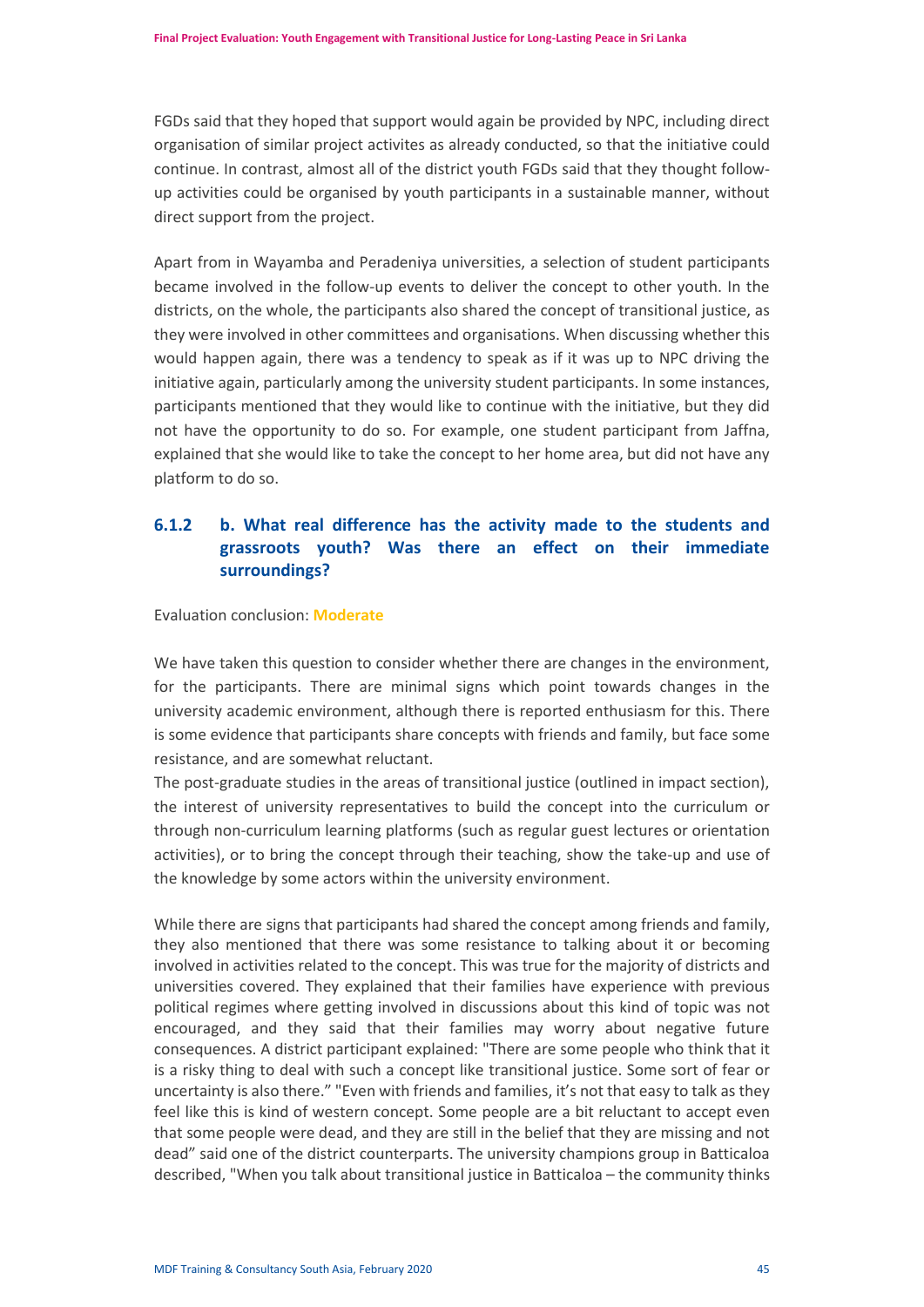FGDs said that they hoped that support would again be provided by NPC, including direct organisation of similar project activites as already conducted, so that the initiative could continue. In contrast, almost all of the district youth FGDs said that they thought follow-up activities could be organised by youth participants in a sustainable manner, without direct support from the project.

Apart from in Wayamba and Peradeniya universities, a selection of student participants became involved in the follow-up events to deliver the concept to other youth. In the districts, on the whole, the participants also shared the concept of transitional justice, as they were involved in other committees and organisations. When discussing whether this would happen again, there was a tendency to speak as if it was up to NPC driving the initiative again, particularly among the university student participants. In some instances, participants mentioned that they would like to continue with the initiative, but they did not have the opportunity to do so. For example, one student participant from Jaffna, explained that she would like to take the concept to her home area, but did not have any platform to do so.

### 6.1.2 b. What real difference has the activity made to the students and grassroots youth? Was there an effect on their immediate surroundings?

Evaluation conclusion: **Moderate**

We have taken this question to consider whether there are changes in the environment, for the participants. There are minimal signs which point towards changes in the university academic environment, although there is reported enthusiasm for this. There is some evidence that participants share concepts with friends and family, but face some resistance, and are somewhat reluctant.

The post-graduate studies in the areas of transitional justice (outlined in impact section), the interest of university representatives to build the concept into the curriculum or through non-curriculum learning platforms (such as regular guest lectures or orientation activities), or to bring the concept through their teaching, show the take-up and use of the knowledge by some actors within the university environment.

While there are signs that participants had shared the concept among friends and family, they also mentioned that there was some resistance to talking about it or becoming involved in activities related to the concept. This was true for the majority of districts and universities covered. They explained that their families have experience with previous political regimes where getting involved in discussions about this kind of topic was not encouraged, and they said that their families may worry about negative future consequences. A district participant explained: "There are some people who think that it is a risky thing to deal with such a concept like transitional justice. Some sort of fear or uncertainty is also there." "Even with friends and families, it's not that easy to talk as they feel like this is kind of western concept. Some people are a bit reluctant to accept even that some people were dead, and they are still in the belief that they are missing and not dead" said one of the district counterparts. The university champions group in Batticaloa described, "When you talk about transitional justice in Batticaloa – the community thinks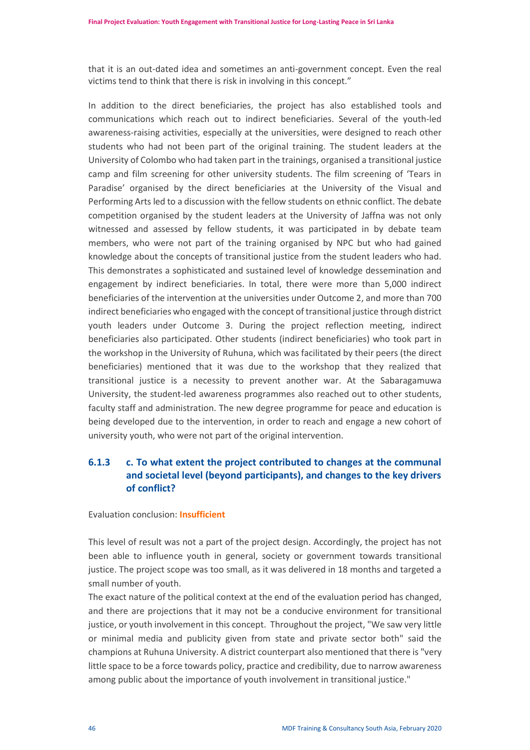that it is an out-dated idea and sometimes an anti-government concept. Even the real victims tend to think that there is risk in involving in this concept."

In addition to the direct beneficiaries, the project has also established tools and communications which reach out to indirect beneficiaries. Several of the youth-led awareness-raising activities, especially at the universities, were designed to reach other students who had not been part of the original training. The student leaders at the University of Colombo who had taken part in the trainings, organised a transitional justice camp and film screening for other university students. The film screening of 'Tears in Paradise' organised by the direct beneficiaries at the University of the Visual and Performing Arts led to a discussion with the fellow students on ethnic conflict. The debate competition organised by the student leaders at the University of Jaffna was not only witnessed and assessed by fellow students, it was participated in by debate team members, who were not part of the training organised by NPC but who had gained knowledge about the concepts of transitional justice from the student leaders who had. This demonstrates a sophisticated and sustained level of knowledge dessemination and engagement by indirect beneficiaries. In total, there were more than 5,000 indirect beneficiaries of the intervention at the universities under Outcome 2, and more than 700 indirect beneficiaries who engaged with the concept of transitional justice through district youth leaders under Outcome 3. During the project reflection meeting, indirect beneficiaries also participated. Other students (indirect beneficiaries) who took part in the workshop in the University of Ruhuna, which was facilitated by their peers (the direct beneficiaries) mentioned that it was due to the workshop that they realized that transitional justice is a necessity to prevent another war. At the Sabaragamuwa University, the student-led awareness programmes also reached out to other students, faculty staff and administration. The new degree programme for peace and education is being developed due to the intervention, in order to reach and engage a new cohort of university youth, who were not part of the original intervention.

### 6.1.3 c. To what extent the project contributed to changes at the communal and societal level (beyond participants), and changes to the key drivers of conflict?

Evaluation conclusion: **Insufficient**

This level of result was not a part of the project design. Accordingly, the project has not been able to influence youth in general, society or government towards transitional justice. The project scope was too small, as it was delivered in 18 months and targeted a small number of youth.

The exact nature of the political context at the end of the evaluation period has changed, and there are projections that it may not be a conducive environment for transitional justice, or youth involvement in this concept. Throughout the project, "We saw very little or minimal media and publicity given from state and private sector both" said the champions at Ruhuna University. A district counterpart also mentioned that there is "very little space to be a force towards policy, practice and credibility, due to narrow awareness among public about the importance of youth involvement in transitional justice."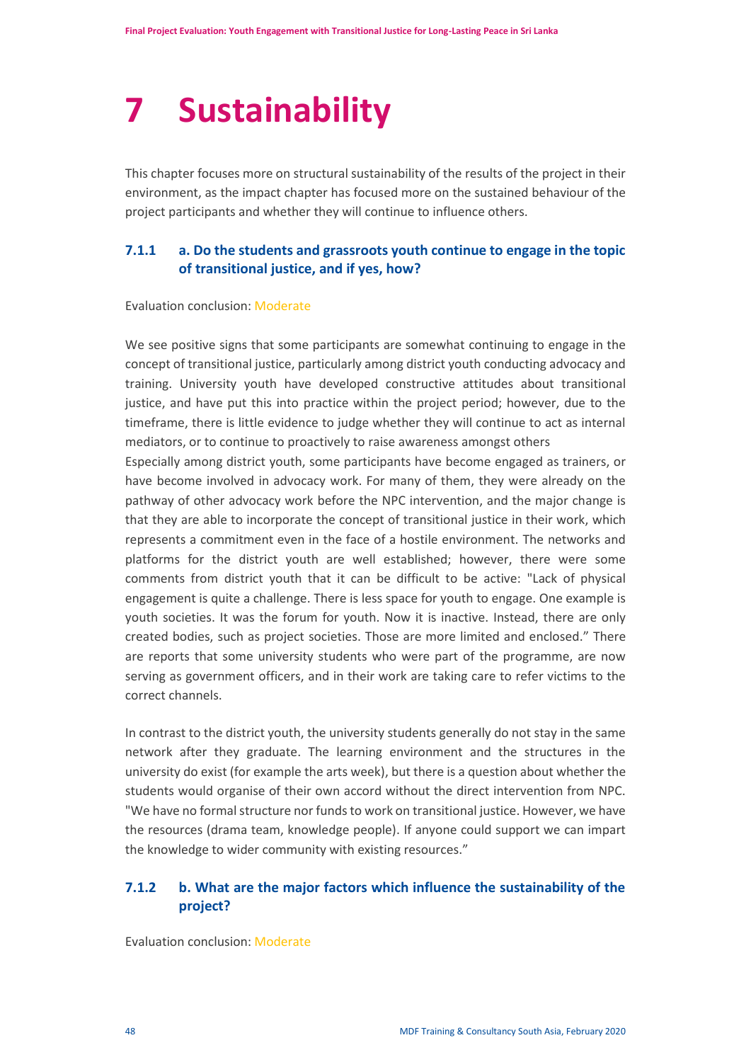# 7 Sustainability

This chapter focuses more on structural sustainability of the results of the project in their environment, as the impact chapter has focused more on the sustained behaviour of the project participants and whether they will continue to influence others.

### 7.1.1 a. Do the students and grassroots youth continue to engage in the topic of transitional justice, and if yes, how?

Evaluation conclusion: Moderate

We see positive signs that some participants are somewhat continuing to engage in the concept of transitional justice, particularly among district youth conducting advocacy and training. University youth have developed constructive attitudes about transitional justice, and have put this into practice within the project period; however, due to the timeframe, there is little evidence to judge whether they will continue to act as internal mediators, or to continue to proactively to raise awareness amongst others

Especially among district youth, some participants have become engaged as trainers, or have become involved in advocacy work. For many of them, they were already on the pathway of other advocacy work before the NPC intervention, and the major change is that they are able to incorporate the concept of transitional justice in their work, which represents a commitment even in the face of a hostile environment. The networks and platforms for the district youth are well established; however, there were some comments from district youth that it can be difficult to be active: "Lack of physical engagement is quite a challenge. There is less space for youth to engage. One example is youth societies. It was the forum for youth. Now it is inactive. Instead, there are only created bodies, such as project societies. Those are more limited and enclosed." There are reports that some university students who were part of the programme, are now serving as government officers, and in their work are taking care to refer victims to the correct channels.

In contrast to the district youth, the university students generally do not stay in the same network after they graduate. The learning environment and the structures in the university do exist (for example the arts week), but there is a question about whether the students would organise of their own accord without the direct intervention from NPC. "We have no formal structure nor funds to work on transitional justice. However, we have the resources (drama team, knowledge people). If anyone could support we can impart the knowledge to wider community with existing resources."

### 7.1.2 b. What are the major factors which influence the sustainability of the project?

Evaluation conclusion: Moderate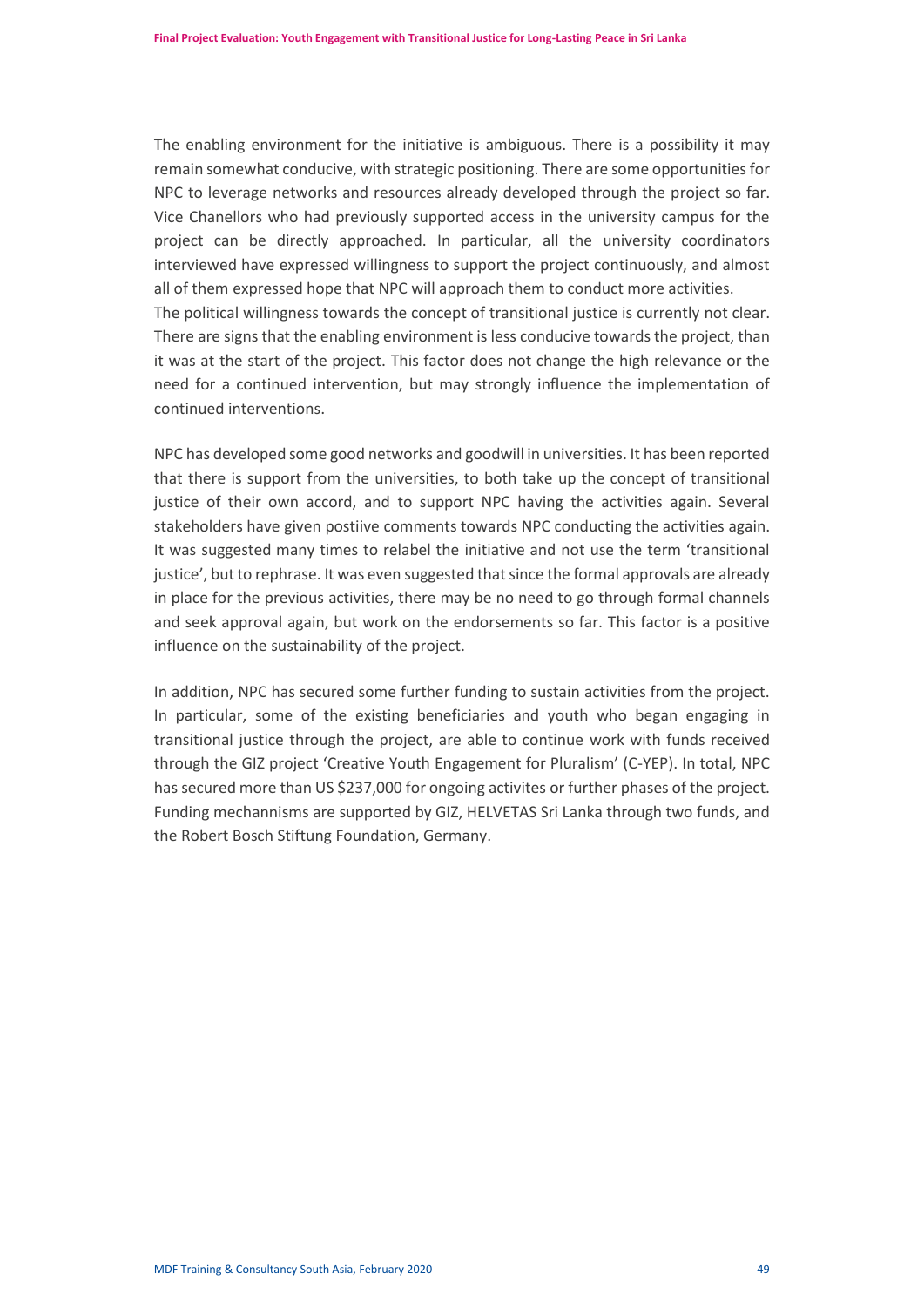The enabling environment for the initiative is ambiguous. There is a possibility it may remain somewhat conducive, with strategic positioning. There are some opportunities for NPC to leverage networks and resources already developed through the project so far. Vice Chanellors who had previously supported access in the university campus for the project can be directly approached. In particular, all the university coordinators interviewed have expressed willingness to support the project continuously, and almost all of them expressed hope that NPC will approach them to conduct more activities.
The political willingness towards the concept of transitional justice is currently not clear. There are signs that the enabling environment is less conducive towards the project, than it was at the start of the project. This factor does not change the high relevance or the need for a continued intervention, but may strongly influence the implementation of continued interventions.

NPC has developed some good networks and goodwill in universities. It has been reported that there is support from the universities, to both take up the concept of transitional justice of their own accord, and to support NPC having the activities again. Several stakeholders have given postiive comments towards NPC conducting the activities again. It was suggested many times to relabel the initiative and not use the term 'transitional justice', but to rephrase. It was even suggested that since the formal approvals are already in place for the previous activities, there may be no need to go through formal channels and seek approval again, but work on the endorsements so far. This factor is a positive influence on the sustainability of the project.

In addition, NPC has secured some further funding to sustain activities from the project. In particular, some of the existing beneficiaries and youth who began engaging in transitional justice through the project, are able to continue work with funds received through the GIZ project 'Creative Youth Engagement for Pluralism' (C-YEP). In total, NPC has secured more than US $237,000 for ongoing activites or further phases of the project. Funding mechannisms are supported by GIZ, HELVETAS Sri Lanka through two funds, and the Robert Bosch Stiftung Foundation, Germany.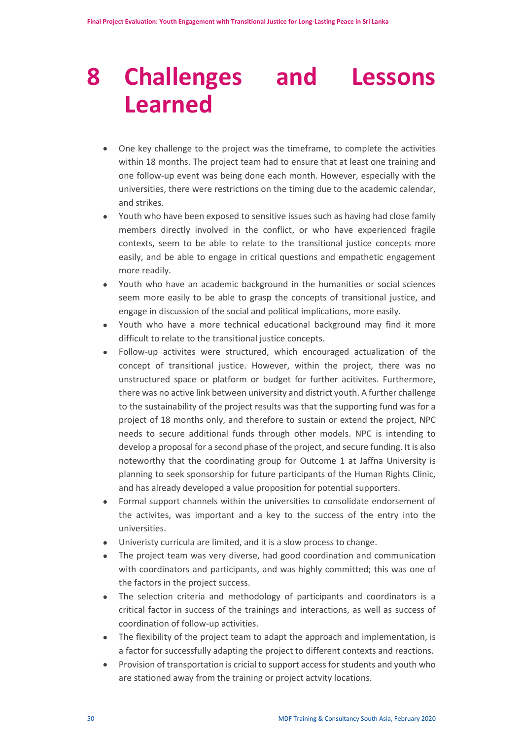# 8 Challenges and Lessons Learned

- One key challenge to the project was the timeframe, to complete the activities within 18 months. The project team had to ensure that at least one training and one follow-up event was being done each month. However, especially with the universities, there were restrictions on the timing due to the academic calendar, and strikes.
- Youth who have been exposed to sensitive issues such as having had close family members directly involved in the conflict, or who have experienced fragile contexts, seem to be able to relate to the transitional justice concepts more easily, and be able to engage in critical questions and empathetic engagement more readily.
- Youth who have an academic background in the humanities or social sciences seem more easily to be able to grasp the concepts of transitional justice, and engage in discussion of the social and political implications, more easily.
- Youth who have a more technical educational background may find it more difficult to relate to the transitional justice concepts.
- Follow-up activites were structured, which encouraged actualization of the concept of transitional justice. However, within the project, there was no unstructured space or platform or budget for further acitivites. Furthermore, there was no active link between university and district youth. A further challenge to the sustainability of the project results was that the supporting fund was for a project of 18 months only, and therefore to sustain or extend the project, NPC needs to secure additional funds through other models. NPC is intending to develop a proposal for a second phase of the project, and secure funding. It is also noteworthy that the coordinating group for Outcome 1 at Jaffna University is planning to seek sponsorship for future participants of the Human Rights Clinic, and has already developed a value proposition for potential supporters.
- Formal support channels within the universities to consolidate endorsement of the activites, was important and a key to the success of the entry into the universities.
- Univeristy curricula are limited, and it is a slow process to change.
- The project team was very diverse, had good coordination and communication with coordinators and participants, and was highly committed; this was one of the factors in the project success.
- The selection criteria and methodology of participants and coordinators is a critical factor in success of the trainings and interactions, as well as success of coordination of follow-up activities.
- The flexibility of the project team to adapt the approach and implementation, is a factor for successfully adapting the project to different contexts and reactions.
- Provision of transportation is cricial to support access for students and youth who are stationed away from the training or project actvity locations.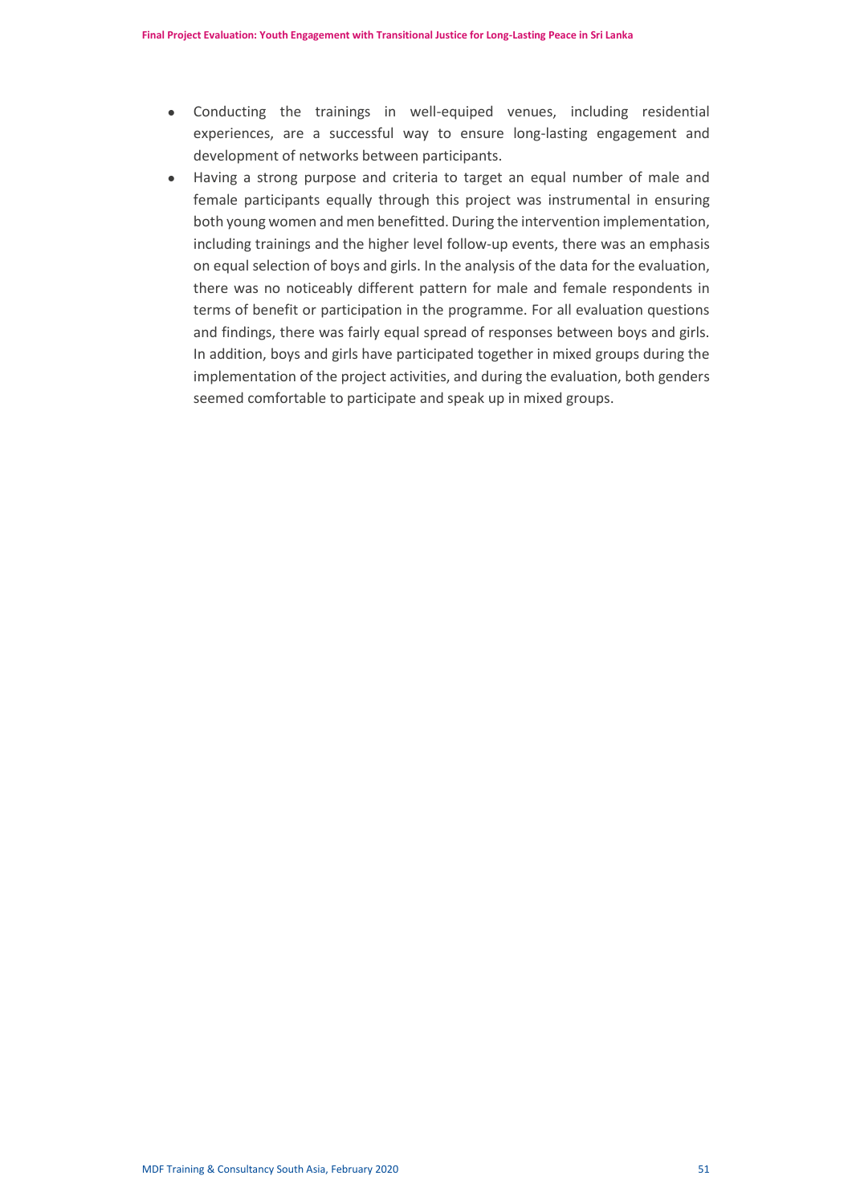- Conducting the trainings in well-equiped venues, including residential experiences, are a successful way to ensure long-lasting engagement and development of networks between participants.
- Having a strong purpose and criteria to target an equal number of male and female participants equally through this project was instrumental in ensuring both young women and men benefitted. During the intervention implementation, including trainings and the higher level follow-up events, there was an emphasis on equal selection of boys and girls. In the analysis of the data for the evaluation, there was no noticeably different pattern for male and female respondents in terms of benefit or participation in the programme. For all evaluation questions and findings, there was fairly equal spread of responses between boys and girls. In addition, boys and girls have participated together in mixed groups during the implementation of the project activities, and during the evaluation, both genders seemed comfortable to participate and speak up in mixed groups.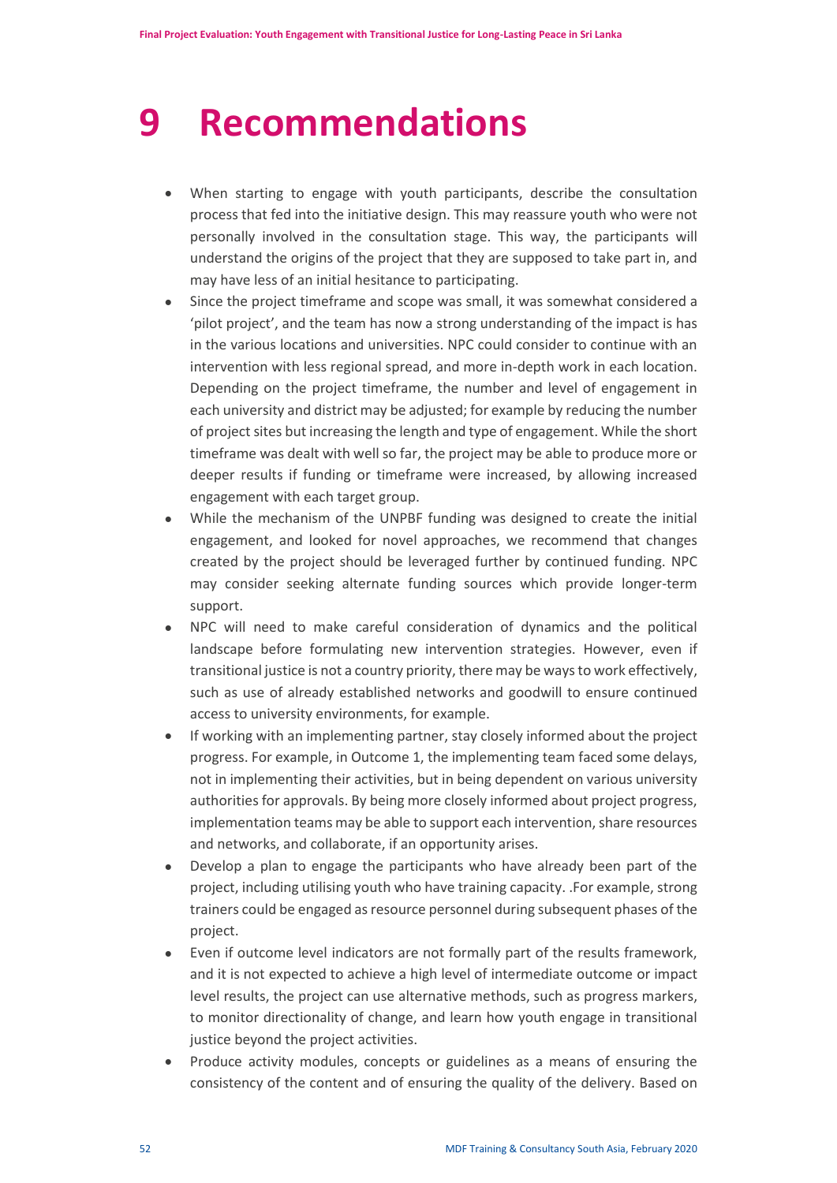# 9 Recommendations

- When starting to engage with youth participants, describe the consultation process that fed into the initiative design. This may reassure youth who were not personally involved in the consultation stage. This way, the participants will understand the origins of the project that they are supposed to take part in, and may have less of an initial hesitance to participating.
- Since the project timeframe and scope was small, it was somewhat considered a 'pilot project', and the team has now a strong understanding of the impact is has in the various locations and universities. NPC could consider to continue with an intervention with less regional spread, and more in-depth work in each location. Depending on the project timeframe, the number and level of engagement in each university and district may be adjusted; for example by reducing the number of project sites but increasing the length and type of engagement. While the short timeframe was dealt with well so far, the project may be able to produce more or deeper results if funding or timeframe were increased, by allowing increased engagement with each target group.
- While the mechanism of the UNPBF funding was designed to create the initial engagement, and looked for novel approaches, we recommend that changes created by the project should be leveraged further by continued funding. NPC may consider seeking alternate funding sources which provide longer-term support.
- NPC will need to make careful consideration of dynamics and the political landscape before formulating new intervention strategies. However, even if transitional justice is not a country priority, there may be ways to work effectively, such as use of already established networks and goodwill to ensure continued access to university environments, for example.
- If working with an implementing partner, stay closely informed about the project progress. For example, in Outcome 1, the implementing team faced some delays, not in implementing their activities, but in being dependent on various university authorities for approvals. By being more closely informed about project progress, implementation teams may be able to support each intervention, share resources and networks, and collaborate, if an opportunity arises.
- Develop a plan to engage the participants who have already been part of the project, including utilising youth who have training capacity. .For example, strong trainers could be engaged as resource personnel during subsequent phases of the project.
- Even if outcome level indicators are not formally part of the results framework, and it is not expected to achieve a high level of intermediate outcome or impact level results, the project can use alternative methods, such as progress markers, to monitor directionality of change, and learn how youth engage in transitional justice beyond the project activities.
- Produce activity modules, concepts or guidelines as a means of ensuring the consistency of the content and of ensuring the quality of the delivery. Based on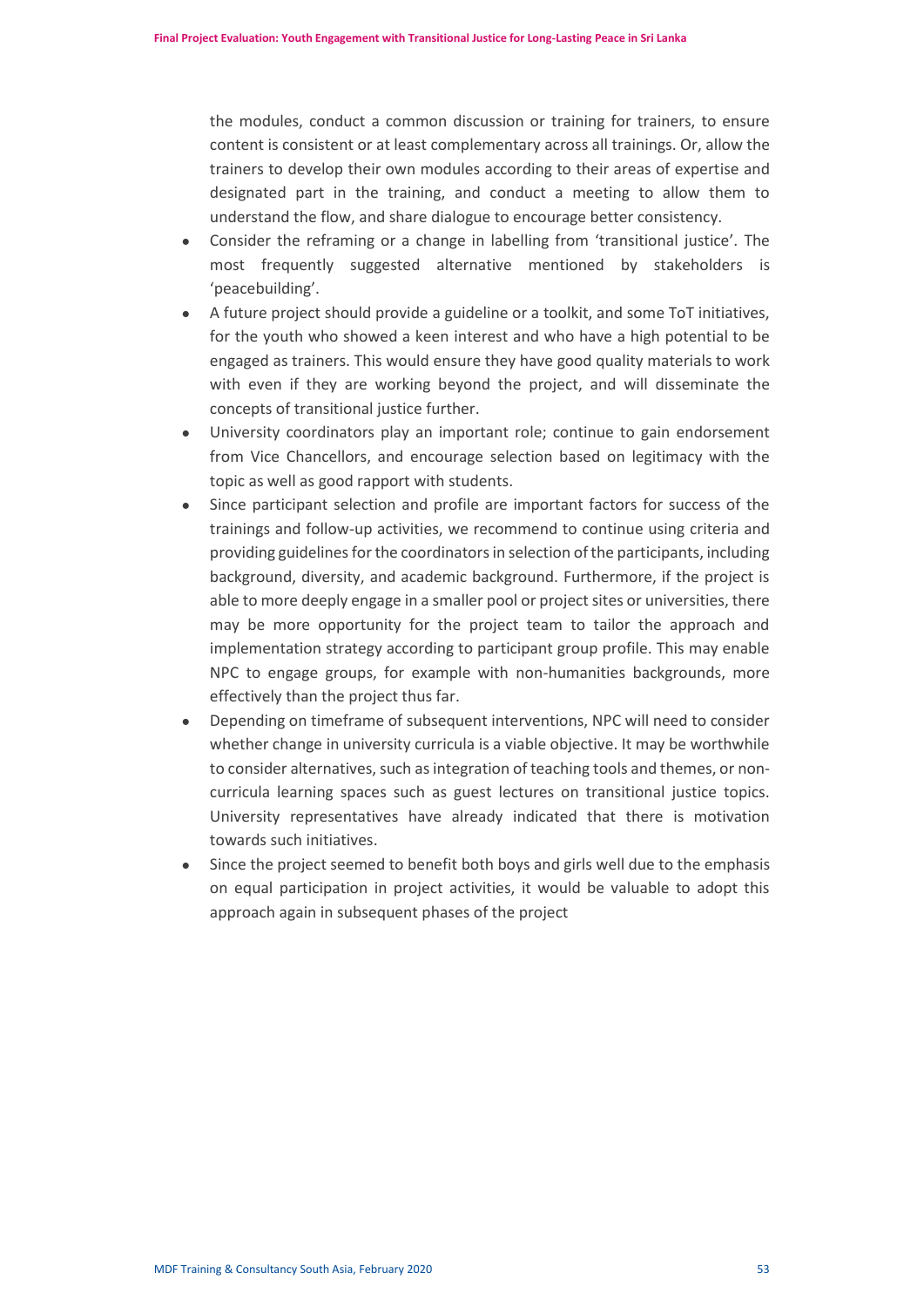the modules, conduct a common discussion or training for trainers, to ensure content is consistent or at least complementary across all trainings. Or, allow the trainers to develop their own modules according to their areas of expertise and designated part in the training, and conduct a meeting to allow them to understand the flow, and share dialogue to encourage better consistency.

- Consider the reframing or a change in labelling from 'transitional justice'. The most frequently suggested alternative mentioned by stakeholders is 'peacebuilding'.
- A future project should provide a guideline or a toolkit, and some ToT initiatives, for the youth who showed a keen interest and who have a high potential to be engaged as trainers. This would ensure they have good quality materials to work with even if they are working beyond the project, and will disseminate the concepts of transitional justice further.
- University coordinators play an important role; continue to gain endorsement from Vice Chancellors, and encourage selection based on legitimacy with the topic as well as good rapport with students.
- Since participant selection and profile are important factors for success of the trainings and follow-up activities, we recommend to continue using criteria and providing guidelines for the coordinators in selection of the participants, including background, diversity, and academic background. Furthermore, if the project is able to more deeply engage in a smaller pool or project sites or universities, there may be more opportunity for the project team to tailor the approach and implementation strategy according to participant group profile. This may enable NPC to engage groups, for example with non-humanities backgrounds, more effectively than the project thus far.
- Depending on timeframe of subsequent interventions, NPC will need to consider whether change in university curricula is a viable objective. It may be worthwhile to consider alternatives, such as integration of teaching tools and themes, or non-curricula learning spaces such as guest lectures on transitional justice topics. University representatives have already indicated that there is motivation towards such initiatives.
- Since the project seemed to benefit both boys and girls well due to the emphasis on equal participation in project activities, it would be valuable to adopt this approach again in subsequent phases of the project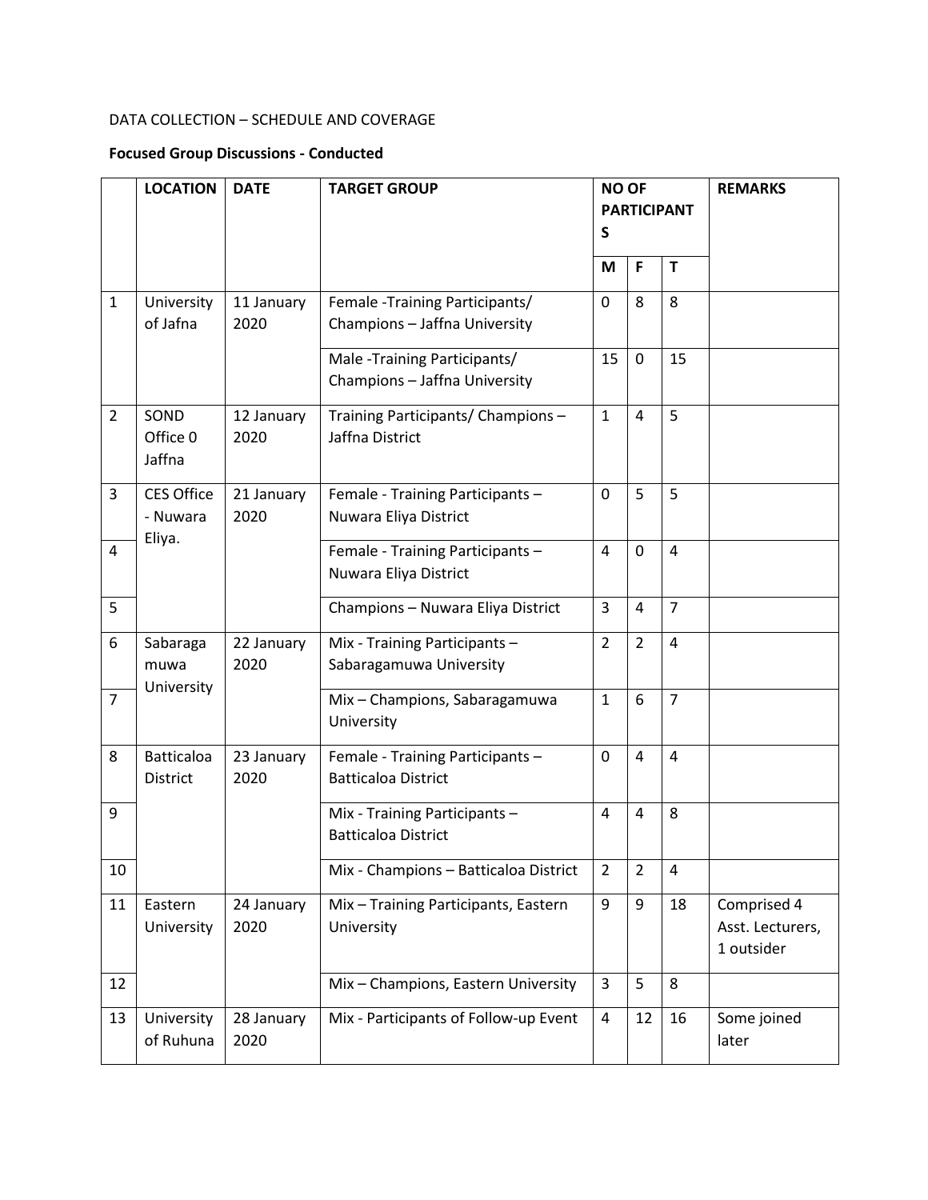DATA COLLECTION – SCHEDULE AND COVERAGE

**Focused Group Discussions - Conducted**

| | LOCATION | DATE | TARGET GROUP | NO OF PARTICIPANTS | | | REMARKS |
|---|---|---|---|---|---|---|---|
| | | | | M | F | T | |
| 1 | University of Jafna | 11 January 2020 | Female -Training Participants/ Champions – Jaffna University | 0 | 8 | 8 | |
| | | | Male -Training Participants/ Champions – Jaffna University | 15 | 0 | 15 | |
| 2 | SOND Office 0 Jaffna | 12 January 2020 | Training Participants/ Champions – Jaffna District | 1 | 4 | 5 | |
| 3 | CES Office - Nuwara Eliya. | 21 January 2020 | Female - Training Participants – Nuwara Eliya District | 0 | 5 | 5 | |
| 4 | | | Female - Training Participants – Nuwara Eliya District | 4 | 0 | 4 | |
| 5 | | | Champions – Nuwara Eliya District | 3 | 4 | 7 | |
| 6 | Sabaragamuwa University | 22 January 2020 | Mix - Training Participants – Sabaragamuwa University | 2 | 2 | 4 | |
| 7 | | | Mix – Champions, Sabaragamuwa University | 1 | 6 | 7 | |
| 8 | Batticaloa District | 23 January 2020 | Female - Training Participants – Batticaloa District | 0 | 4 | 4 | |
| 9 | | | Mix - Training Participants – Batticaloa District | 4 | 4 | 8 | |
| 10 | | | Mix - Champions – Batticaloa District | 2 | 2 | 4 | |
| 11 | Eastern University | 24 January 2020 | Mix – Training Participants, Eastern University | 9 | 9 | 18 | Comprised 4 Asst. Lecturers, 1 outsider |
| 12 | | | Mix – Champions, Eastern University | 3 | 5 | 8 | |
| 13 | University of Ruhuna | 28 January 2020 | Mix - Participants of Follow-up Event | 4 | 12 | 16 | Some joined later |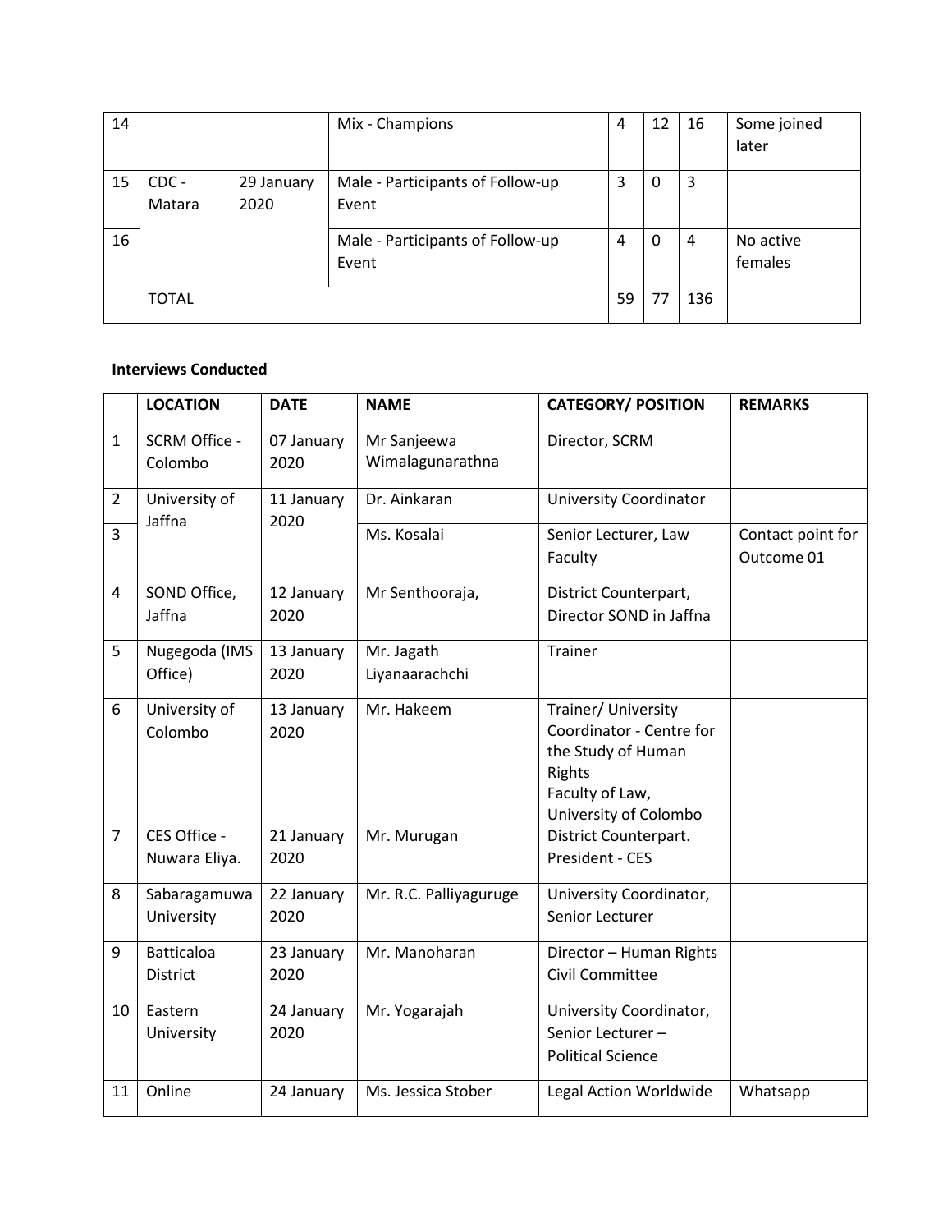| | | | | | | | |
|---|---|---|---|---|---|---|---|
| 14 | | | Mix - Champions | 4 | 12 | 16 | Some joined later |
| 15 | CDC - Matara | 29 January 2020 | Male - Participants of Follow-up Event | 3 | 0 | 3 | |
| 16 | | | Male - Participants of Follow-up Event | 4 | 0 | 4 | No active females |
| | TOTAL | | | 59 | 77 | 136 | |

**Interviews Conducted**

| | LOCATION | DATE | NAME | CATEGORY/ POSITION | REMARKS |
|---|---|---|---|---|---|
| 1 | SCRM Office - Colombo | 07 January 2020 | Mr Sanjeewa Wimalagunarathna | Director, SCRM | |
| 2 | University of Jaffna | 11 January 2020 | Dr. Ainkaran | University Coordinator | |
| 3 | | | Ms. Kosalai | Senior Lecturer, Law Faculty | Contact point for Outcome 01 |
| 4 | SOND Office, Jaffna | 12 January 2020 | Mr Senthooraja, | District Counterpart, Director SOND in Jaffna | |
| 5 | Nugegoda (IMS Office) | 13 January 2020 | Mr. Jagath Liyanaarachchi | Trainer | |
| 6 | University of Colombo | 13 January 2020 | Mr. Hakeem | Trainer/ University Coordinator - Centre for the Study of Human Rights<br>Faculty of Law, University of Colombo | |
| 7 | CES Office - Nuwara Eliya. | 21 January 2020 | Mr. Murugan | District Counterpart. President - CES | |
| 8 | Sabaragamuwa University | 22 January 2020 | Mr. R.C. Palliyaguruge | University Coordinator, Senior Lecturer | |
| 9 | Batticaloa District | 23 January 2020 | Mr. Manoharan | Director – Human Rights Civil Committee | |
| 10 | Eastern University | 24 January 2020 | Mr. Yogarajah | University Coordinator, Senior Lecturer – Political Science | |
| 11 | Online | 24 January | Ms. Jessica Stober | Legal Action Worldwide | Whatsapp |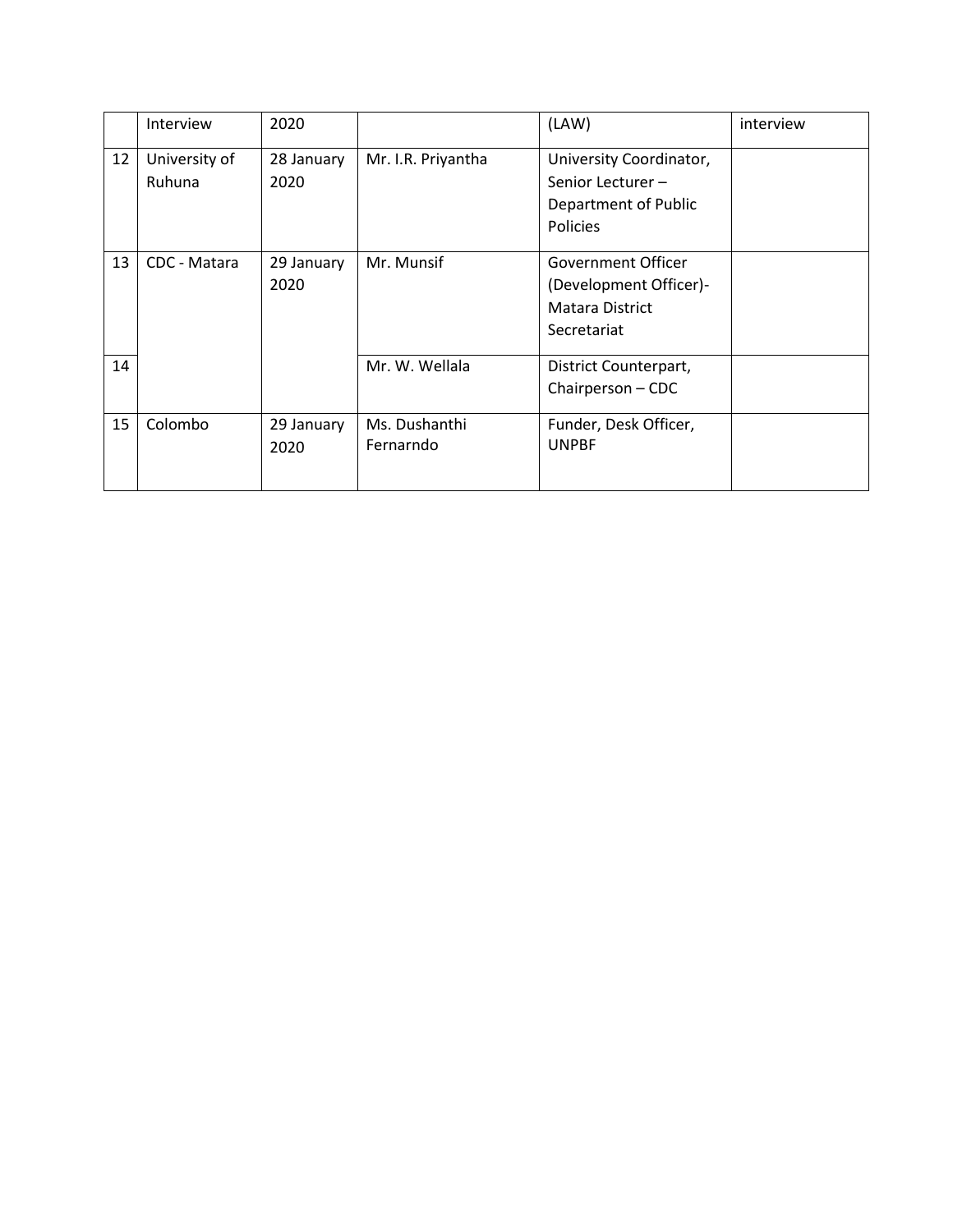| | | | | | |
|---|---|---|---|---|---|
| | Interview | 2020 | | (LAW) | interview |
| 12 | University of Ruhuna | 28 January 2020 | Mr. I.R. Priyantha | University Coordinator, Senior Lecturer – Department of Public Policies | |
| 13 | CDC - Matara | 29 January 2020 | Mr. Munsif | Government Officer (Development Officer)- Matara District Secretariat | |
| 14 | | | Mr. W. Wellala | District Counterpart, Chairperson – CDC | |
| 15 | Colombo | 29 January 2020 | Ms. Dushanthi Fernarndo | Funder, Desk Officer, UNPBF | |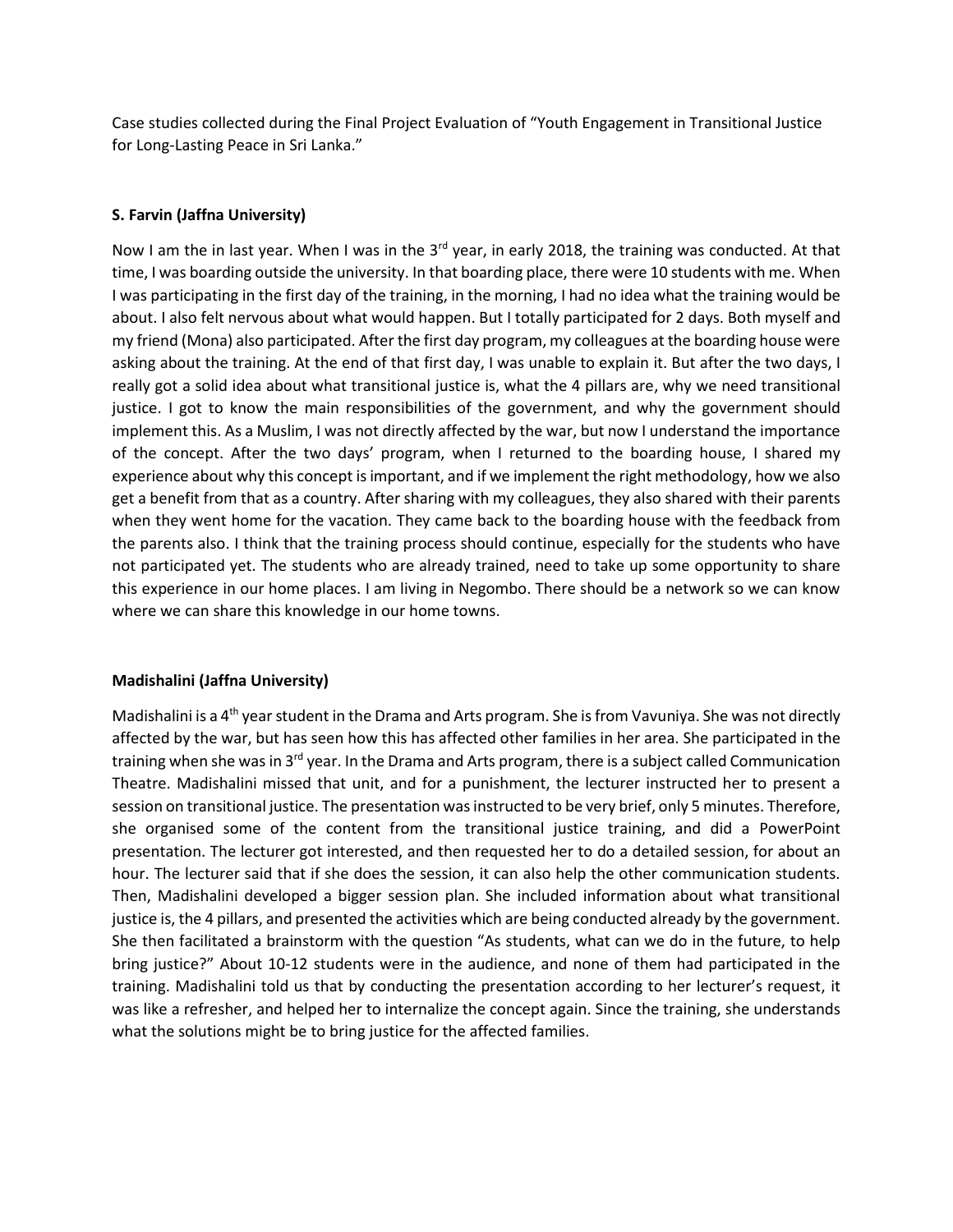Case studies collected during the Final Project Evaluation of "Youth Engagement in Transitional Justice for Long-Lasting Peace in Sri Lanka."

**S. Farvin (Jaffna University)**

Now I am the in last year. When I was in the 3rd year, in early 2018, the training was conducted. At that time, I was boarding outside the university. In that boarding place, there were 10 students with me. When I was participating in the first day of the training, in the morning, I had no idea what the training would be about. I also felt nervous about what would happen. But I totally participated for 2 days. Both myself and my friend (Mona) also participated. After the first day program, my colleagues at the boarding house were asking about the training. At the end of that first day, I was unable to explain it. But after the two days, I really got a solid idea about what transitional justice is, what the 4 pillars are, why we need transitional justice. I got to know the main responsibilities of the government, and why the government should implement this. As a Muslim, I was not directly affected by the war, but now I understand the importance of the concept. After the two days' program, when I returned to the boarding house, I shared my experience about why this concept is important, and if we implement the right methodology, how we also get a benefit from that as a country. After sharing with my colleagues, they also shared with their parents when they went home for the vacation. They came back to the boarding house with the feedback from the parents also. I think that the training process should continue, especially for the students who have not participated yet. The students who are already trained, need to take up some opportunity to share this experience in our home places. I am living in Negombo. There should be a network so we can know where we can share this knowledge in our home towns.

**Madishalini (Jaffna University)**

Madishalini is a 4th year student in the Drama and Arts program. She is from Vavuniya. She was not directly affected by the war, but has seen how this has affected other families in her area. She participated in the training when she was in 3rd year. In the Drama and Arts program, there is a subject called Communication Theatre. Madishalini missed that unit, and for a punishment, the lecturer instructed her to present a session on transitional justice. The presentation was instructed to be very brief, only 5 minutes. Therefore, she organised some of the content from the transitional justice training, and did a PowerPoint presentation. The lecturer got interested, and then requested her to do a detailed session, for about an hour. The lecturer said that if she does the session, it can also help the other communication students. Then, Madishalini developed a bigger session plan. She included information about what transitional justice is, the 4 pillars, and presented the activities which are being conducted already by the government. She then facilitated a brainstorm with the question "As students, what can we do in the future, to help bring justice?" About 10-12 students were in the audience, and none of them had participated in the training. Madishalini told us that by conducting the presentation according to her lecturer's request, it was like a refresher, and helped her to internalize the concept again. Since the training, she understands what the solutions might be to bring justice for the affected families.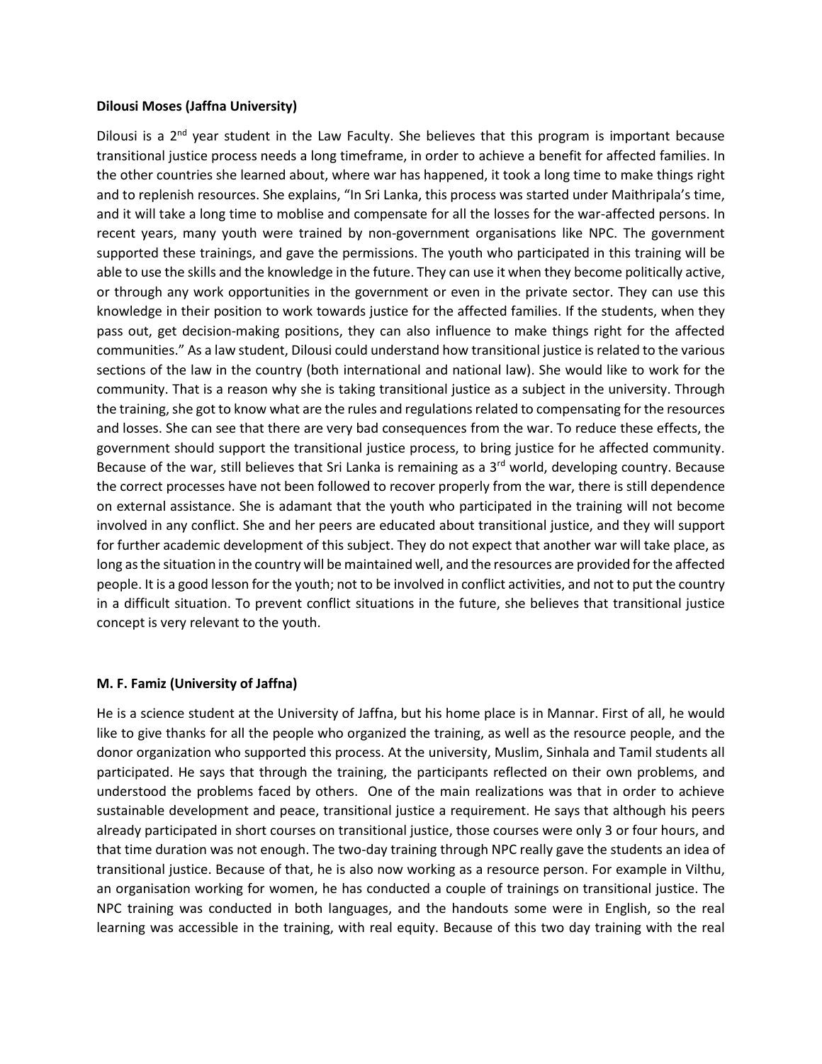**Dilousi Moses (Jaffna University)**

Dilousi is a 2nd year student in the Law Faculty. She believes that this program is important because transitional justice process needs a long timeframe, in order to achieve a benefit for affected families. In the other countries she learned about, where war has happened, it took a long time to make things right and to replenish resources. She explains, "In Sri Lanka, this process was started under Maithripala's time, and it will take a long time to moblise and compensate for all the losses for the war-affected persons. In recent years, many youth were trained by non-government organisations like NPC. The government supported these trainings, and gave the permissions. The youth who participated in this training will be able to use the skills and the knowledge in the future. They can use it when they become politically active, or through any work opportunities in the government or even in the private sector. They can use this knowledge in their position to work towards justice for the affected families. If the students, when they pass out, get decision-making positions, they can also influence to make things right for the affected communities." As a law student, Dilousi could understand how transitional justice is related to the various sections of the law in the country (both international and national law). She would like to work for the community. That is a reason why she is taking transitional justice as a subject in the university. Through the training, she got to know what are the rules and regulations related to compensating for the resources and losses. She can see that there are very bad consequences from the war. To reduce these effects, the government should support the transitional justice process, to bring justice for he affected community. Because of the war, still believes that Sri Lanka is remaining as a 3rd world, developing country. Because the correct processes have not been followed to recover properly from the war, there is still dependence on external assistance. She is adamant that the youth who participated in the training will not become involved in any conflict. She and her peers are educated about transitional justice, and they will support for further academic development of this subject. They do not expect that another war will take place, as long as the situation in the country will be maintained well, and the resources are provided for the affected people. It is a good lesson for the youth; not to be involved in conflict activities, and not to put the country in a difficult situation. To prevent conflict situations in the future, she believes that transitional justice concept is very relevant to the youth.

**M. F. Famiz (University of Jaffna)**

He is a science student at the University of Jaffna, but his home place is in Mannar. First of all, he would like to give thanks for all the people who organized the training, as well as the resource people, and the donor organization who supported this process. At the university, Muslim, Sinhala and Tamil students all participated. He says that through the training, the participants reflected on their own problems, and understood the problems faced by others. One of the main realizations was that in order to achieve sustainable development and peace, transitional justice a requirement. He says that although his peers already participated in short courses on transitional justice, those courses were only 3 or four hours, and that time duration was not enough. The two-day training through NPC really gave the students an idea of transitional justice. Because of that, he is also now working as a resource person. For example in Vilthu, an organisation working for women, he has conducted a couple of trainings on transitional justice. The NPC training was conducted in both languages, and the handouts some were in English, so the real learning was accessible in the training, with real equity. Because of this two day training with the real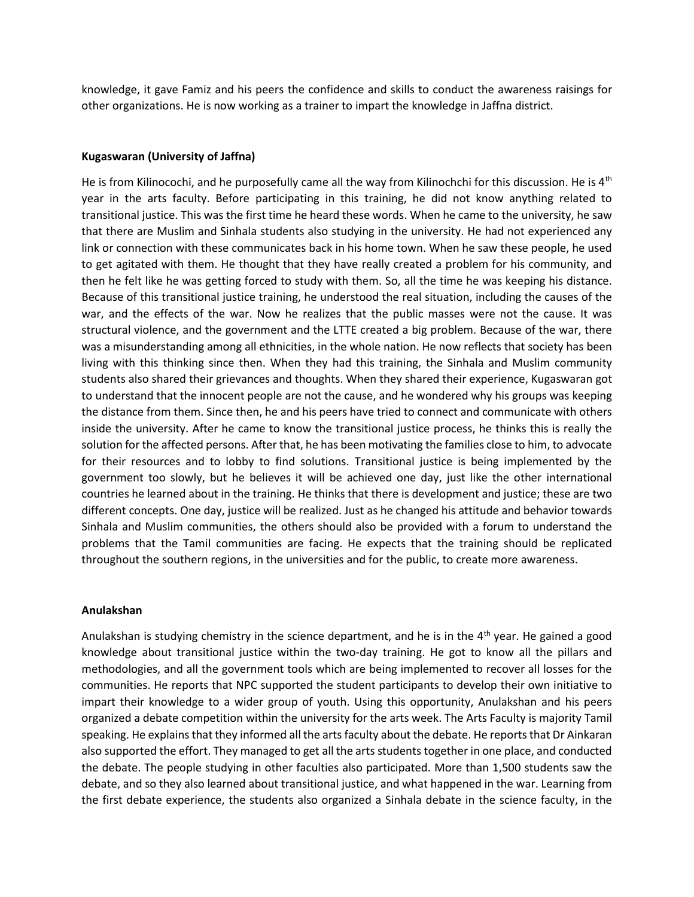knowledge, it gave Famiz and his peers the confidence and skills to conduct the awareness raisings for other organizations. He is now working as a trainer to impart the knowledge in Jaffna district.

**Kugaswaran (University of Jaffna)**

He is from Kilinocochi, and he purposefully came all the way from Kilinochchi for this discussion. He is 4th year in the arts faculty. Before participating in this training, he did not know anything related to transitional justice. This was the first time he heard these words. When he came to the university, he saw that there are Muslim and Sinhala students also studying in the university. He had not experienced any link or connection with these communicates back in his home town. When he saw these people, he used to get agitated with them. He thought that they have really created a problem for his community, and then he felt like he was getting forced to study with them. So, all the time he was keeping his distance. Because of this transitional justice training, he understood the real situation, including the causes of the war, and the effects of the war. Now he realizes that the public masses were not the cause. It was structural violence, and the government and the LTTE created a big problem. Because of the war, there was a misunderstanding among all ethnicities, in the whole nation. He now reflects that society has been living with this thinking since then. When they had this training, the Sinhala and Muslim community students also shared their grievances and thoughts. When they shared their experience, Kugaswaran got to understand that the innocent people are not the cause, and he wondered why his groups was keeping the distance from them. Since then, he and his peers have tried to connect and communicate with others inside the university. After he came to know the transitional justice process, he thinks this is really the solution for the affected persons. After that, he has been motivating the families close to him, to advocate for their resources and to lobby to find solutions. Transitional justice is being implemented by the government too slowly, but he believes it will be achieved one day, just like the other international countries he learned about in the training. He thinks that there is development and justice; these are two different concepts. One day, justice will be realized. Just as he changed his attitude and behavior towards Sinhala and Muslim communities, the others should also be provided with a forum to understand the problems that the Tamil communities are facing. He expects that the training should be replicated throughout the southern regions, in the universities and for the public, to create more awareness.

**Anulakshan**

Anulakshan is studying chemistry in the science department, and he is in the 4th year. He gained a good knowledge about transitional justice within the two-day training. He got to know all the pillars and methodologies, and all the government tools which are being implemented to recover all losses for the communities. He reports that NPC supported the student participants to develop their own initiative to impart their knowledge to a wider group of youth. Using this opportunity, Anulakshan and his peers organized a debate competition within the university for the arts week. The Arts Faculty is majority Tamil speaking. He explains that they informed all the arts faculty about the debate. He reports that Dr Ainkaran also supported the effort. They managed to get all the arts students together in one place, and conducted the debate. The people studying in other faculties also participated. More than 1,500 students saw the debate, and so they also learned about transitional justice, and what happened in the war. Learning from the first debate experience, the students also organized a Sinhala debate in the science faculty, in the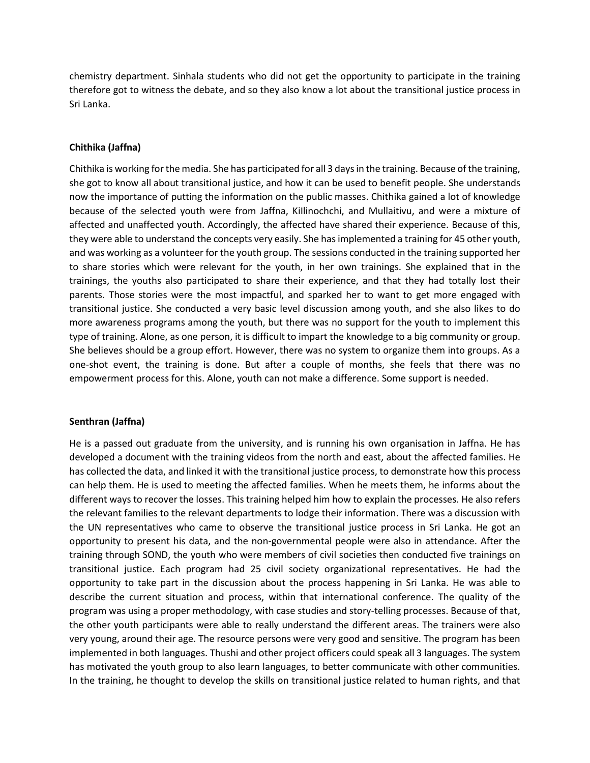chemistry department. Sinhala students who did not get the opportunity to participate in the training therefore got to witness the debate, and so they also know a lot about the transitional justice process in Sri Lanka.

**Chithika (Jaffna)**

Chithika is working for the media. She has participated for all 3 days in the training. Because of the training, she got to know all about transitional justice, and how it can be used to benefit people. She understands now the importance of putting the information on the public masses. Chithika gained a lot of knowledge because of the selected youth were from Jaffna, Killinochchi, and Mullaitivu, and were a mixture of affected and unaffected youth. Accordingly, the affected have shared their experience. Because of this, they were able to understand the concepts very easily. She has implemented a training for 45 other youth, and was working as a volunteer for the youth group. The sessions conducted in the training supported her to share stories which were relevant for the youth, in her own trainings. She explained that in the trainings, the youths also participated to share their experience, and that they had totally lost their parents. Those stories were the most impactful, and sparked her to want to get more engaged with transitional justice. She conducted a very basic level discussion among youth, and she also likes to do more awareness programs among the youth, but there was no support for the youth to implement this type of training. Alone, as one person, it is difficult to impart the knowledge to a big community or group. She believes should be a group effort. However, there was no system to organize them into groups. As a one-shot event, the training is done. But after a couple of months, she feels that there was no empowerment process for this. Alone, youth can not make a difference. Some support is needed.

**Senthran (Jaffna)**

He is a passed out graduate from the university, and is running his own organisation in Jaffna. He has developed a document with the training videos from the north and east, about the affected families. He has collected the data, and linked it with the transitional justice process, to demonstrate how this process can help them. He is used to meeting the affected families. When he meets them, he informs about the different ways to recover the losses. This training helped him how to explain the processes. He also refers the relevant families to the relevant departments to lodge their information. There was a discussion with the UN representatives who came to observe the transitional justice process in Sri Lanka. He got an opportunity to present his data, and the non-governmental people were also in attendance. After the training through SOND, the youth who were members of civil societies then conducted five trainings on transitional justice. Each program had 25 civil society organizational representatives. He had the opportunity to take part in the discussion about the process happening in Sri Lanka. He was able to describe the current situation and process, within that international conference. The quality of the program was using a proper methodology, with case studies and story-telling processes. Because of that, the other youth participants were able to really understand the different areas. The trainers were also very young, around their age. The resource persons were very good and sensitive. The program has been implemented in both languages. Thushi and other project officers could speak all 3 languages. The system has motivated the youth group to also learn languages, to better communicate with other communities. In the training, he thought to develop the skills on transitional justice related to human rights, and that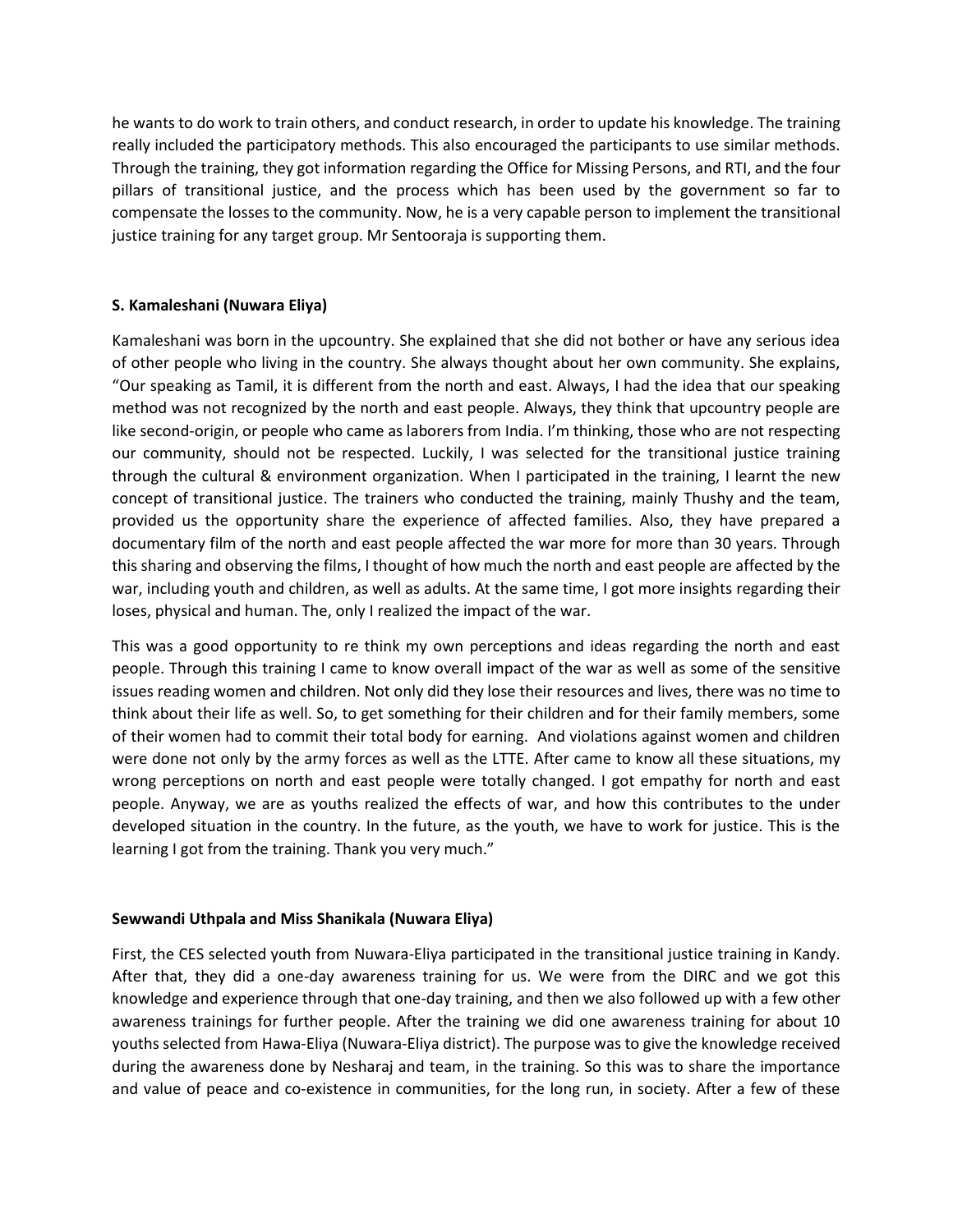he wants to do work to train others, and conduct research, in order to update his knowledge. The training really included the participatory methods. This also encouraged the participants to use similar methods. Through the training, they got information regarding the Office for Missing Persons, and RTI, and the four pillars of transitional justice, and the process which has been used by the government so far to compensate the losses to the community. Now, he is a very capable person to implement the transitional justice training for any target group. Mr Sentooraja is supporting them.

**S. Kamaleshani (Nuwara Eliya)**

Kamaleshani was born in the upcountry. She explained that she did not bother or have any serious idea of other people who living in the country. She always thought about her own community. She explains, "Our speaking as Tamil, it is different from the north and east. Always, I had the idea that our speaking method was not recognized by the north and east people. Always, they think that upcountry people are like second-origin, or people who came as laborers from India. I'm thinking, those who are not respecting our community, should not be respected. Luckily, I was selected for the transitional justice training through the cultural & environment organization. When I participated in the training, I learnt the new concept of transitional justice. The trainers who conducted the training, mainly Thushy and the team, provided us the opportunity share the experience of affected families. Also, they have prepared a documentary film of the north and east people affected the war more for more than 30 years. Through this sharing and observing the films, I thought of how much the north and east people are affected by the war, including youth and children, as well as adults. At the same time, I got more insights regarding their loses, physical and human. The, only I realized the impact of the war.

This was a good opportunity to re think my own perceptions and ideas regarding the north and east people. Through this training I came to know overall impact of the war as well as some of the sensitive issues reading women and children. Not only did they lose their resources and lives, there was no time to think about their life as well. So, to get something for their children and for their family members, some of their women had to commit their total body for earning. And violations against women and children were done not only by the army forces as well as the LTTE. After came to know all these situations, my wrong perceptions on north and east people were totally changed. I got empathy for north and east people. Anyway, we are as youths realized the effects of war, and how this contributes to the under developed situation in the country. In the future, as the youth, we have to work for justice. This is the learning I got from the training. Thank you very much."

**Sewwandi Uthpala and Miss Shanikala (Nuwara Eliya)**

First, the CES selected youth from Nuwara-Eliya participated in the transitional justice training in Kandy. After that, they did a one-day awareness training for us. We were from the DIRC and we got this knowledge and experience through that one-day training, and then we also followed up with a few other awareness trainings for further people. After the training we did one awareness training for about 10 youths selected from Hawa-Eliya (Nuwara-Eliya district). The purpose was to give the knowledge received during the awareness done by Nesharaj and team, in the training. So this was to share the importance and value of peace and co-existence in communities, for the long run, in society. After a few of these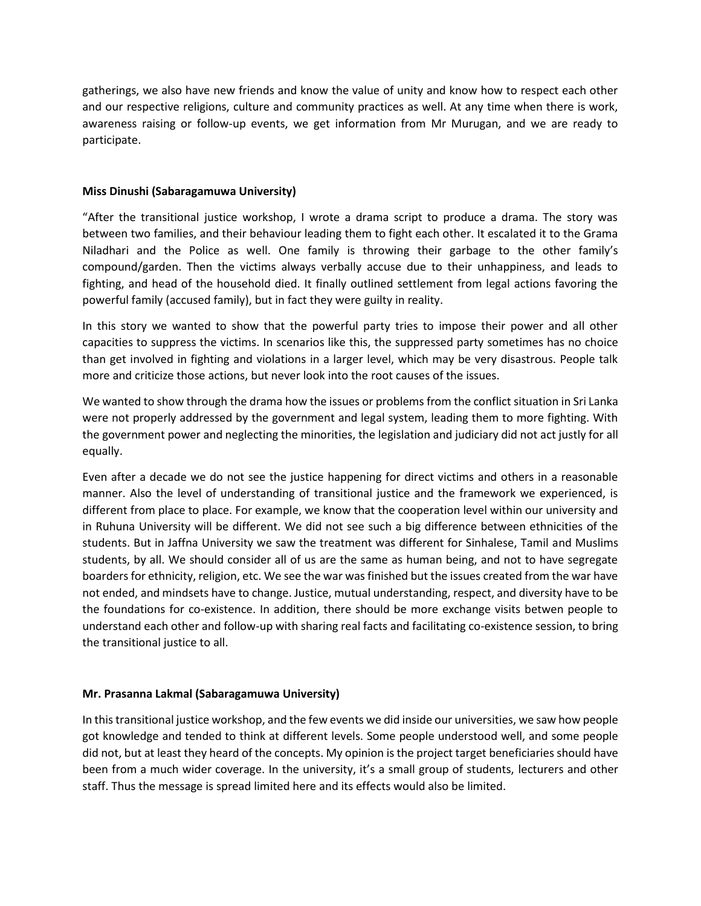gatherings, we also have new friends and know the value of unity and know how to respect each other and our respective religions, culture and community practices as well. At any time when there is work, awareness raising or follow-up events, we get information from Mr Murugan, and we are ready to participate.

**Miss Dinushi (Sabaragamuwa University)**

"After the transitional justice workshop, I wrote a drama script to produce a drama. The story was between two families, and their behaviour leading them to fight each other. It escalated it to the Grama Niladhari and the Police as well. One family is throwing their garbage to the other family's compound/garden. Then the victims always verbally accuse due to their unhappiness, and leads to fighting, and head of the household died. It finally outlined settlement from legal actions favoring the powerful family (accused family), but in fact they were guilty in reality.

In this story we wanted to show that the powerful party tries to impose their power and all other capacities to suppress the victims. In scenarios like this, the suppressed party sometimes has no choice than get involved in fighting and violations in a larger level, which may be very disastrous. People talk more and criticize those actions, but never look into the root causes of the issues.

We wanted to show through the drama how the issues or problems from the conflict situation in Sri Lanka were not properly addressed by the government and legal system, leading them to more fighting. With the government power and neglecting the minorities, the legislation and judiciary did not act justly for all equally.

Even after a decade we do not see the justice happening for direct victims and others in a reasonable manner. Also the level of understanding of transitional justice and the framework we experienced, is different from place to place. For example, we know that the cooperation level within our university and in Ruhuna University will be different. We did not see such a big difference between ethnicities of the students. But in Jaffna University we saw the treatment was different for Sinhalese, Tamil and Muslims students, by all. We should consider all of us are the same as human being, and not to have segregate boarders for ethnicity, religion, etc. We see the war was finished but the issues created from the war have not ended, and mindsets have to change. Justice, mutual understanding, respect, and diversity have to be the foundations for co-existence. In addition, there should be more exchange visits betwen people to understand each other and follow-up with sharing real facts and facilitating co-existence session, to bring the transitional justice to all.

**Mr. Prasanna Lakmal (Sabaragamuwa University)**

In this transitional justice workshop, and the few events we did inside our universities, we saw how people got knowledge and tended to think at different levels. Some people understood well, and some people did not, but at least they heard of the concepts. My opinion is the project target beneficiaries should have been from a much wider coverage. In the university, it's a small group of students, lecturers and other staff. Thus the message is spread limited here and its effects would also be limited.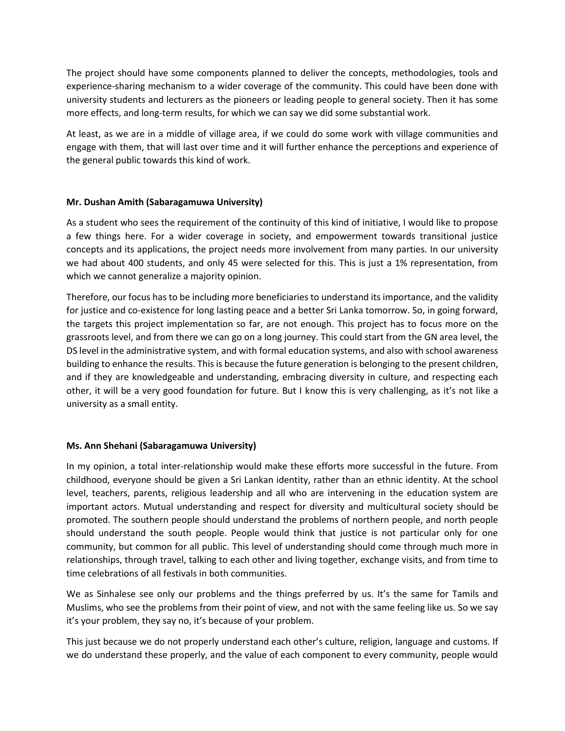The project should have some components planned to deliver the concepts, methodologies, tools and experience-sharing mechanism to a wider coverage of the community. This could have been done with university students and lecturers as the pioneers or leading people to general society. Then it has some more effects, and long-term results, for which we can say we did some substantial work.

At least, as we are in a middle of village area, if we could do some work with village communities and engage with them, that will last over time and it will further enhance the perceptions and experience of the general public towards this kind of work.

**Mr. Dushan Amith (Sabaragamuwa University)**

As a student who sees the requirement of the continuity of this kind of initiative, I would like to propose a few things here. For a wider coverage in society, and empowerment towards transitional justice concepts and its applications, the project needs more involvement from many parties. In our university we had about 400 students, and only 45 were selected for this. This is just a 1% representation, from which we cannot generalize a majority opinion.

Therefore, our focus has to be including more beneficiaries to understand its importance, and the validity for justice and co-existence for long lasting peace and a better Sri Lanka tomorrow. So, in going forward, the targets this project implementation so far, are not enough. This project has to focus more on the grassroots level, and from there we can go on a long journey. This could start from the GN area level, the DS level in the administrative system, and with formal education systems, and also with school awareness building to enhance the results. This is because the future generation is belonging to the present children, and if they are knowledgeable and understanding, embracing diversity in culture, and respecting each other, it will be a very good foundation for future. But I know this is very challenging, as it's not like a university as a small entity.

**Ms. Ann Shehani (Sabaragamuwa University)**

In my opinion, a total inter-relationship would make these efforts more successful in the future. From childhood, everyone should be given a Sri Lankan identity, rather than an ethnic identity. At the school level, teachers, parents, religious leadership and all who are intervening in the education system are important actors. Mutual understanding and respect for diversity and multicultural society should be promoted. The southern people should understand the problems of northern people, and north people should understand the south people. People would think that justice is not particular only for one community, but common for all public. This level of understanding should come through much more in relationships, through travel, talking to each other and living together, exchange visits, and from time to time celebrations of all festivals in both communities.

We as Sinhalese see only our problems and the things preferred by us. It's the same for Tamils and Muslims, who see the problems from their point of view, and not with the same feeling like us. So we say it's your problem, they say no, it's because of your problem.

This just because we do not properly understand each other's culture, religion, language and customs. If we do understand these properly, and the value of each component to every community, people would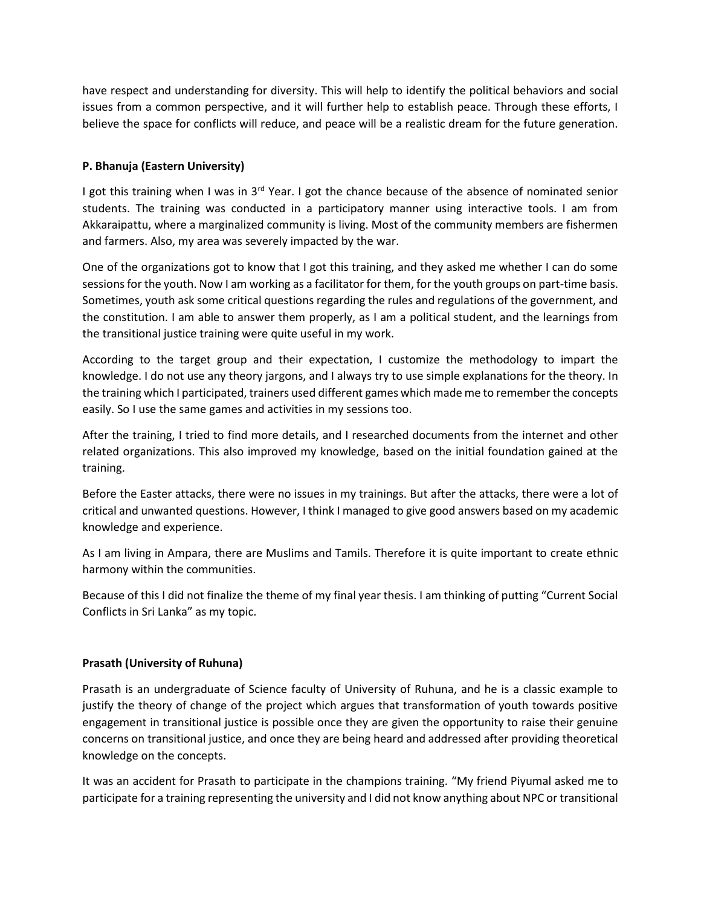have respect and understanding for diversity. This will help to identify the political behaviors and social issues from a common perspective, and it will further help to establish peace. Through these efforts, I believe the space for conflicts will reduce, and peace will be a realistic dream for the future generation.

**P. Bhanuja (Eastern University)**

I got this training when I was in 3rd Year. I got the chance because of the absence of nominated senior students. The training was conducted in a participatory manner using interactive tools. I am from Akkaraipattu, where a marginalized community is living. Most of the community members are fishermen and farmers. Also, my area was severely impacted by the war.

One of the organizations got to know that I got this training, and they asked me whether I can do some sessions for the youth. Now I am working as a facilitator for them, for the youth groups on part-time basis. Sometimes, youth ask some critical questions regarding the rules and regulations of the government, and the constitution. I am able to answer them properly, as I am a political student, and the learnings from the transitional justice training were quite useful in my work.

According to the target group and their expectation, I customize the methodology to impart the knowledge. I do not use any theory jargons, and I always try to use simple explanations for the theory. In the training which I participated, trainers used different games which made me to remember the concepts easily. So I use the same games and activities in my sessions too.

After the training, I tried to find more details, and I researched documents from the internet and other related organizations. This also improved my knowledge, based on the initial foundation gained at the training.

Before the Easter attacks, there were no issues in my trainings. But after the attacks, there were a lot of critical and unwanted questions. However, I think I managed to give good answers based on my academic knowledge and experience.

As I am living in Ampara, there are Muslims and Tamils. Therefore it is quite important to create ethnic harmony within the communities.

Because of this I did not finalize the theme of my final year thesis. I am thinking of putting "Current Social Conflicts in Sri Lanka" as my topic.

**Prasath (University of Ruhuna)**

Prasath is an undergraduate of Science faculty of University of Ruhuna, and he is a classic example to justify the theory of change of the project which argues that transformation of youth towards positive engagement in transitional justice is possible once they are given the opportunity to raise their genuine concerns on transitional justice, and once they are being heard and addressed after providing theoretical knowledge on the concepts.

It was an accident for Prasath to participate in the champions training. "My friend Piyumal asked me to participate for a training representing the university and I did not know anything about NPC or transitional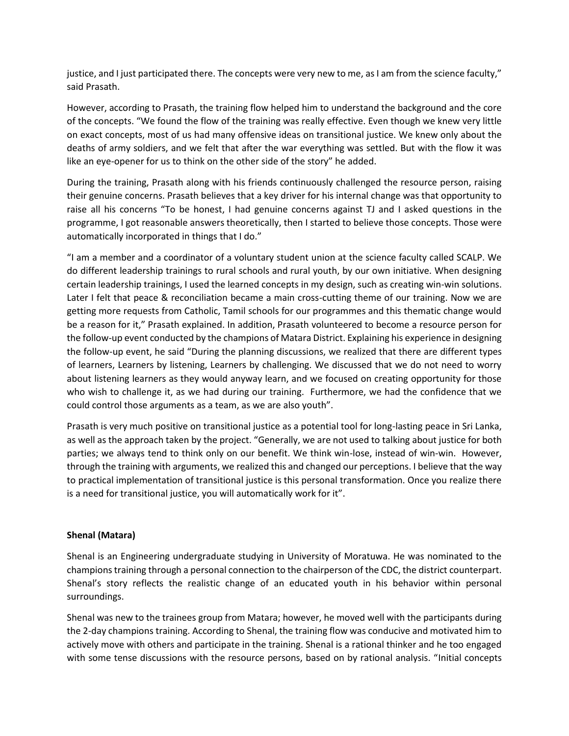justice, and I just participated there. The concepts were very new to me, as I am from the science faculty," said Prasath.

However, according to Prasath, the training flow helped him to understand the background and the core of the concepts. "We found the flow of the training was really effective. Even though we knew very little on exact concepts, most of us had many offensive ideas on transitional justice. We knew only about the deaths of army soldiers, and we felt that after the war everything was settled. But with the flow it was like an eye-opener for us to think on the other side of the story" he added.

During the training, Prasath along with his friends continuously challenged the resource person, raising their genuine concerns. Prasath believes that a key driver for his internal change was that opportunity to raise all his concerns "To be honest, I had genuine concerns against TJ and I asked questions in the programme, I got reasonable answers theoretically, then I started to believe those concepts. Those were automatically incorporated in things that I do."

"I am a member and a coordinator of a voluntary student union at the science faculty called SCALP. We do different leadership trainings to rural schools and rural youth, by our own initiative. When designing certain leadership trainings, I used the learned concepts in my design, such as creating win-win solutions. Later I felt that peace & reconciliation became a main cross-cutting theme of our training. Now we are getting more requests from Catholic, Tamil schools for our programmes and this thematic change would be a reason for it," Prasath explained. In addition, Prasath volunteered to become a resource person for the follow-up event conducted by the champions of Matara District. Explaining his experience in designing the follow-up event, he said "During the planning discussions, we realized that there are different types of learners, Learners by listening, Learners by challenging. We discussed that we do not need to worry about listening learners as they would anyway learn, and we focused on creating opportunity for those who wish to challenge it, as we had during our training. Furthermore, we had the confidence that we could control those arguments as a team, as we are also youth".

Prasath is very much positive on transitional justice as a potential tool for long-lasting peace in Sri Lanka, as well as the approach taken by the project. "Generally, we are not used to talking about justice for both parties; we always tend to think only on our benefit. We think win-lose, instead of win-win. However, through the training with arguments, we realized this and changed our perceptions. I believe that the way to practical implementation of transitional justice is this personal transformation. Once you realize there is a need for transitional justice, you will automatically work for it".

**Shenal (Matara)**

Shenal is an Engineering undergraduate studying in University of Moratuwa. He was nominated to the champions training through a personal connection to the chairperson of the CDC, the district counterpart. Shenal's story reflects the realistic change of an educated youth in his behavior within personal surroundings.

Shenal was new to the trainees group from Matara; however, he moved well with the participants during the 2-day champions training. According to Shenal, the training flow was conducive and motivated him to actively move with others and participate in the training. Shenal is a rational thinker and he too engaged with some tense discussions with the resource persons, based on by rational analysis. "Initial concepts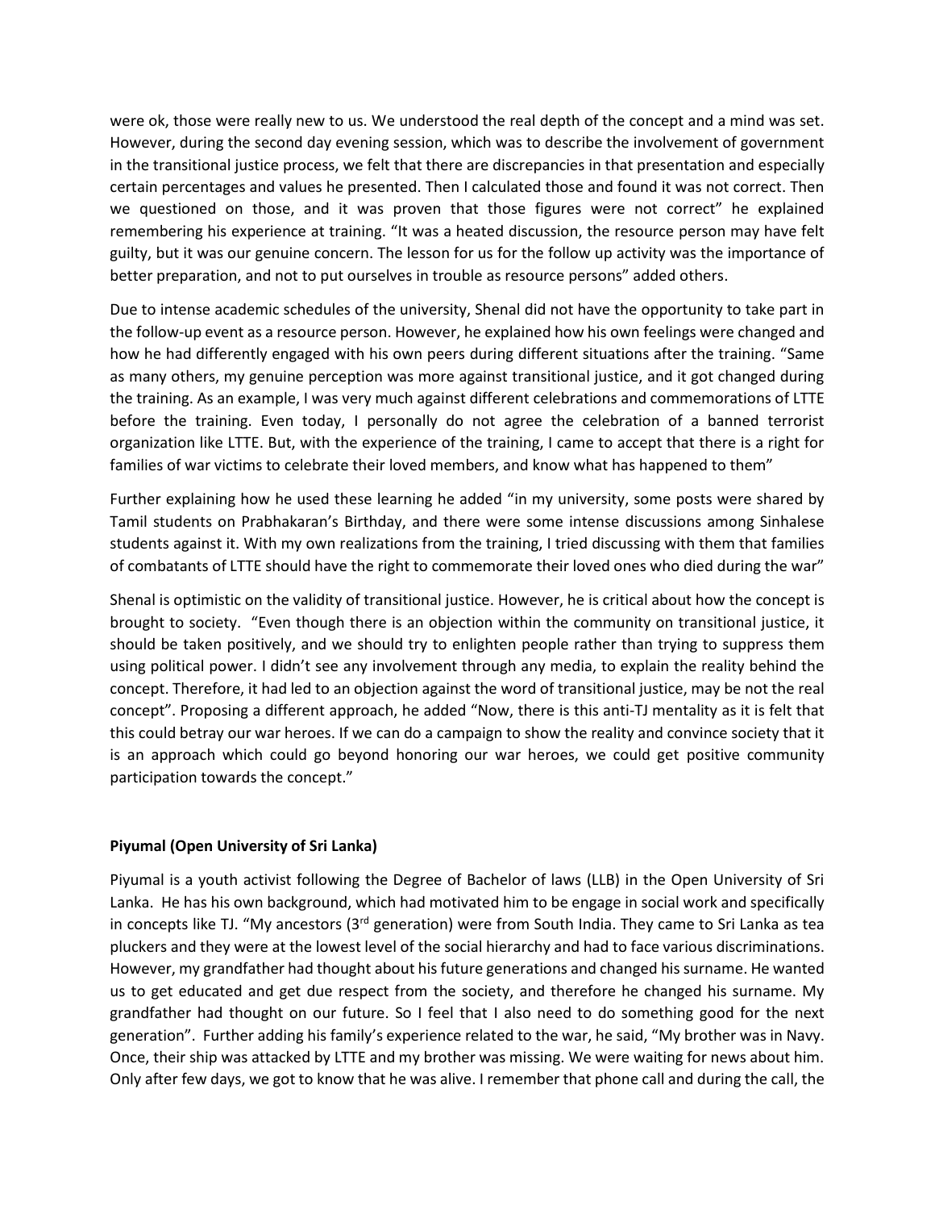were ok, those were really new to us. We understood the real depth of the concept and a mind was set. However, during the second day evening session, which was to describe the involvement of government in the transitional justice process, we felt that there are discrepancies in that presentation and especially certain percentages and values he presented. Then I calculated those and found it was not correct. Then we questioned on those, and it was proven that those figures were not correct" he explained remembering his experience at training. "It was a heated discussion, the resource person may have felt guilty, but it was our genuine concern. The lesson for us for the follow up activity was the importance of better preparation, and not to put ourselves in trouble as resource persons" added others.

Due to intense academic schedules of the university, Shenal did not have the opportunity to take part in the follow-up event as a resource person. However, he explained how his own feelings were changed and how he had differently engaged with his own peers during different situations after the training. "Same as many others, my genuine perception was more against transitional justice, and it got changed during the training. As an example, I was very much against different celebrations and commemorations of LTTE before the training. Even today, I personally do not agree the celebration of a banned terrorist organization like LTTE. But, with the experience of the training, I came to accept that there is a right for families of war victims to celebrate their loved members, and know what has happened to them"

Further explaining how he used these learning he added "in my university, some posts were shared by Tamil students on Prabhakaran's Birthday, and there were some intense discussions among Sinhalese students against it. With my own realizations from the training, I tried discussing with them that families of combatants of LTTE should have the right to commemorate their loved ones who died during the war"

Shenal is optimistic on the validity of transitional justice. However, he is critical about how the concept is brought to society. "Even though there is an objection within the community on transitional justice, it should be taken positively, and we should try to enlighten people rather than trying to suppress them using political power. I didn't see any involvement through any media, to explain the reality behind the concept. Therefore, it had led to an objection against the word of transitional justice, may be not the real concept". Proposing a different approach, he added "Now, there is this anti-TJ mentality as it is felt that this could betray our war heroes. If we can do a campaign to show the reality and convince society that it is an approach which could go beyond honoring our war heroes, we could get positive community participation towards the concept."

**Piyumal (Open University of Sri Lanka)**

Piyumal is a youth activist following the Degree of Bachelor of laws (LLB) in the Open University of Sri Lanka. He has his own background, which had motivated him to be engage in social work and specifically in concepts like TJ. "My ancestors (3rd generation) were from South India. They came to Sri Lanka as tea pluckers and they were at the lowest level of the social hierarchy and had to face various discriminations. However, my grandfather had thought about his future generations and changed his surname. He wanted us to get educated and get due respect from the society, and therefore he changed his surname. My grandfather had thought on our future. So I feel that I also need to do something good for the next generation". Further adding his family's experience related to the war, he said, "My brother was in Navy. Once, their ship was attacked by LTTE and my brother was missing. We were waiting for news about him. Only after few days, we got to know that he was alive. I remember that phone call and during the call, the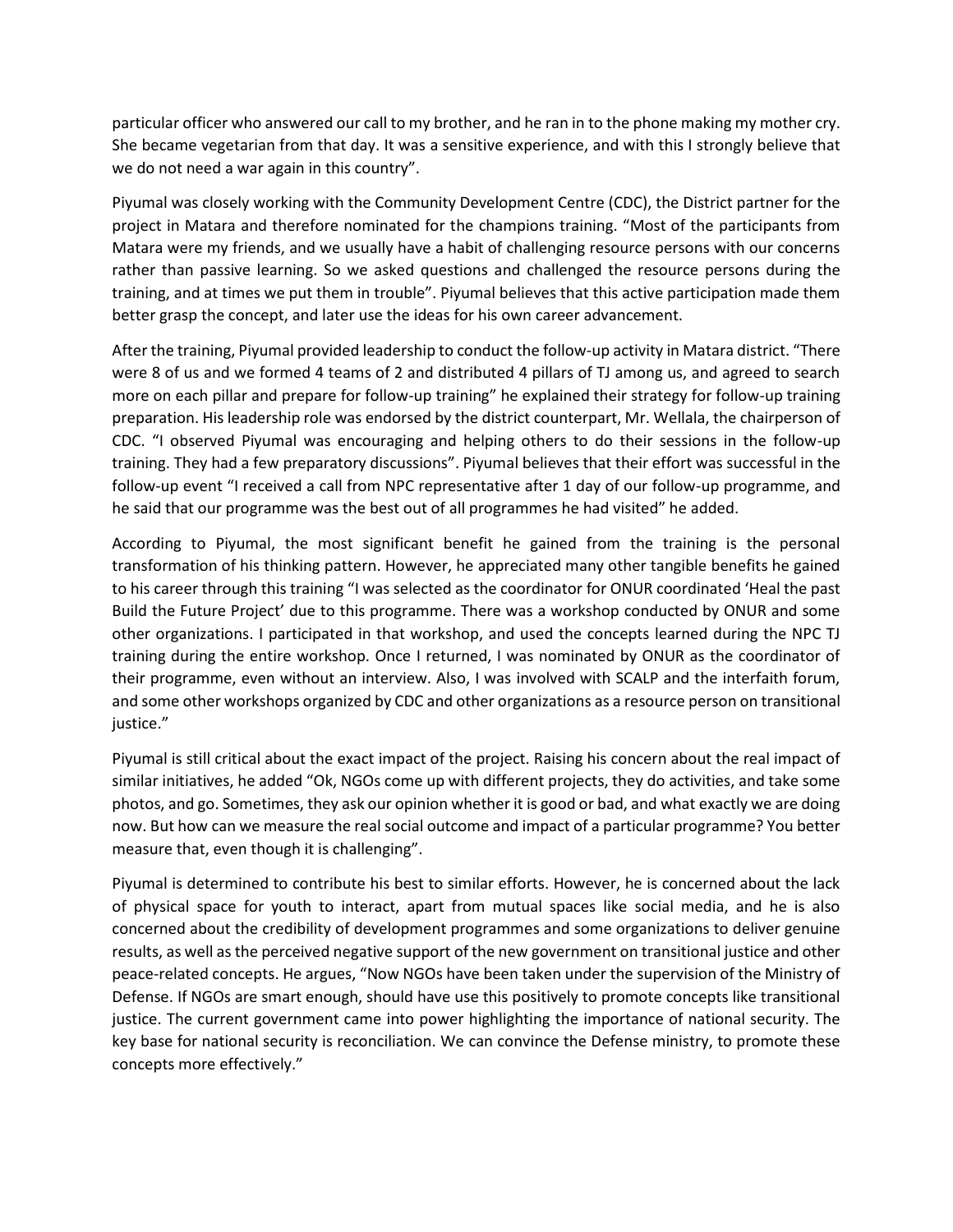particular officer who answered our call to my brother, and he ran in to the phone making my mother cry. She became vegetarian from that day. It was a sensitive experience, and with this I strongly believe that we do not need a war again in this country".

Piyumal was closely working with the Community Development Centre (CDC), the District partner for the project in Matara and therefore nominated for the champions training. "Most of the participants from Matara were my friends, and we usually have a habit of challenging resource persons with our concerns rather than passive learning. So we asked questions and challenged the resource persons during the training, and at times we put them in trouble". Piyumal believes that this active participation made them better grasp the concept, and later use the ideas for his own career advancement.

After the training, Piyumal provided leadership to conduct the follow-up activity in Matara district. "There were 8 of us and we formed 4 teams of 2 and distributed 4 pillars of TJ among us, and agreed to search more on each pillar and prepare for follow-up training" he explained their strategy for follow-up training preparation. His leadership role was endorsed by the district counterpart, Mr. Wellala, the chairperson of CDC. "I observed Piyumal was encouraging and helping others to do their sessions in the follow-up training. They had a few preparatory discussions". Piyumal believes that their effort was successful in the follow-up event "I received a call from NPC representative after 1 day of our follow-up programme, and he said that our programme was the best out of all programmes he had visited" he added.

According to Piyumal, the most significant benefit he gained from the training is the personal transformation of his thinking pattern. However, he appreciated many other tangible benefits he gained to his career through this training "I was selected as the coordinator for ONUR coordinated 'Heal the past Build the Future Project' due to this programme. There was a workshop conducted by ONUR and some other organizations. I participated in that workshop, and used the concepts learned during the NPC TJ training during the entire workshop. Once I returned, I was nominated by ONUR as the coordinator of their programme, even without an interview. Also, I was involved with SCALP and the interfaith forum, and some other workshops organized by CDC and other organizations as a resource person on transitional justice."

Piyumal is still critical about the exact impact of the project. Raising his concern about the real impact of similar initiatives, he added "Ok, NGOs come up with different projects, they do activities, and take some photos, and go. Sometimes, they ask our opinion whether it is good or bad, and what exactly we are doing now. But how can we measure the real social outcome and impact of a particular programme? You better measure that, even though it is challenging".

Piyumal is determined to contribute his best to similar efforts. However, he is concerned about the lack of physical space for youth to interact, apart from mutual spaces like social media, and he is also concerned about the credibility of development programmes and some organizations to deliver genuine results, as well as the perceived negative support of the new government on transitional justice and other peace-related concepts. He argues, "Now NGOs have been taken under the supervision of the Ministry of Defense. If NGOs are smart enough, should have use this positively to promote concepts like transitional justice. The current government came into power highlighting the importance of national security. The key base for national security is reconciliation. We can convince the Defense ministry, to promote these concepts more effectively."